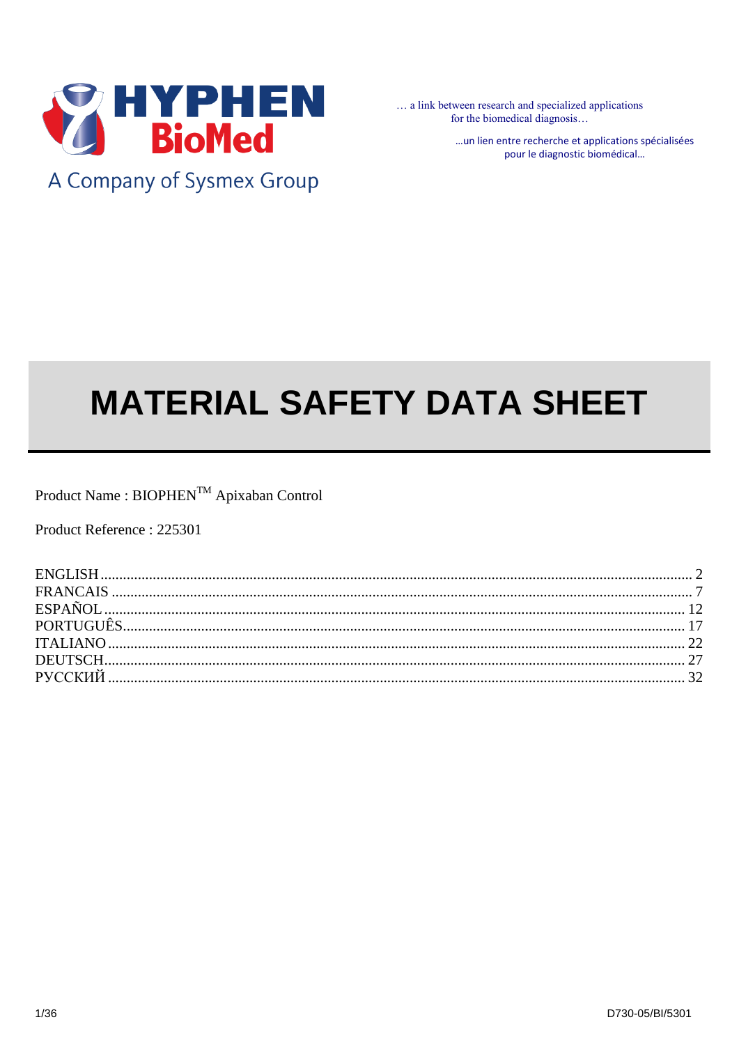**HYPHEN BioMed**

A Company of Sysmex Group

… a link between research and specialized applications for the biomedical diagnosis…

…un lien entre recherche et applications spécialisées pour le diagnostic biomédical…

# MATERIAL SAFETY DATA SHEET

Product Name : BIOPHEN™ Apixaban Control

Product Reference : 225301

ENGLISH ........................................................ 2
FRANCAIS ........................................................ 7
ESPAÑOL ........................................................ 12
PORTUGUÊS ........................................................ 17
ITALIANO ........................................................ 22
DEUTSCH ........................................................ 27
РУССКИЙ ........................................................ 32

D730-05/BI/5301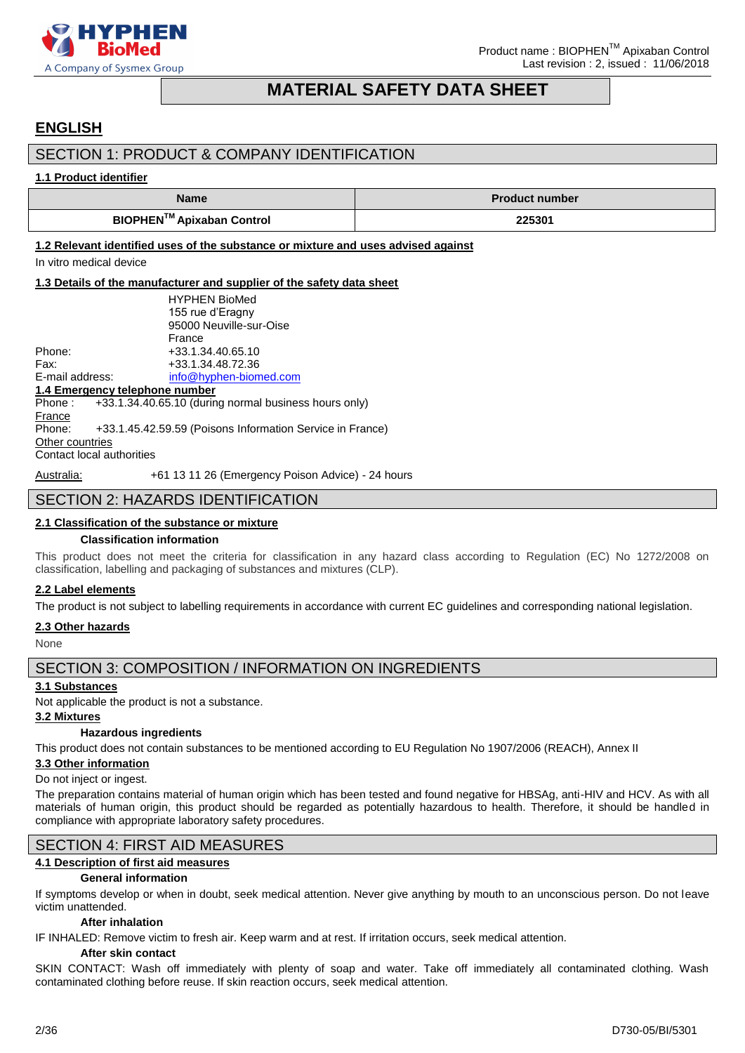# MATERIAL SAFETY DATA SHEET

## ENGLISH

## SECTION 1: PRODUCT & COMPANY IDENTIFICATION

### 1.1 Product identifier

| Name | Product number |
|---|---|
| **BIOPHEN™ Apixaban Control** | **225301** |

### 1.2 Relevant identified uses of the substance or mixture and uses advised against

In vitro medical device

### 1.3 Details of the manufacturer and supplier of the safety data sheet

HYPHEN BioMed
155 rue d'Eragny
95000 Neuville-sur-Oise
France

Phone: +33.1.34.40.65.10
Fax: +33.1.34.48.72.36
E-mail address: info@hyphen-biomed.com

### 1.4 Emergency telephone number

Phone : +33.1.34.40.65.10 (during normal business hours only)

France
Phone: +33.1.45.42.59.59 (Poisons Information Service in France)

Other countries
Contact local authorities

Australia: +61 13 11 26 (Emergency Poison Advice) - 24 hours

## SECTION 2: HAZARDS IDENTIFICATION

### 2.1 Classification of the substance or mixture

**Classification information**

This product does not meet the criteria for classification in any hazard class according to Regulation (EC) No 1272/2008 on classification, labelling and packaging of substances and mixtures (CLP).

### 2.2 Label elements

The product is not subject to labelling requirements in accordance with current EC guidelines and corresponding national legislation.

### 2.3 Other hazards

None

## SECTION 3: COMPOSITION / INFORMATION ON INGREDIENTS

### 3.1 Substances

Not applicable the product is not a substance.

### 3.2 Mixtures

**Hazardous ingredients**

This product does not contain substances to be mentioned according to EU Regulation No 1907/2006 (REACH), Annex II

### 3.3 Other information

Do not inject or ingest.

The preparation contains material of human origin which has been tested and found negative for HBSAg, anti-HIV and HCV. As with all materials of human origin, this product should be regarded as potentially hazardous to health. Therefore, it should be handled in compliance with appropriate laboratory safety procedures.

## SECTION 4: FIRST AID MEASURES

### 4.1 Description of first aid measures

**General information**

If symptoms develop or when in doubt, seek medical attention. Never give anything by mouth to an unconscious person. Do not leave victim unattended.

**After inhalation**

IF INHALED: Remove victim to fresh air. Keep warm and at rest. If irritation occurs, seek medical attention.

**After skin contact**

SKIN CONTACT: Wash off immediately with plenty of soap and water. Take off immediately all contaminated clothing. Wash contaminated clothing before reuse. If skin reaction occurs, seek medical attention.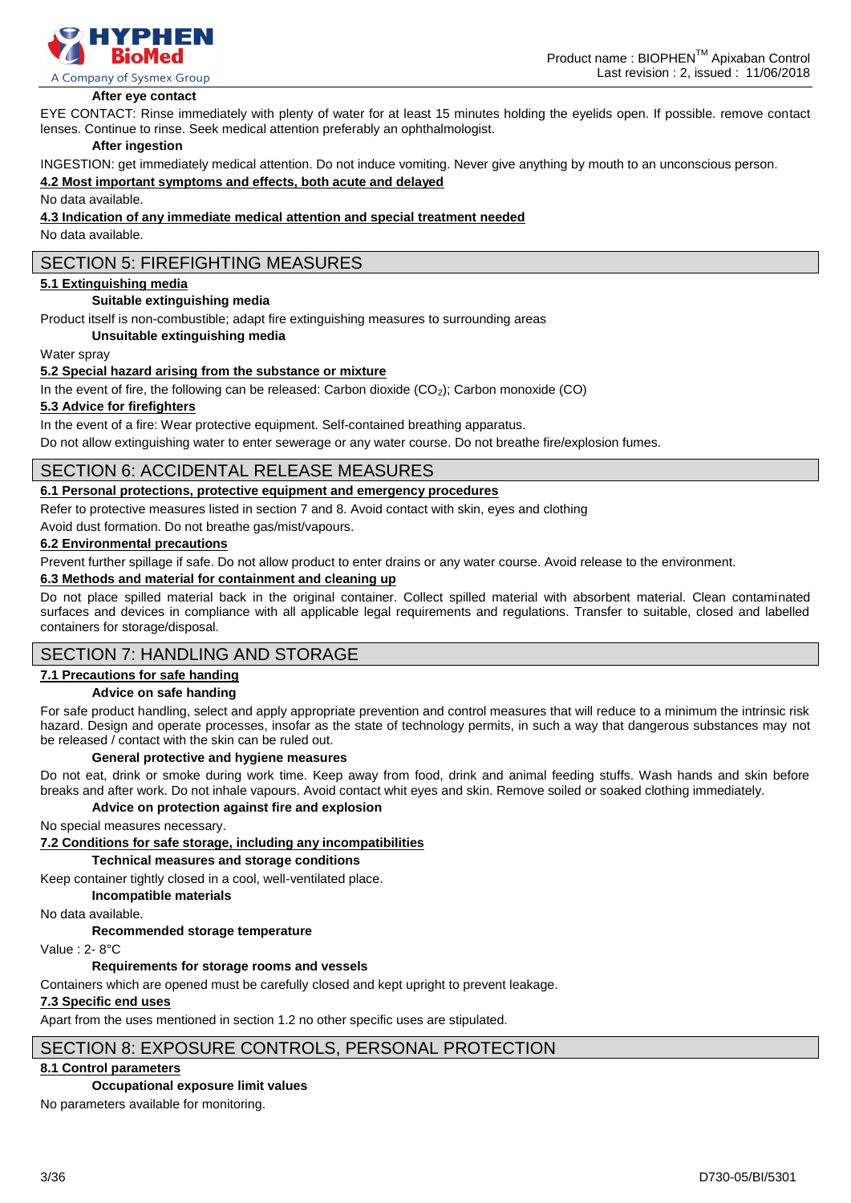**After eye contact**

EYE CONTACT: Rinse immediately with plenty of water for at least 15 minutes holding the eyelids open. If possible. remove contact lenses. Continue to rinse. Seek medical attention preferably an ophthalmologist.

**After ingestion**

INGESTION: get immediately medical attention. Do not induce vomiting. Never give anything by mouth to an unconscious person.

**4.2 Most important symptoms and effects, both acute and delayed**

No data available.

**4.3 Indication of any immediate medical attention and special treatment needed**

No data available.

## SECTION 5: FIREFIGHTING MEASURES

**5.1 Extinguishing media**

**Suitable extinguishing media**

Product itself is non-combustible; adapt fire extinguishing measures to surrounding areas

**Unsuitable extinguishing media**

Water spray

**5.2 Special hazard arising from the substance or mixture**

In the event of fire, the following can be released: Carbon dioxide ($CO_2$); Carbon monoxide (CO)

**5.3 Advice for firefighters**

In the event of a fire: Wear protective equipment. Self-contained breathing apparatus.

Do not allow extinguishing water to enter sewerage or any water course. Do not breathe fire/explosion fumes.

## SECTION 6: ACCIDENTAL RELEASE MEASURES

**6.1 Personal protections, protective equipment and emergency procedures**

Refer to protective measures listed in section 7 and 8. Avoid contact with skin, eyes and clothing

Avoid dust formation. Do not breathe gas/mist/vapours.

**6.2 Environmental precautions**

Prevent further spillage if safe. Do not allow product to enter drains or any water course. Avoid release to the environment.

**6.3 Methods and material for containment and cleaning up**

Do not place spilled material back in the original container. Collect spilled material with absorbent material. Clean contaminated surfaces and devices in compliance with all applicable legal requirements and regulations. Transfer to suitable, closed and labelled containers for storage/disposal.

## SECTION 7: HANDLING AND STORAGE

**7.1 Precautions for safe handing**

**Advice on safe handing**

For safe product handling, select and apply appropriate prevention and control measures that will reduce to a minimum the intrinsic risk hazard. Design and operate processes, insofar as the state of technology permits, in such a way that dangerous substances may not be released / contact with the skin can be ruled out.

**General protective and hygiene measures**

Do not eat, drink or smoke during work time. Keep away from food, drink and animal feeding stuffs. Wash hands and skin before breaks and after work. Do not inhale vapours. Avoid contact whit eyes and skin. Remove soiled or soaked clothing immediately.

**Advice on protection against fire and explosion**

No special measures necessary.

**7.2 Conditions for safe storage, including any incompatibilities**

**Technical measures and storage conditions**

Keep container tightly closed in a cool, well-ventilated place.

**Incompatible materials**

No data available.

**Recommended storage temperature**

Value : 2- 8°C

**Requirements for storage rooms and vessels**

Containers which are opened must be carefully closed and kept upright to prevent leakage.

**7.3 Specific end uses**

Apart from the uses mentioned in section 1.2 no other specific uses are stipulated.

## SECTION 8: EXPOSURE CONTROLS, PERSONAL PROTECTION

**8.1 Control parameters**

**Occupational exposure limit values**

No parameters available for monitoring.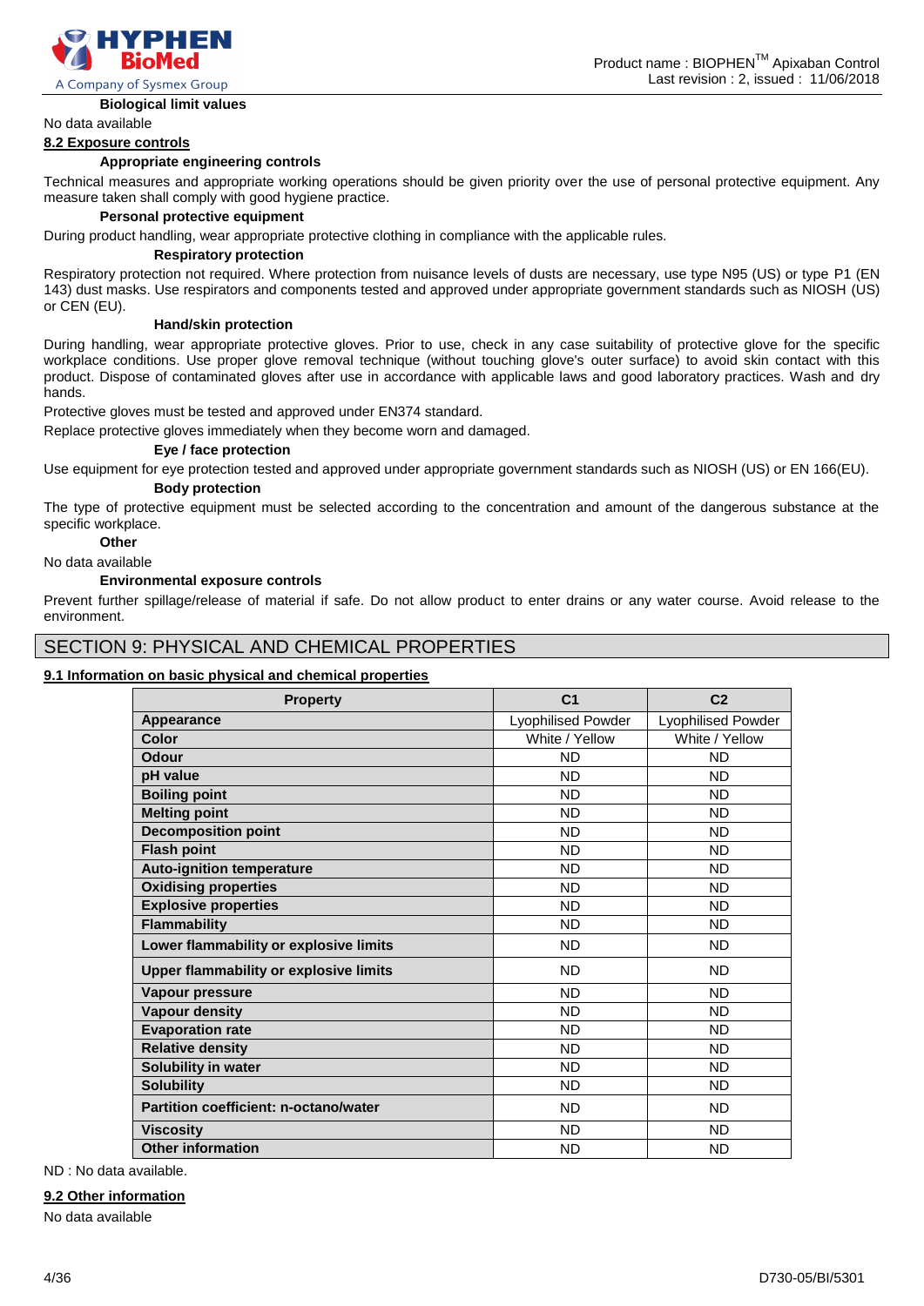**Biological limit values**

No data available

## 8.2 Exposure controls

**Appropriate engineering controls**

Technical measures and appropriate working operations should be given priority over the use of personal protective equipment. Any measure taken shall comply with good hygiene practice.

**Personal protective equipment**

During product handling, wear appropriate protective clothing in compliance with the applicable rules.

**Respiratory protection**

Respiratory protection not required. Where protection from nuisance levels of dusts are necessary, use type N95 (US) or type P1 (EN 143) dust masks. Use respirators and components tested and approved under appropriate government standards such as NIOSH (US) or CEN (EU).

**Hand/skin protection**

During handling, wear appropriate protective gloves. Prior to use, check in any case suitability of protective glove for the specific workplace conditions. Use proper glove removal technique (without touching glove's outer surface) to avoid skin contact with this product. Dispose of contaminated gloves after use in accordance with applicable laws and good laboratory practices. Wash and dry hands.

Protective gloves must be tested and approved under EN374 standard.

Replace protective gloves immediately when they become worn and damaged.

**Eye / face protection**

Use equipment for eye protection tested and approved under appropriate government standards such as NIOSH (US) or EN 166(EU).

**Body protection**

The type of protective equipment must be selected according to the concentration and amount of the dangerous substance at the specific workplace.

**Other**

No data available

**Environmental exposure controls**

Prevent further spillage/release of material if safe. Do not allow product to enter drains or any water course. Avoid release to the environment.

# SECTION 9: PHYSICAL AND CHEMICAL PROPERTIES

## 9.1 Information on basic physical and chemical properties

| Property | C1 | C2 |
|---|---|---|
| **Appearance** | Lyophilised Powder | Lyophilised Powder |
| **Color** | White / Yellow | White / Yellow |
| **Odour** | ND | ND |
| **pH value** | ND | ND |
| **Boiling point** | ND | ND |
| **Melting point** | ND | ND |
| **Decomposition point** | ND | ND |
| **Flash point** | ND | ND |
| **Auto-ignition temperature** | ND | ND |
| **Oxidising properties** | ND | ND |
| **Explosive properties** | ND | ND |
| **Flammability** | ND | ND |
| **Lower flammability or explosive limits** | ND | ND |
| **Upper flammability or explosive limits** | ND | ND |
| **Vapour pressure** | ND | ND |
| **Vapour density** | ND | ND |
| **Evaporation rate** | ND | ND |
| **Relative density** | ND | ND |
| **Solubility in water** | ND | ND |
| **Solubility** | ND | ND |
| **Partition coefficient: n-octano/water** | ND | ND |
| **Viscosity** | ND | ND |
| **Other information** | ND | ND |

ND : No data available.

## 9.2 Other information

No data available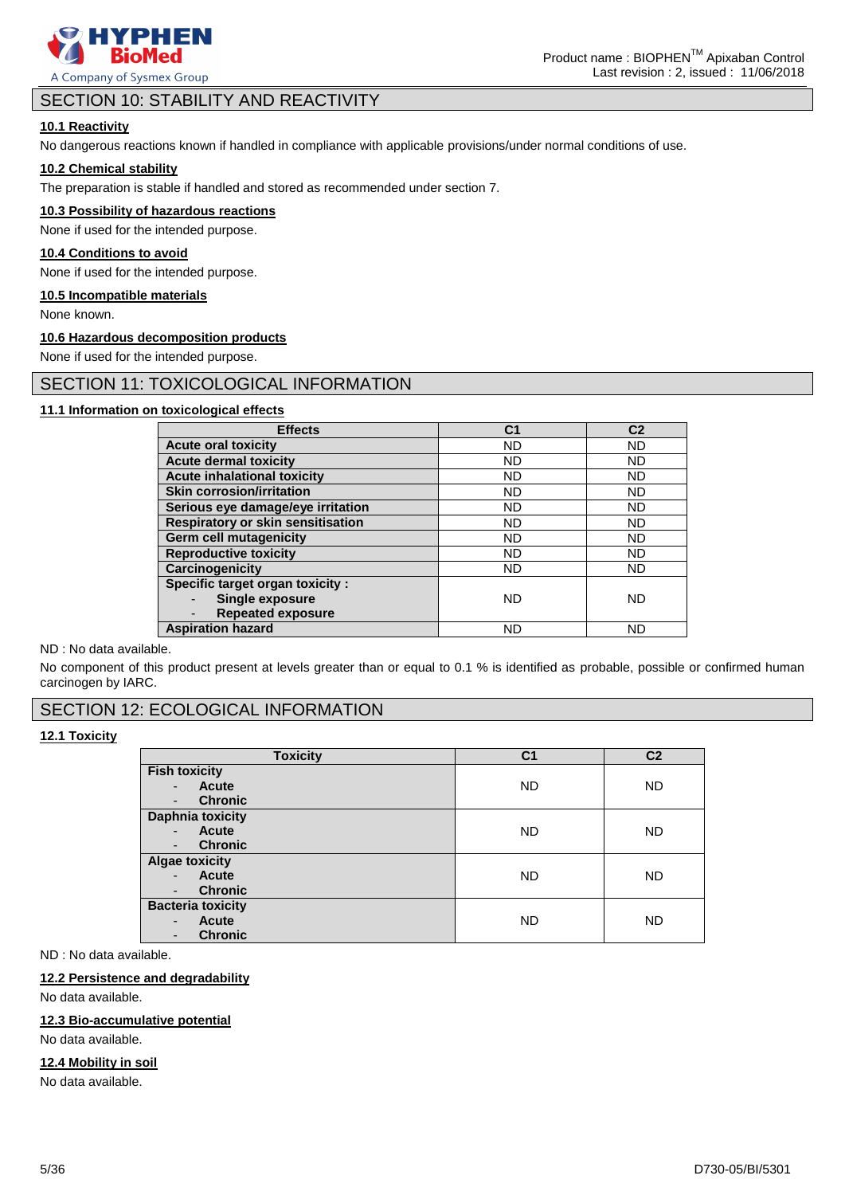## SECTION 10: STABILITY AND REACTIVITY

### 10.1 Reactivity

No dangerous reactions known if handled in compliance with applicable provisions/under normal conditions of use.

### 10.2 Chemical stability

The preparation is stable if handled and stored as recommended under section 7.

### 10.3 Possibility of hazardous reactions

None if used for the intended purpose.

### 10.4 Conditions to avoid

None if used for the intended purpose.

### 10.5 Incompatible materials

None known.

### 10.6 Hazardous decomposition products

None if used for the intended purpose.

## SECTION 11: TOXICOLOGICAL INFORMATION

### 11.1 Information on toxicological effects

| Effects | C1 | C2 |
|---|---|---|
| **Acute oral toxicity** | ND | ND |
| **Acute dermal toxicity** | ND | ND |
| **Acute inhalational toxicity** | ND | ND |
| **Skin corrosion/irritation** | ND | ND |
| **Serious eye damage/eye irritation** | ND | ND |
| **Respiratory or skin sensitisation** | ND | ND |
| **Germ cell mutagenicity** | ND | ND |
| **Reproductive toxicity** | ND | ND |
| **Carcinogenicity** | ND | ND |
| **Specific target organ toxicity :** <br> - **Single exposure** <br> - **Repeated exposure** | ND | ND |
| **Aspiration hazard** | ND | ND |

ND : No data available.

No component of this product present at levels greater than or equal to 0.1 % is identified as probable, possible or confirmed human carcinogen by IARC.

## SECTION 12: ECOLOGICAL INFORMATION

### 12.1 Toxicity

| Toxicity | C1 | C2 |
|---|---|---|
| **Fish toxicity** <br> - **Acute** <br> - **Chronic** | ND | ND |
| **Daphnia toxicity** <br> - **Acute** <br> - **Chronic** | ND | ND |
| **Algae toxicity** <br> - **Acute** <br> - **Chronic** | ND | ND |
| **Bacteria toxicity** <br> - **Acute** <br> - **Chronic** | ND | ND |

ND : No data available.

### 12.2 Persistence and degradability

No data available.

### 12.3 Bio-accumulative potential

No data available.

### 12.4 Mobility in soil

No data available.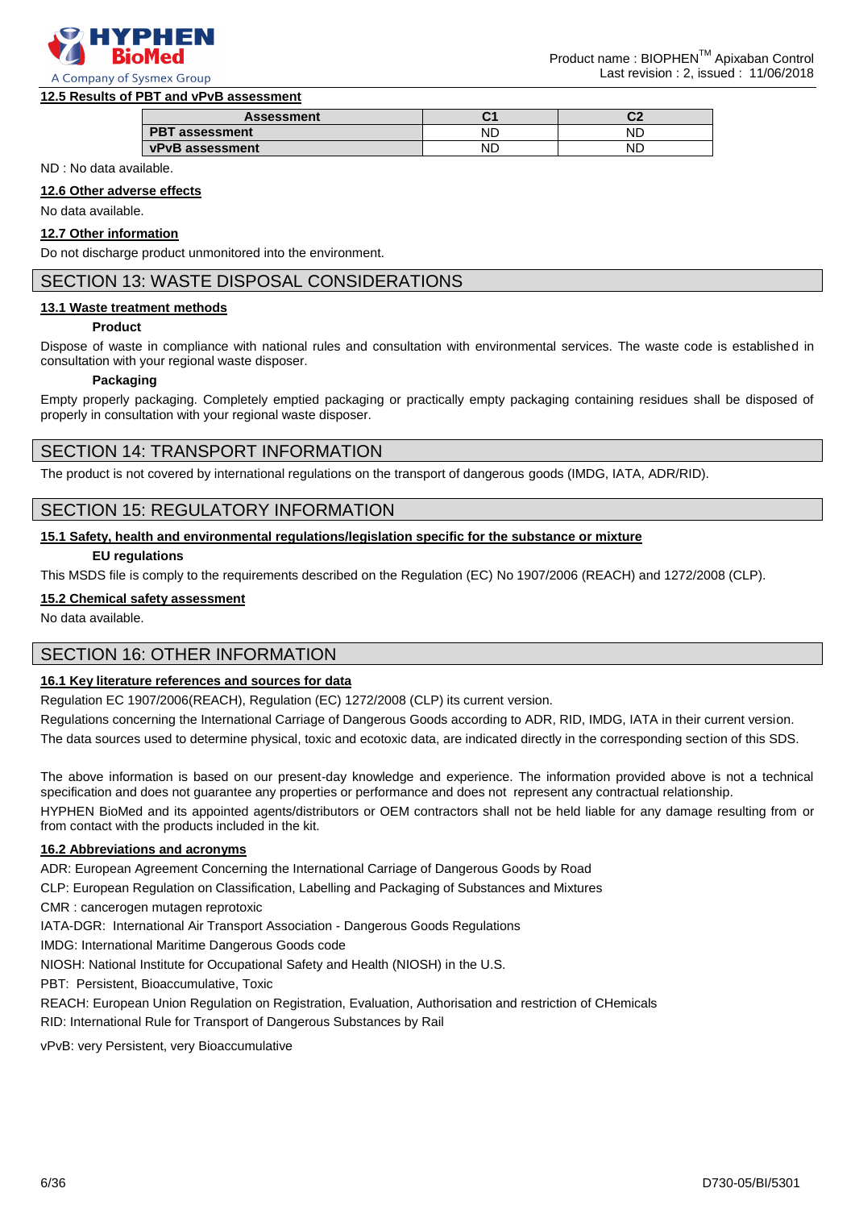### 12.5 Results of PBT and vPvB assessment

| Assessment | C1 | C2 |
|---|---|---|
| PBT assessment | ND | ND |
| vPvB assessment | ND | ND |

ND : No data available.

### 12.6 Other adverse effects

No data available.

### 12.7 Other information

Do not discharge product unmonitored into the environment.

## SECTION 13: WASTE DISPOSAL CONSIDERATIONS

### 13.1 Waste treatment methods

**Product**

Dispose of waste in compliance with national rules and consultation with environmental services. The waste code is established in consultation with your regional waste disposer.

**Packaging**

Empty properly packaging. Completely emptied packaging or practically empty packaging containing residues shall be disposed of properly in consultation with your regional waste disposer.

## SECTION 14: TRANSPORT INFORMATION

The product is not covered by international regulations on the transport of dangerous goods (IMDG, IATA, ADR/RID).

## SECTION 15: REGULATORY INFORMATION

### 15.1 Safety, health and environmental regulations/legislation specific for the substance or mixture

**EU regulations**

This MSDS file is comply to the requirements described on the Regulation (EC) No 1907/2006 (REACH) and 1272/2008 (CLP).

### 15.2 Chemical safety assessment

No data available.

## SECTION 16: OTHER INFORMATION

### 16.1 Key literature references and sources for data

Regulation EC 1907/2006(REACH), Regulation (EC) 1272/2008 (CLP) its current version.

Regulations concerning the International Carriage of Dangerous Goods according to ADR, RID, IMDG, IATA in their current version.

The data sources used to determine physical, toxic and ecotoxic data, are indicated directly in the corresponding section of this SDS.

The above information is based on our present-day knowledge and experience. The information provided above is not a technical specification and does not guarantee any properties or performance and does not represent any contractual relationship.

HYPHEN BioMed and its appointed agents/distributors or OEM contractors shall not be held liable for any damage resulting from or from contact with the products included in the kit.

### 16.2 Abbreviations and acronyms

ADR: European Agreement Concerning the International Carriage of Dangerous Goods by Road

CLP: European Regulation on Classification, Labelling and Packaging of Substances and Mixtures

CMR : cancerogen mutagen reprotoxic

IATA-DGR: International Air Transport Association - Dangerous Goods Regulations

IMDG: International Maritime Dangerous Goods code

NIOSH: National Institute for Occupational Safety and Health (NIOSH) in the U.S.

PBT: Persistent, Bioaccumulative, Toxic

REACH: European Union Regulation on Registration, Evaluation, Authorisation and restriction of CHemicals

RID: International Rule for Transport of Dangerous Substances by Rail

vPvB: very Persistent, very Bioaccumulative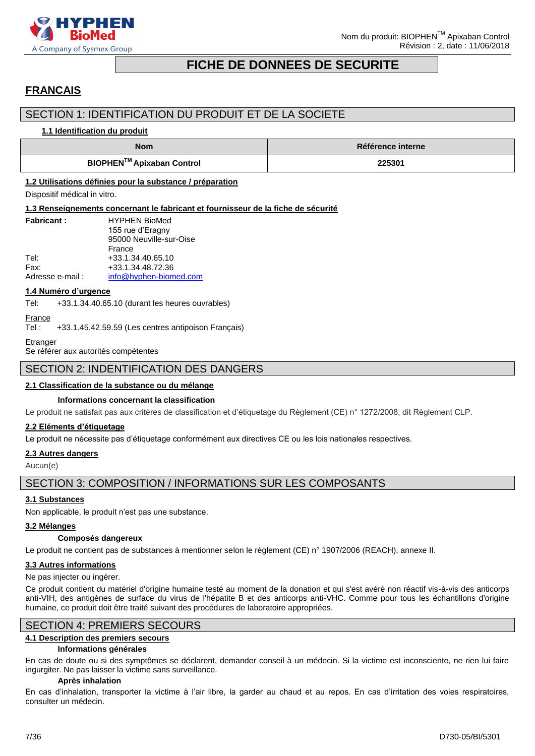# FICHE DE DONNEES DE SECURITE

## FRANCAIS

## SECTION 1: IDENTIFICATION DU PRODUIT ET DE LA SOCIETE

### 1.1 Identification du produit

| Nom | Référence interne |
|---|---|
| **BIOPHEN™ Apixaban Control** | **225301** |

### 1.2 Utilisations définies pour la substance / préparation

Dispositif médical in vitro.

### 1.3 Renseignements concernant le fabricant et fournisseur de la fiche de sécurité

**Fabricant :** HYPHEN BioMed
155 rue d'Eragny
95000 Neuville-sur-Oise
France

Tel: +33.1.34.40.65.10
Fax: +33.1.34.48.72.36
Adresse e-mail : info@hyphen-biomed.com

### 1.4 Numéro d'urgence

Tel: +33.1.34.40.65.10 (durant les heures ouvrables)

France
Tel : +33.1.45.42.59.59 (Les centres antipoison Français)

Etranger
Se référer aux autorités compétentes

## SECTION 2: INDENTIFICATION DES DANGERS

### 2.1 Classification de la substance ou du mélange

**Informations concernant la classification**

Le produit ne satisfait pas aux critères de classification et d'étiquetage du Règlement (CE) n° 1272/2008, dit Règlement CLP.

### 2.2 Eléments d'étiquetage

Le produit ne nécessite pas d'étiquetage conformément aux directives CE ou les lois nationales respectives.

### 2.3 Autres dangers

Aucun(e)

## SECTION 3: COMPOSITION / INFORMATIONS SUR LES COMPOSANTS

### 3.1 Substances

Non applicable, le produit n'est pas une substance.

### 3.2 Mélanges

**Composés dangereux**

Le produit ne contient pas de substances à mentionner selon le règlement (CE) n° 1907/2006 (REACH), annexe II.

### 3.3 Autres informations

Ne pas injecter ou ingérer.

Ce produit contient du matériel d'origine humaine testé au moment de la donation et qui s'est avéré non réactif vis-à-vis des anticorps anti-VIH, des antigènes de surface du virus de l'hépatite B et des anticorps anti-VHC. Comme pour tous les échantillons d'origine humaine, ce produit doit être traité suivant des procédures de laboratoire appropriées.

## SECTION 4: PREMIERS SECOURS

### 4.1 Description des premiers secours

**Informations générales**

En cas de doute ou si des symptômes se déclarent, demander conseil à un médecin. Si la victime est inconsciente, ne rien lui faire ingurgiter. Ne pas laisser la victime sans surveillance.

**Après inhalation**

En cas d'inhalation, transporter la victime à l'air libre, la garder au chaud et au repos. En cas d'irritation des voies respiratoires, consulter un médecin.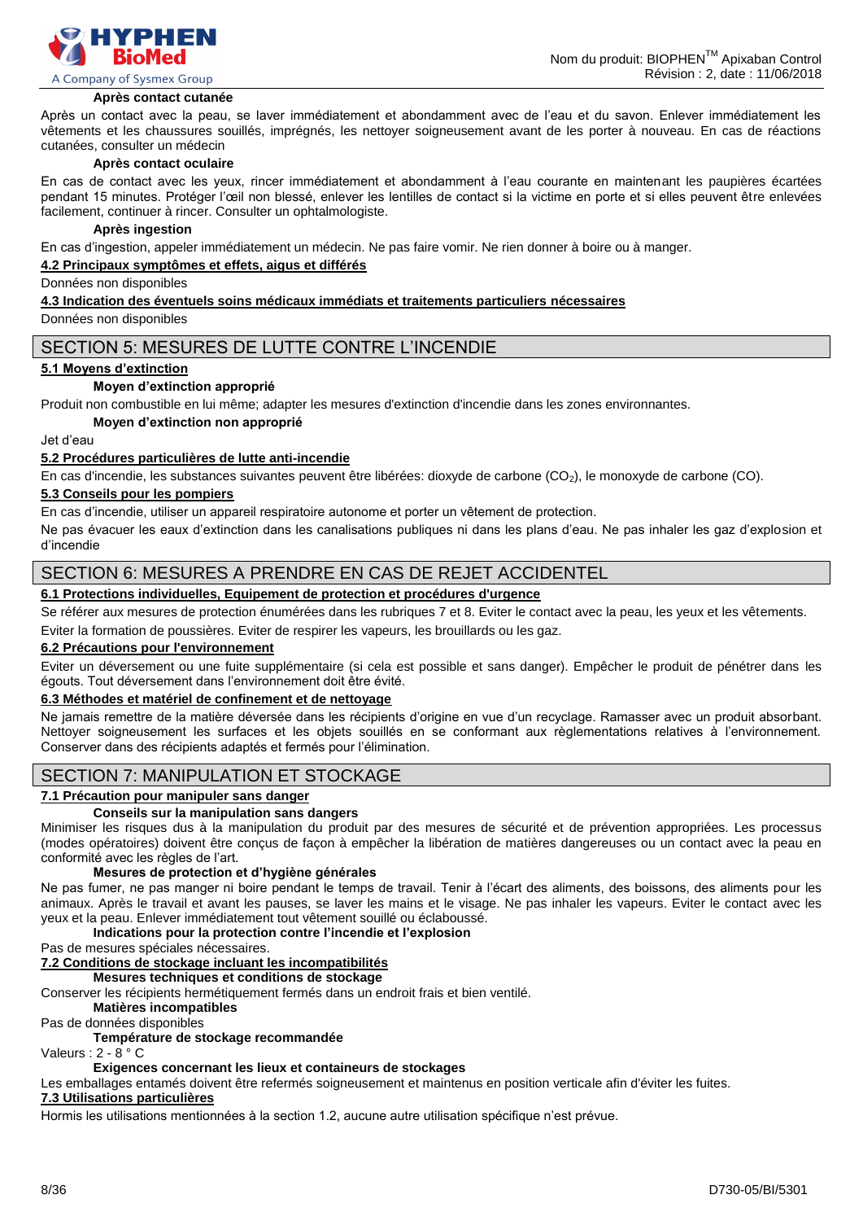**Après contact cutanée**

Après un contact avec la peau, se laver immédiatement et abondamment avec de l'eau et du savon. Enlever immédiatement les vêtements et les chaussures souillés, imprégnés, les nettoyer soigneusement avant de les porter à nouveau. En cas de réactions cutanées, consulter un médecin

**Après contact oculaire**

En cas de contact avec les yeux, rincer immédiatement et abondamment à l'eau courante en maintenant les paupières écartées pendant 15 minutes. Protéger l'œil non blessé, enlever les lentilles de contact si la victime en porte et si elles peuvent être enlevées facilement, continuer à rincer. Consulter un ophtalmologiste.

**Après ingestion**

En cas d'ingestion, appeler immédiatement un médecin. Ne pas faire vomir. Ne rien donner à boire ou à manger.

### 4.2 Principaux symptômes et effets, aigus et différés

Données non disponibles

### 4.3 Indication des éventuels soins médicaux immédiats et traitements particuliers nécessaires

Données non disponibles

## SECTION 5: MESURES DE LUTTE CONTRE L'INCENDIE

### 5.1 Moyens d'extinction

**Moyen d'extinction approprié**

Produit non combustible en lui même; adapter les mesures d'extinction d'incendie dans les zones environnantes.

**Moyen d'extinction non approprié**

Jet d'eau

### 5.2 Procédures particulières de lutte anti-incendie

En cas d'incendie, les substances suivantes peuvent être libérées: dioxyde de carbone ($CO_2$), le monoxyde de carbone (CO).

### 5.3 Conseils pour les pompiers

En cas d'incendie, utiliser un appareil respiratoire autonome et porter un vêtement de protection.

Ne pas évacuer les eaux d'extinction dans les canalisations publiques ni dans les plans d'eau. Ne pas inhaler les gaz d'explosion et d'incendie

## SECTION 6: MESURES A PRENDRE EN CAS DE REJET ACCIDENTEL

### 6.1 Protections individuelles, Equipement de protection et procédures d'urgence

Se référer aux mesures de protection énumérées dans les rubriques 7 et 8. Eviter le contact avec la peau, les yeux et les vêtements.

Eviter la formation de poussières. Eviter de respirer les vapeurs, les brouillards ou les gaz.

### 6.2 Précautions pour l'environnement

Eviter un déversement ou une fuite supplémentaire (si cela est possible et sans danger). Empêcher le produit de pénétrer dans les égouts. Tout déversement dans l'environnement doit être évité.

### 6.3 Méthodes et matériel de confinement et de nettoyage

Ne jamais remettre de la matière déversée dans les récipients d'origine en vue d'un recyclage. Ramasser avec un produit absorbant. Nettoyer soigneusement les surfaces et les objets souillés en se conformant aux règlementations relatives à l'environnement. Conserver dans des récipients adaptés et fermés pour l'élimination.

## SECTION 7: MANIPULATION ET STOCKAGE

### 7.1 Précaution pour manipuler sans danger

**Conseils sur la manipulation sans dangers**

Minimiser les risques dus à la manipulation du produit par des mesures de sécurité et de prévention appropriées. Les processus (modes opératoires) doivent être conçus de façon à empêcher la libération de matières dangereuses ou un contact avec la peau en conformité avec les règles de l'art.

**Mesures de protection et d'hygiène générales**

Ne pas fumer, ne pas manger ni boire pendant le temps de travail. Tenir à l'écart des aliments, des boissons, des aliments pour les animaux. Après le travail et avant les pauses, se laver les mains et le visage. Ne pas inhaler les vapeurs. Eviter le contact avec les yeux et la peau. Enlever immédiatement tout vêtement souillé ou éclaboussé.

**Indications pour la protection contre l'incendie et l'explosion**

Pas de mesures spéciales nécessaires.

### 7.2 Conditions de stockage incluant les incompatibilités

**Mesures techniques et conditions de stockage**

Conserver les récipients hermétiquement fermés dans un endroit frais et bien ventilé.

**Matières incompatibles**

Pas de données disponibles

**Température de stockage recommandée**

Valeurs : 2 - 8 ° C

**Exigences concernant les lieux et containeurs de stockages**

Les emballages entamés doivent être refermés soigneusement et maintenus en position verticale afin d'éviter les fuites.

### 7.3 Utilisations particulières

Hormis les utilisations mentionnées à la section 1.2, aucune autre utilisation spécifique n'est prévue.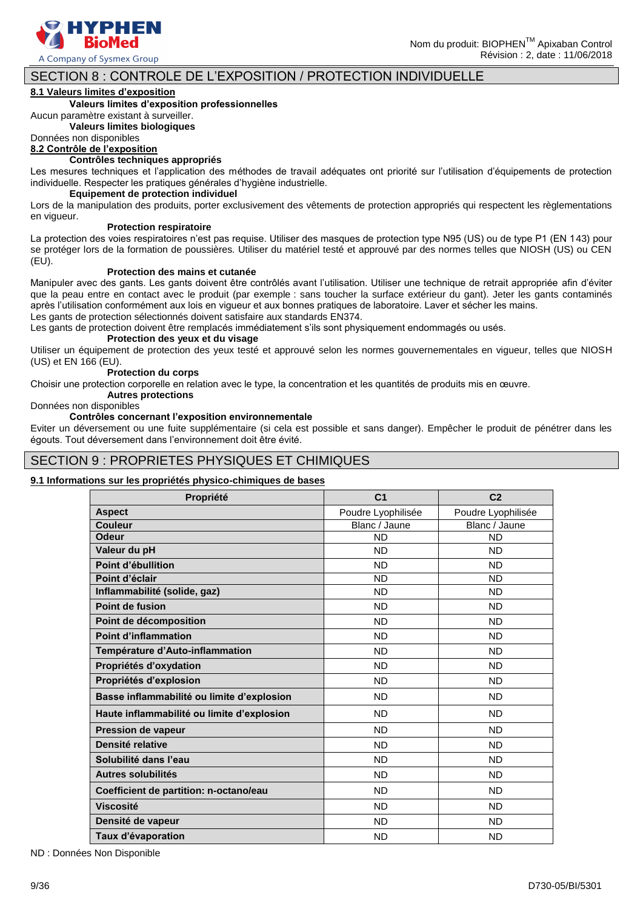## SECTION 8 : CONTROLE DE L'EXPOSITION / PROTECTION INDIVIDUELLE

### 8.1 Valeurs limites d'exposition

**Valeurs limites d'exposition professionnelles**

Aucun paramètre existant à surveiller.

**Valeurs limites biologiques**

Données non disponibles

### 8.2 Contrôle de l'exposition

**Contrôles techniques appropriés**

Les mesures techniques et l'application des méthodes de travail adéquates ont priorité sur l'utilisation d'équipements de protection individuelle. Respecter les pratiques générales d'hygiène industrielle.

**Equipement de protection individuel**

Lors de la manipulation des produits, porter exclusivement des vêtements de protection appropriés qui respectent les règlementations en vigueur.

**Protection respiratoire**

La protection des voies respiratoires n'est pas requise. Utiliser des masques de protection type N95 (US) ou de type P1 (EN 143) pour se protéger lors de la formation de poussières. Utiliser du matériel testé et approuvé par des normes telles que NIOSH (US) ou CEN (EU).

**Protection des mains et cutanée**

Manipuler avec des gants. Les gants doivent être contrôlés avant l'utilisation. Utiliser une technique de retrait appropriée afin d'éviter que la peau entre en contact avec le produit (par exemple : sans toucher la surface extérieur du gant). Jeter les gants contaminés après l'utilisation conformément aux lois en vigueur et aux bonnes pratiques de laboratoire. Laver et sécher les mains.

Les gants de protection sélectionnés doivent satisfaire aux standards EN374.

Les gants de protection doivent être remplacés immédiatement s'ils sont physiquement endommagés ou usés.

**Protection des yeux et du visage**

Utiliser un équipement de protection des yeux testé et approuvé selon les normes gouvernementales en vigueur, telles que NIOSH (US) et EN 166 (EU).

**Protection du corps**

Choisir une protection corporelle en relation avec le type, la concentration et les quantités de produits mis en œuvre.

**Autres protections**

Données non disponibles

**Contrôles concernant l'exposition environnementale**

Eviter un déversement ou une fuite supplémentaire (si cela est possible et sans danger). Empêcher le produit de pénétrer dans les égouts. Tout déversement dans l'environnement doit être évité.

## SECTION 9 : PROPRIETES PHYSIQUES ET CHIMIQUES

### 9.1 Informations sur les propriétés physico-chimiques de bases

| Propriété | C1 | C2 |
|---|---|---|
| **Aspect** | Poudre Lyophilisée | Poudre Lyophilisée |
| **Couleur** | Blanc / Jaune | Blanc / Jaune |
| **Odeur** | ND | ND |
| **Valeur du pH** | ND | ND |
| **Point d'ébullition** | ND | ND |
| **Point d'éclair** | ND | ND |
| **Inflammabilité (solide, gaz)** | ND | ND |
| **Point de fusion** | ND | ND |
| **Point de décomposition** | ND | ND |
| **Point d'inflammation** | ND | ND |
| **Température d'Auto-inflammation** | ND | ND |
| **Propriétés d'oxydation** | ND | ND |
| **Propriétés d'explosion** | ND | ND |
| **Basse inflammabilité ou limite d'explosion** | ND | ND |
| **Haute inflammabilité ou limite d'explosion** | ND | ND |
| **Pression de vapeur** | ND | ND |
| **Densité relative** | ND | ND |
| **Solubilité dans l'eau** | ND | ND |
| **Autres solubilités** | ND | ND |
| **Coefficient de partition: n-octanol/eau** | ND | ND |
| **Viscosité** | ND | ND |
| **Densité de vapeur** | ND | ND |
| **Taux d'évaporation** | ND | ND |

ND : Données Non Disponible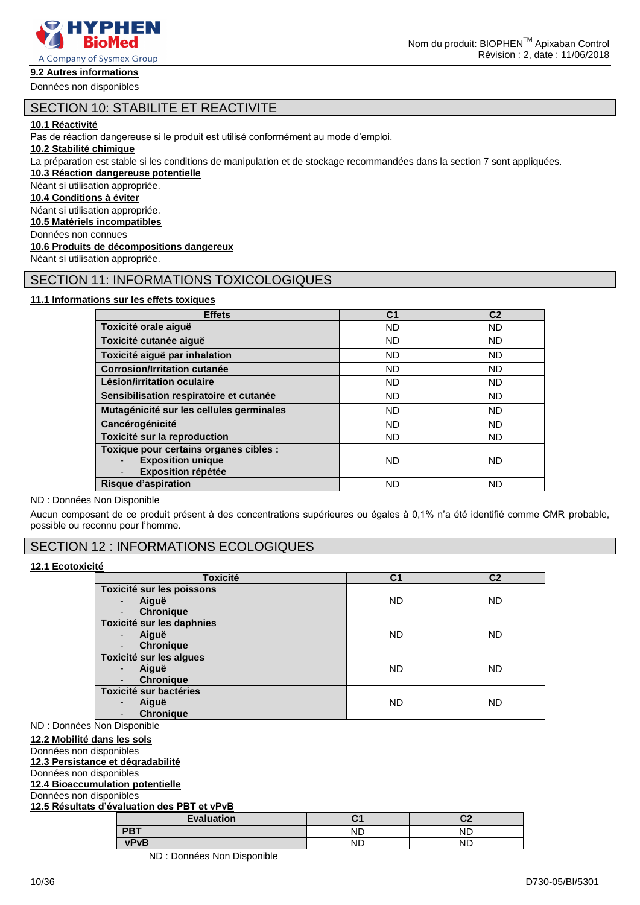### 9.2 Autres informations

Données non disponibles

## SECTION 10: STABILITE ET REACTIVITE

### 10.1 Réactivité

Pas de réaction dangereuse si le produit est utilisé conformément au mode d'emploi.

### 10.2 Stabilité chimique

La préparation est stable si les conditions de manipulation et de stockage recommandées dans la section 7 sont appliquées.

### 10.3 Réaction dangereuse potentielle

Néant si utilisation appropriée.

### 10.4 Conditions à éviter

Néant si utilisation appropriée.

### 10.5 Matériels incompatibles

Données non connues

### 10.6 Produits de décompositions dangereux

Néant si utilisation appropriée.

## SECTION 11: INFORMATIONS TOXICOLOGIQUES

### 11.1 Informations sur les effets toxiques

| Effets | C1 | C2 |
|---|---|---|
| **Toxicité orale aiguë** | ND | ND |
| **Toxicité cutanée aiguë** | ND | ND |
| **Toxicité aiguë par inhalation** | ND | ND |
| **Corrosion/Irritation cutanée** | ND | ND |
| **Lésion/irritation oculaire** | ND | ND |
| **Sensibilisation respiratoire et cutanée** | ND | ND |
| **Mutagénicité sur les cellules germinales** | ND | ND |
| **Cancérogénicité** | ND | ND |
| **Toxicité sur la reproduction** | ND | ND |
| **Toxique pour certains organes cibles :** - **Exposition unique** - **Exposition répétée** | ND | ND |
| **Risque d'aspiration** | ND | ND |

ND : Données Non Disponible

Aucun composant de ce produit présent à des concentrations supérieures ou égales à 0,1% n'a été identifié comme CMR probable, possible ou reconnu pour l'homme.

## SECTION 12 : INFORMATIONS ECOLOGIQUES

### 12.1 Ecotoxicité

| Toxicité | C1 | C2 |
|---|---|---|
| **Toxicité sur les poissons** - **Aiguë** - **Chronique** | ND | ND |
| **Toxicité sur les daphnies** - **Aiguë** - **Chronique** | ND | ND |
| **Toxicité sur les algues** - **Aiguë** - **Chronique** | ND | ND |
| **Toxicité sur bactéries** - **Aiguë** - **Chronique** | ND | ND |

ND : Données Non Disponible

### 12.2 Mobilité dans les sols

Données non disponibles

### 12.3 Persistance et dégradabilité

Données non disponibles

### 12.4 Bioaccumulation potentielle

Données non disponibles

### 12.5 Résultats d'évaluation des PBT et vPvB

| Evaluation | C1 | C2 |
|---|---|---|
| **PBT** | ND | ND |
| **vPvB** | ND | ND |

ND : Données Non Disponible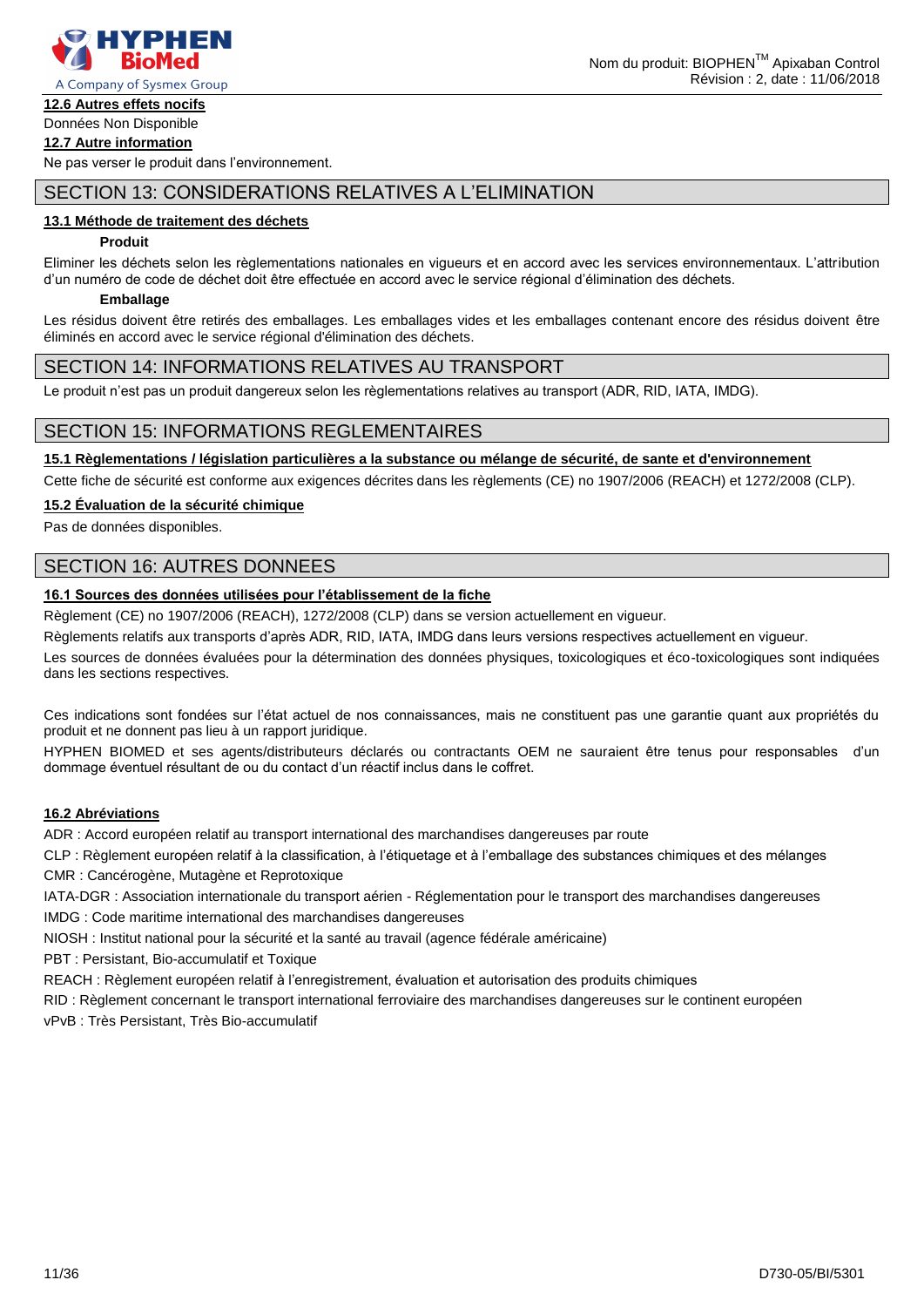### 12.6 Autres effets nocifs

Données Non Disponible

### 12.7 Autre information

Ne pas verser le produit dans l'environnement.

## SECTION 13: CONSIDERATIONS RELATIVES A L'ELIMINATION

### 13.1 Méthode de traitement des déchets

**Produit**

Eliminer les déchets selon les règlementations nationales en vigueurs et en accord avec les services environnementaux. L'attribution d'un numéro de code de déchet doit être effectuée en accord avec le service régional d'élimination des déchets.

**Emballage**

Les résidus doivent être retirés des emballages. Les emballages vides et les emballages contenant encore des résidus doivent être éliminés en accord avec le service régional d'élimination des déchets.

## SECTION 14: INFORMATIONS RELATIVES AU TRANSPORT

Le produit n'est pas un produit dangereux selon les règlementations relatives au transport (ADR, RID, IATA, IMDG).

## SECTION 15: INFORMATIONS REGLEMENTAIRES

### 15.1 Règlementations / législation particulières a la substance ou mélange de sécurité, de sante et d'environnement

Cette fiche de sécurité est conforme aux exigences décrites dans les règlements (CE) no 1907/2006 (REACH) et 1272/2008 (CLP).

### 15.2 Évaluation de la sécurité chimique

Pas de données disponibles.

## SECTION 16: AUTRES DONNEES

### 16.1 Sources des données utilisées pour l'établissement de la fiche

Règlement (CE) no 1907/2006 (REACH), 1272/2008 (CLP) dans se version actuellement en vigueur.

Règlements relatifs aux transports d'après ADR, RID, IATA, IMDG dans leurs versions respectives actuellement en vigueur.

Les sources de données évaluées pour la détermination des données physiques, toxicologiques et éco-toxicologiques sont indiquées dans les sections respectives.

Ces indications sont fondées sur l'état actuel de nos connaissances, mais ne constituent pas une garantie quant aux propriétés du produit et ne donnent pas lieu à un rapport juridique.

HYPHEN BIOMED et ses agents/distributeurs déclarés ou contractants OEM ne sauraient être tenus pour responsables d'un dommage éventuel résultant de ou du contact d'un réactif inclus dans le coffret.

### 16.2 Abréviations

ADR : Accord européen relatif au transport international des marchandises dangereuses par route

CLP : Règlement européen relatif à la classification, à l'étiquetage et à l'emballage des substances chimiques et des mélanges

CMR : Cancérogène, Mutagène et Reprotoxique

IATA-DGR : Association internationale du transport aérien - Réglementation pour le transport des marchandises dangereuses

IMDG : Code maritime international des marchandises dangereuses

NIOSH : Institut national pour la sécurité et la santé au travail (agence fédérale américaine)

PBT : Persistant, Bio-accumulatif et Toxique

REACH : Règlement européen relatif à l'enregistrement, évaluation et autorisation des produits chimiques

RID : Règlement concernant le transport international ferroviaire des marchandises dangereuses sur le continent européen

vPvB : Très Persistant, Très Bio-accumulatif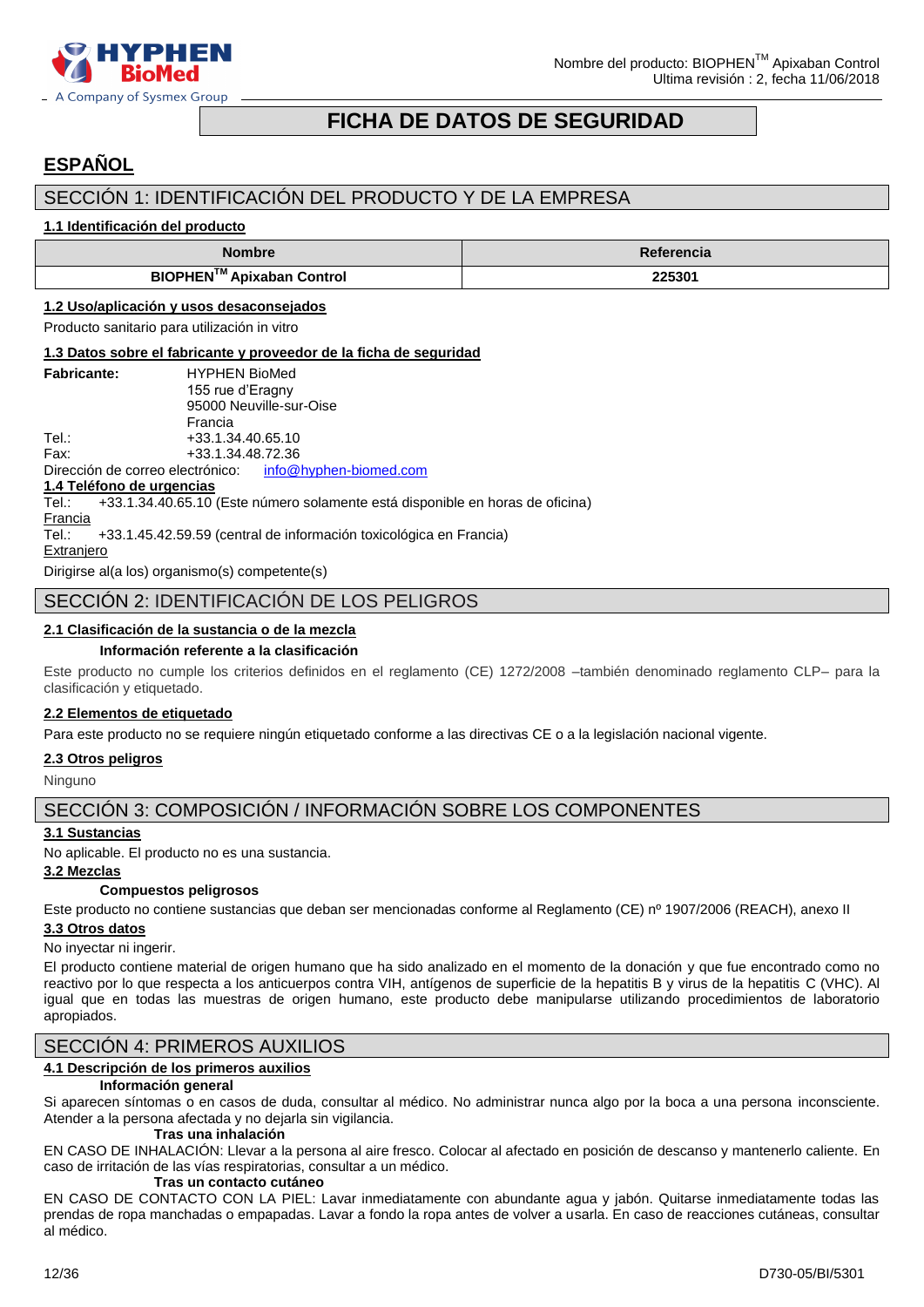Nombre del producto: BIOPHEN™ Apixaban Control
Ultima revisión : 2, fecha 11/06/2018

# FICHA DE DATOS DE SEGURIDAD

## ESPAÑOL

## SECCIÓN 1: IDENTIFICACIÓN DEL PRODUCTO Y DE LA EMPRESA

**1.1 Identificación del producto**

| Nombre | Referencia |
|---|---|
| **BIOPHEN™ Apixaban Control** | **225301** |

**1.2 Uso/aplicación y usos desaconsejados**

Producto sanitario para utilización in vitro

**1.3 Datos sobre el fabricante y proveedor de la ficha de seguridad**

**Fabricante:** HYPHEN BioMed
155 rue d'Eragny
95000 Neuville-sur-Oise
Francia

Tel.: +33.1.34.40.65.10
Fax: +33.1.34.48.72.36
Dirección de correo electrónico: info@hyphen-biomed.com

**1.4 Teléfono de urgencias**

Tel.: +33.1.34.40.65.10 (Este número solamente está disponible en horas de oficina)
Francia
Tel.: +33.1.45.42.59.59 (central de información toxicológica en Francia)
Extranjero
Dirigirse al(a los) organismo(s) competente(s)

## SECCIÓN 2: IDENTIFICACIÓN DE LOS PELIGROS

**2.1 Clasificación de la sustancia o de la mezcla**

**Información referente a la clasificación**

Este producto no cumple los criterios definidos en el reglamento (CE) 1272/2008 –también denominado reglamento CLP– para la clasificación y etiquetado.

**2.2 Elementos de etiquetado**

Para este producto no se requiere ningún etiquetado conforme a las directivas CE o a la legislación nacional vigente.

**2.3 Otros peligros**

Ninguno

## SECCIÓN 3: COMPOSICIÓN / INFORMACIÓN SOBRE LOS COMPONENTES

**3.1 Sustancias**

No aplicable. El producto no es una sustancia.

**3.2 Mezclas**

**Compuestos peligrosos**

Este producto no contiene sustancias que deban ser mencionadas conforme al Reglamento (CE) nº 1907/2006 (REACH), anexo II

**3.3 Otros datos**

No inyectar ni ingerir.

El producto contiene material de origen humano que ha sido analizado en el momento de la donación y que fue encontrado como no reactivo por lo que respecta a los anticuerpos contra VIH, antígenos de superficie de la hepatitis B y virus de la hepatitis C (VHC). Al igual que en todas las muestras de origen humano, este producto debe manipularse utilizando procedimientos de laboratorio apropiados.

## SECCIÓN 4: PRIMEROS AUXILIOS

**4.1 Descripción de los primeros auxilios**

**Información general**

Si aparecen síntomas o en casos de duda, consultar al médico. No administrar nunca algo por la boca a una persona inconsciente. Atender a la persona afectada y no dejarla sin vigilancia.

**Tras una inhalación**

EN CASO DE INHALACIÓN: Llevar a la persona al aire fresco. Colocar al afectado en posición de descanso y mantenerlo caliente. En caso de irritación de las vías respiratorias, consultar a un médico.

**Tras un contacto cutáneo**

EN CASO DE CONTACTO CON LA PIEL: Lavar inmediatamente con abundante agua y jabón. Quitarse inmediatamente todas las prendas de ropa manchadas o empapadas. Lavar a fondo la ropa antes de volver a usarla. En caso de reacciones cutáneas, consultar al médico.

D730-05/BI/5301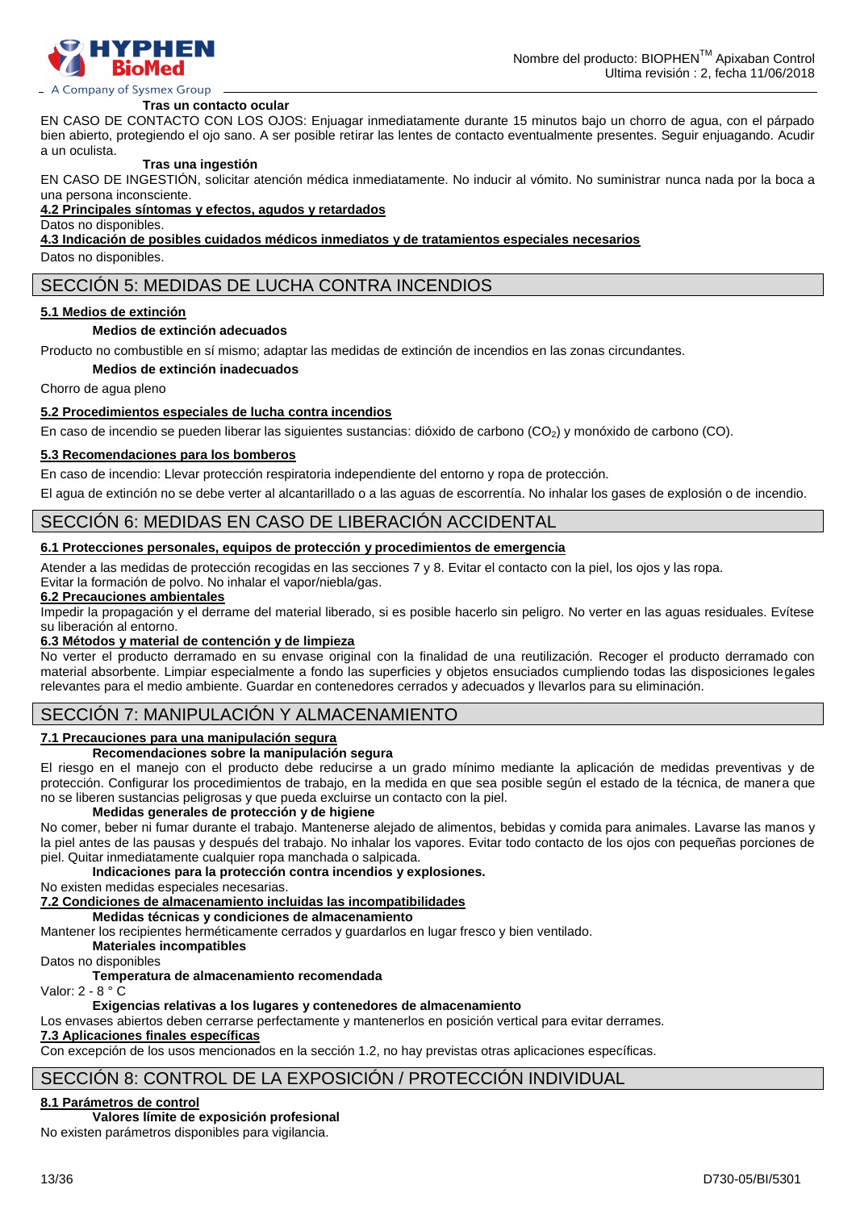#### Tras un contacto ocular

EN CASO DE CONTACTO CON LOS OJOS: Enjuagar inmediatamente durante 15 minutos bajo un chorro de agua, con el párpado bien abierto, protegiendo el ojo sano. A ser posible retirar las lentes de contacto eventualmente presentes. Seguir enjuagando. Acudir a un oculista.

#### Tras una ingestión

EN CASO DE INGESTIÓN, solicitar atención médica inmediatamente. No inducir al vómito. No suministrar nunca nada por la boca a una persona inconsciente.

### 4.2 Principales síntomas y efectos, agudos y retardados

Datos no disponibles.

### 4.3 Indicación de posibles cuidados médicos inmediatos y de tratamientos especiales necesarios

Datos no disponibles.

## SECCIÓN 5: MEDIDAS DE LUCHA CONTRA INCENDIOS

### 5.1 Medios de extinción

#### Medios de extinción adecuados

Producto no combustible en sí mismo; adaptar las medidas de extinción de incendios en las zonas circundantes.

#### Medios de extinción inadecuados

Chorro de agua pleno

### 5.2 Procedimientos especiales de lucha contra incendios

En caso de incendio se pueden liberar las siguientes sustancias: dióxido de carbono ($CO_2$) y monóxido de carbono (CO).

### 5.3 Recomendaciones para los bomberos

En caso de incendio: Llevar protección respiratoria independiente del entorno y ropa de protección.

El agua de extinción no se debe verter al alcantarillado o a las aguas de escorrentía. No inhalar los gases de explosión o de incendio.

## SECCIÓN 6: MEDIDAS EN CASO DE LIBERACIÓN ACCIDENTAL

### 6.1 Protecciones personales, equipos de protección y procedimientos de emergencia

Atender a las medidas de protección recogidas en las secciones 7 y 8. Evitar el contacto con la piel, los ojos y las ropa.
Evitar la formación de polvo. No inhalar el vapor/niebla/gas.

### 6.2 Precauciones ambientales

Impedir la propagación y el derrame del material liberado, si es posible hacerlo sin peligro. No verter en las aguas residuales. Evítese su liberación al entorno.

### 6.3 Métodos y material de contención y de limpieza

No verter el producto derramado en su envase original con la finalidad de una reutilización. Recoger el producto derramado con material absorbente. Limpiar especialmente a fondo las superficies y objetos ensuciados cumpliendo todas las disposiciones legales relevantes para el medio ambiente. Guardar en contenedores cerrados y adecuados y llevarlos para su eliminación.

## SECCIÓN 7: MANIPULACIÓN Y ALMACENAMIENTO

### 7.1 Precauciones para una manipulación segura

#### Recomendaciones sobre la manipulación segura

El riesgo en el manejo con el producto debe reducirse a un grado mínimo mediante la aplicación de medidas preventivas y de protección. Configurar los procedimientos de trabajo, en la medida en que sea posible según el estado de la técnica, de manera que no se liberen sustancias peligrosas y que pueda excluirse un contacto con la piel.

#### Medidas generales de protección y de higiene

No comer, beber ni fumar durante el trabajo. Mantenerse alejado de alimentos, bebidas y comida para animales. Lavarse las manos y la piel antes de las pausas y después del trabajo. No inhalar los vapores. Evitar todo contacto de los ojos con pequeñas porciones de piel. Quitar inmediatamente cualquier ropa manchada o salpicada.

#### Indicaciones para la protección contra incendios y explosiones.

No existen medidas especiales necesarias.

### 7.2 Condiciones de almacenamiento incluidas las incompatibilidades

#### Medidas técnicas y condiciones de almacenamiento

Mantener los recipientes herméticamente cerrados y guardarlos en lugar fresco y bien ventilado.

#### Materiales incompatibles

Datos no disponibles

#### Temperatura de almacenamiento recomendada

Valor: 2 - 8 ° C

#### Exigencias relativas a los lugares y contenedores de almacenamiento

Los envases abiertos deben cerrarse perfectamente y mantenerlos en posición vertical para evitar derrames.

### 7.3 Aplicaciones finales específicas

Con excepción de los usos mencionados en la sección 1.2, no hay previstas otras aplicaciones específicas.

## SECCIÓN 8: CONTROL DE LA EXPOSICIÓN / PROTECCIÓN INDIVIDUAL

### 8.1 Parámetros de control

#### Valores límite de exposición profesional

No existen parámetros disponibles para vigilancia.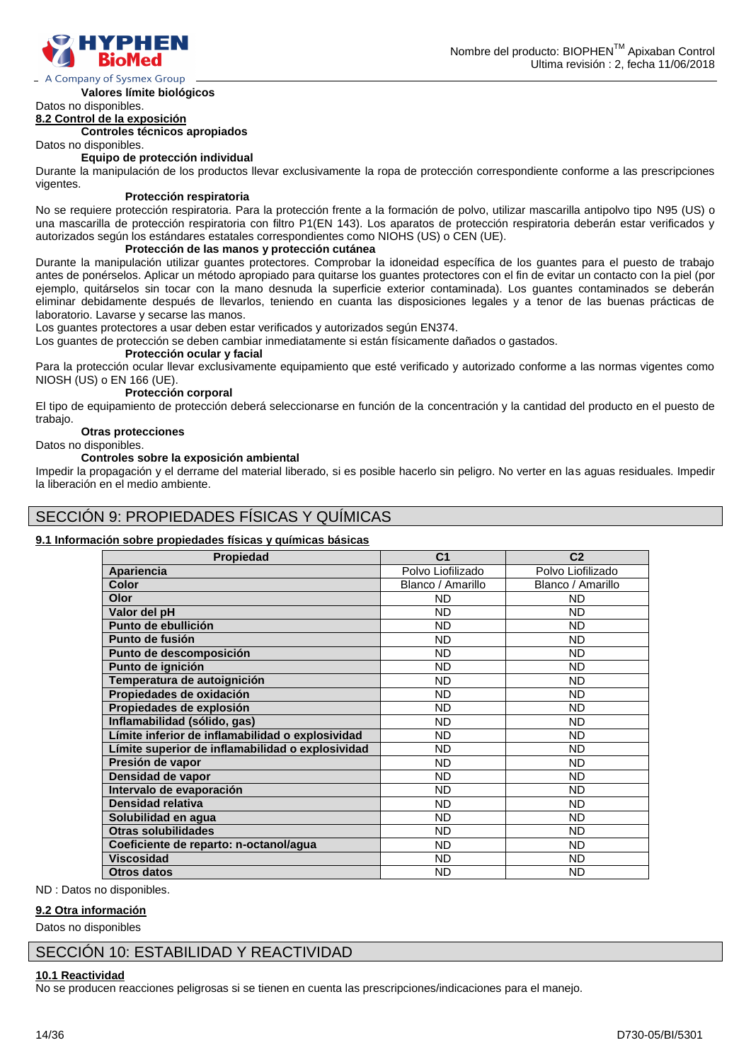#### Valores límite biológicos

Datos no disponibles.

### 8.2 Control de la exposición

#### Controles técnicos apropiados

Datos no disponibles.

#### Equipo de protección individual

Durante la manipulación de los productos llevar exclusivamente la ropa de protección correspondiente conforme a las prescripciones vigentes.

##### Protección respiratoria

No se requiere protección respiratoria. Para la protección frente a la formación de polvo, utilizar mascarilla antipolvo tipo N95 (US) o una mascarilla de protección respiratoria con filtro P1(EN 143). Los aparatos de protección respiratoria deberán estar verificados y autorizados según los estándares estatales correspondientes como NIOHS (US) o CEN (UE).

##### Protección de las manos y protección cutánea

Durante la manipulación utilizar guantes protectores. Comprobar la idoneidad específica de los guantes para el puesto de trabajo antes de ponérselos. Aplicar un método apropiado para quitarse los guantes protectores con el fin de evitar un contacto con la piel (por ejemplo, quitárselos sin tocar con la mano desnuda la superficie exterior contaminada). Los guantes contaminados se deberán eliminar debidamente después de llevarlos, teniendo en cuenta las disposiciones legales y a tenor de las buenas prácticas de laboratorio. Lavarse y secarse las manos.

Los guantes protectores a usar deben estar verificados y autorizados según EN374.

Los guantes de protección se deben cambiar inmediatamente si están físicamente dañados o gastados.

##### Protección ocular y facial

Para la protección ocular llevar exclusivamente equipamiento que esté verificado y autorizado conforme a las normas vigentes como NIOSH (US) o EN 166 (UE).

##### Protección corporal

El tipo de equipamiento de protección deberá seleccionarse en función de la concentración y la cantidad del producto en el puesto de trabajo.

#### Otras protecciones

Datos no disponibles.

#### Controles sobre la exposición ambiental

Impedir la propagación y el derrame del material liberado, si es posible hacerlo sin peligro. No verter en las aguas residuales. Impedir la liberación en el medio ambiente.

## SECCIÓN 9: PROPIEDADES FÍSICAS Y QUÍMICAS

### 9.1 Información sobre propiedades físicas y químicas básicas

| Propiedad | C1 | C2 |
|---|---|---|
| Apariencia | Polvo Liofilizado | Polvo Liofilizado |
| Color | Blanco / Amarillo | Blanco / Amarillo |
| Olor | ND | ND |
| Valor del pH | ND | ND |
| Punto de ebullición | ND | ND |
| Punto de fusión | ND | ND |
| Punto de descomposición | ND | ND |
| Punto de ignición | ND | ND |
| Temperatura de autoignición | ND | ND |
| Propiedades de oxidación | ND | ND |
| Propiedades de explosión | ND | ND |
| Inflamabilidad (sólido, gas) | ND | ND |
| Límite inferior de inflamabilidad o explosividad | ND | ND |
| Límite superior de inflamabilidad o explosividad | ND | ND |
| Presión de vapor | ND | ND |
| Densidad de vapor | ND | ND |
| Intervalo de evaporación | ND | ND |
| Densidad relativa | ND | ND |
| Solubilidad en agua | ND | ND |
| Otras solubilidades | ND | ND |
| Coeficiente de reparto: n-octanol/agua | ND | ND |
| Viscosidad | ND | ND |
| Otros datos | ND | ND |

ND : Datos no disponibles.

### 9.2 Otra información

Datos no disponibles

## SECCIÓN 10: ESTABILIDAD Y REACTIVIDAD

### 10.1 Reactividad

No se producen reacciones peligrosas si se tienen en cuenta las prescripciones/indicaciones para el manejo.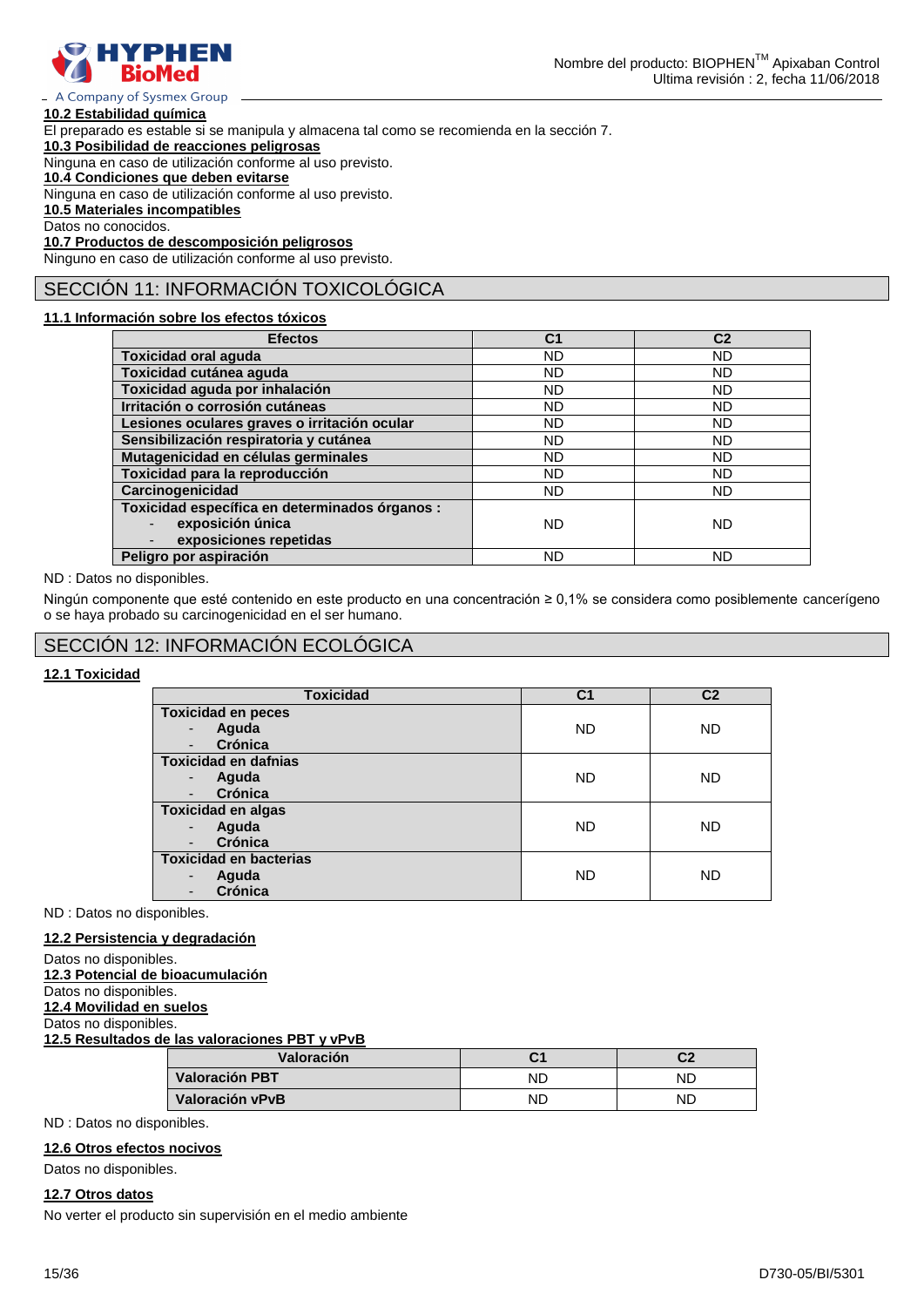### 10.2 Estabilidad química

El preparado es estable si se manipula y almacena tal como se recomienda en la sección 7.

### 10.3 Posibilidad de reacciones peligrosas

Ninguna en caso de utilización conforme al uso previsto.

### 10.4 Condiciones que deben evitarse

Ninguna en caso de utilización conforme al uso previsto.

### 10.5 Materiales incompatibles

Datos no conocidos.

### 10.7 Productos de descomposición peligrosos

Ninguno en caso de utilización conforme al uso previsto.

## SECCIÓN 11: INFORMACIÓN TOXICOLÓGICA

### 11.1 Información sobre los efectos tóxicos

| Efectos | C1 | C2 |
|---|---|---|
| **Toxicidad oral aguda** | ND | ND |
| **Toxicidad cutánea aguda** | ND | ND |
| **Toxicidad aguda por inhalación** | ND | ND |
| **Irritación o corrosión cutáneas** | ND | ND |
| **Lesiones oculares graves o irritación ocular** | ND | ND |
| **Sensibilización respiratoria y cutánea** | ND | ND |
| **Mutagenicidad en células germinales** | ND | ND |
| **Toxicidad para la reproducción** | ND | ND |
| **Carcinogenicidad** | ND | ND |
| **Toxicidad específica en determinados órganos :** - **exposición única** - **exposiciones repetidas** | ND | ND |
| **Peligro por aspiración** | ND | ND |

ND : Datos no disponibles.

Ningún componente que esté contenido en este producto en una concentración ≥ 0,1% se considera como posiblemente cancerígeno o se haya probado su carcinogenicidad en el ser humano.

## SECCIÓN 12: INFORMACIÓN ECOLÓGICA

### 12.1 Toxicidad

| Toxicidad | C1 | C2 |
|---|---|---|
| **Toxicidad en peces** - **Aguda** - **Crónica** | ND | ND |
| **Toxicidad en dafnias** - **Aguda** - **Crónica** | ND | ND |
| **Toxicidad en algas** - **Aguda** - **Crónica** | ND | ND |
| **Toxicidad en bacterias** - **Aguda** - **Crónica** | ND | ND |

ND : Datos no disponibles.

### 12.2 Persistencia y degradación

Datos no disponibles.

### 12.3 Potencial de bioacumulación

Datos no disponibles.

### 12.4 Movilidad en suelos

Datos no disponibles.

### 12.5 Resultados de las valoraciones PBT y vPvB

| Valoración | C1 | C2 |
|---|---|---|
| **Valoración PBT** | ND | ND |
| **Valoración vPvB** | ND | ND |

ND : Datos no disponibles.

### 12.6 Otros efectos nocivos

Datos no disponibles.

### 12.7 Otros datos

No verter el producto sin supervisión en el medio ambiente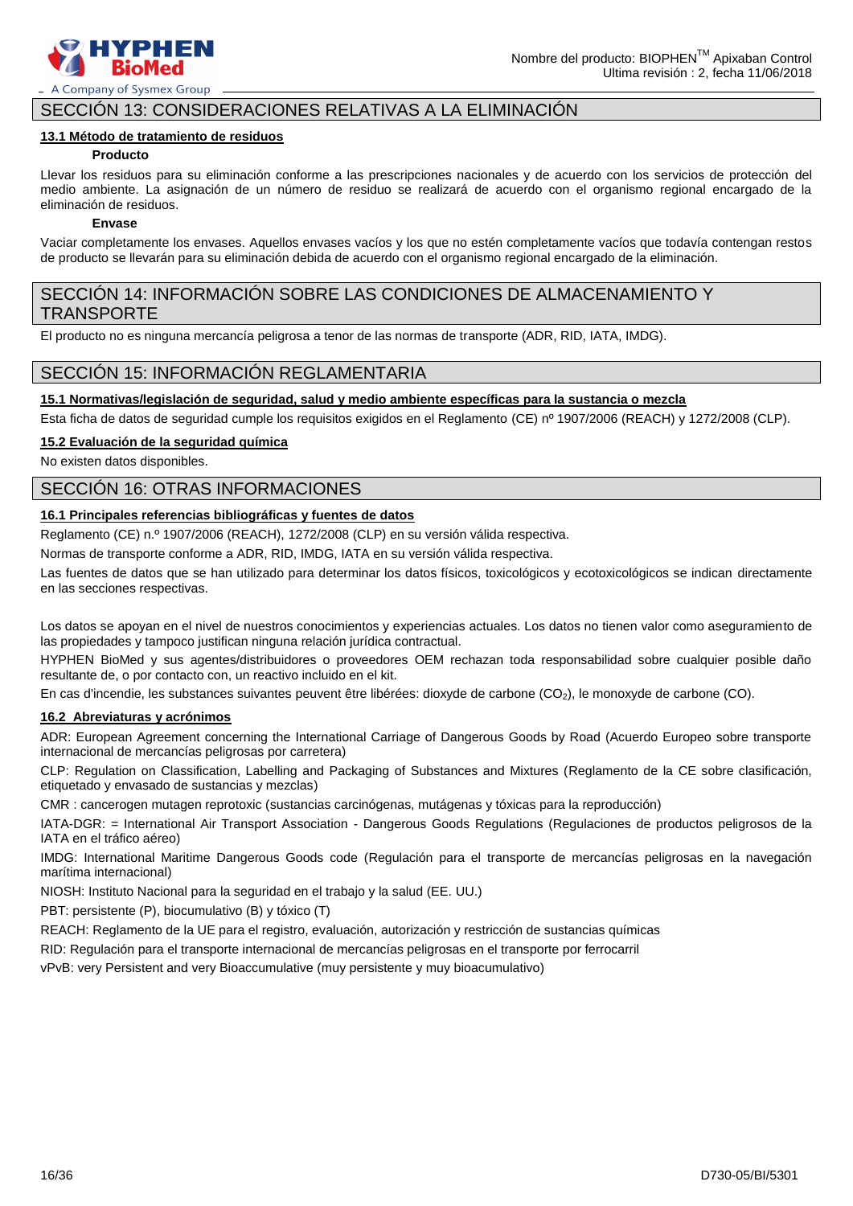## SECCIÓN 13: CONSIDERACIONES RELATIVAS A LA ELIMINACIÓN

### 13.1 Método de tratamiento de residuos

**Producto**

Llevar los residuos para su eliminación conforme a las prescripciones nacionales y de acuerdo con los servicios de protección del medio ambiente. La asignación de un número de residuo se realizará de acuerdo con el organismo regional encargado de la eliminación de residuos.

**Envase**

Vaciar completamente los envases. Aquellos envases vacíos y los que no estén completamente vacíos que todavía contengan restos de producto se llevarán para su eliminación debida de acuerdo con el organismo regional encargado de la eliminación.

## SECCIÓN 14: INFORMACIÓN SOBRE LAS CONDICIONES DE ALMACENAMIENTO Y TRANSPORTE

El producto no es ninguna mercancía peligrosa a tenor de las normas de transporte (ADR, RID, IATA, IMDG).

## SECCIÓN 15: INFORMACIÓN REGLAMENTARIA

### 15.1 Normativas/legislación de seguridad, salud y medio ambiente específicas para la sustancia o mezcla

Esta ficha de datos de seguridad cumple los requisitos exigidos en el Reglamento (CE) nº 1907/2006 (REACH) y 1272/2008 (CLP).

### 15.2 Evaluación de la seguridad química

No existen datos disponibles.

## SECCIÓN 16: OTRAS INFORMACIONES

### 16.1 Principales referencias bibliográficas y fuentes de datos

Reglamento (CE) n.º 1907/2006 (REACH), 1272/2008 (CLP) en su versión válida respectiva.

Normas de transporte conforme a ADR, RID, IMDG, IATA en su versión válida respectiva.

Las fuentes de datos que se han utilizado para determinar los datos físicos, toxicológicos y ecotoxicológicos se indican directamente en las secciones respectivas.

Los datos se apoyan en el nivel de nuestros conocimientos y experiencias actuales. Los datos no tienen valor como aseguramiento de las propiedades y tampoco justifican ninguna relación jurídica contractual.

HYPHEN BioMed y sus agentes/distribuidores o proveedores OEM rechazan toda responsabilidad sobre cualquier posible daño resultante de, o por contacto con, un reactivo incluido en el kit.

En cas d'incendie, les substances suivantes peuvent être libérées: dioxyde de carbone ($CO_2$), le monoxyde de carbone (CO).

### 16.2 Abreviaturas y acrónimos

ADR: European Agreement concerning the International Carriage of Dangerous Goods by Road (Acuerdo Europeo sobre transporte internacional de mercancías peligrosas por carretera)

CLP: Regulation on Classification, Labelling and Packaging of Substances and Mixtures (Reglamento de la CE sobre clasificación, etiquetado y envasado de sustancias y mezclas)

CMR : cancerogen mutagen reprotoxic (sustancias carcinógenas, mutágenas y tóxicas para la reproducción)

IATA-DGR: = International Air Transport Association - Dangerous Goods Regulations (Regulaciones de productos peligrosos de la IATA en el tráfico aéreo)

IMDG: International Maritime Dangerous Goods code (Regulación para el transporte de mercancías peligrosas en la navegación marítima internacional)

NIOSH: Instituto Nacional para la seguridad en el trabajo y la salud (EE. UU.)

PBT: persistente (P), biocumulativo (B) y tóxico (T)

REACH: Reglamento de la UE para el registro, evaluación, autorización y restricción de sustancias químicas

RID: Regulación para el transporte internacional de mercancías peligrosas en el transporte por ferrocarril

vPvB: very Persistent and very Bioaccumulative (muy persistente y muy bioacumulativo)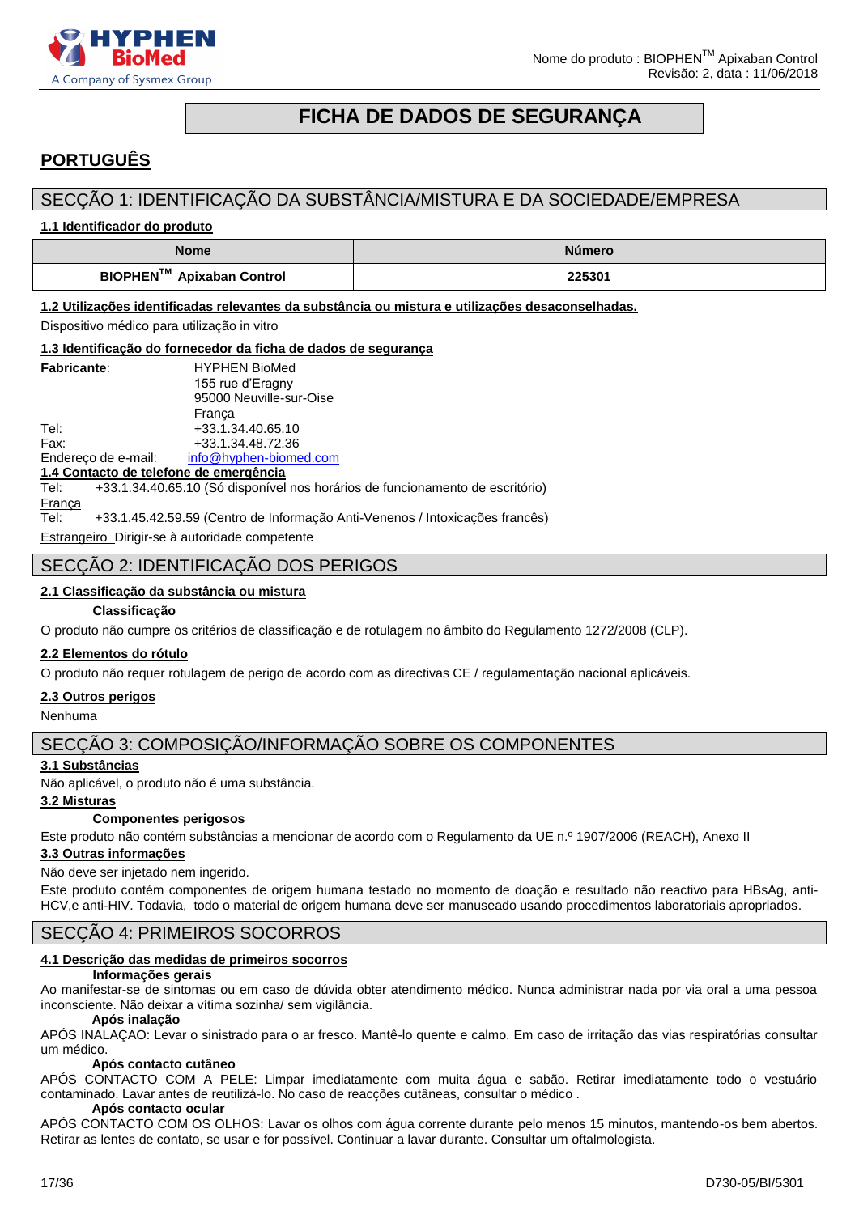# FICHA DE DADOS DE SEGURANÇA

## PORTUGUÊS

## SECÇÃO 1: IDENTIFICAÇÃO DA SUBSTÂNCIA/MISTURA E DA SOCIEDADE/EMPRESA

**1.1 Identificador do produto**

| Nome | Número |
|---|---|
| **BIOPHEN™ Apixaban Control** | **225301** |

**1.2 Utilizações identificadas relevantes da substância ou mistura e utilizações desaconselhadas.**

Dispositivo médico para utilização in vitro

**1.3 Identificação do fornecedor da ficha de dados de segurança**

**Fabricante**: HYPHEN BioMed
155 rue d'Eragny
95000 Neuville-sur-Oise
França

Tel: +33.1.34.40.65.10
Fax: +33.1.34.48.72.36
Endereço de e-mail: info@hyphen-biomed.com

**1.4 Contacto de telefone de emergência**

Tel: +33.1.34.40.65.10 (Só disponível nos horários de funcionamento de escritório)

França
Tel: +33.1.45.42.59.59 (Centro de Informação Anti-Venenos / Intoxicações francês)

Estrangeiro Dirigir-se à autoridade competente

## SECÇÃO 2: IDENTIFICAÇÃO DOS PERIGOS

**2.1 Classificação da substância ou mistura**

**Classificação**

O produto não cumpre os critérios de classificação e de rotulagem no âmbito do Regulamento 1272/2008 (CLP).

**2.2 Elementos do rótulo**

O produto não requer rotulagem de perigo de acordo com as directivas CE / regulamentação nacional aplicáveis.

**2.3 Outros perigos**

Nenhuma

## SECÇÃO 3: COMPOSIÇÃO/INFORMAÇÃO SOBRE OS COMPONENTES

**3.1 Substâncias**

Não aplicável, o produto não é uma substância.

**3.2 Misturas**

**Componentes perigosos**

Este produto não contém substâncias a mencionar de acordo com o Regulamento da UE n.º 1907/2006 (REACH), Anexo II

**3.3 Outras informações**

Não deve ser injetado nem ingerido.

Este produto contém componentes de origem humana testado no momento de doação e resultado não reactivo para HBsAg, anti-HCV,e anti-HIV. Todavia, todo o material de origem humana deve ser manuseado usando procedimentos laboratoriais apropriados.

## SECÇÃO 4: PRIMEIROS SOCORROS

**4.1 Descrição das medidas de primeiros socorros**

**Informações gerais**

Ao manifestar-se de sintomas ou em caso de dúvida obter atendimento médico. Nunca administrar nada por via oral a uma pessoa inconsciente. Não deixar a vítima sozinha/ sem vigilância.

**Após inalação**

APÓS INALAÇAO: Levar o sinistrado para o ar fresco. Mantê-lo quente e calmo. Em caso de irritação das vias respiratórias consultar um médico.

**Após contacto cutâneo**

APÓS CONTACTO COM A PELE: Limpar imediatamente com muita água e sabão. Retirar imediatamente todo o vestuário contaminado. Lavar antes de reutilizá-lo. No caso de reacções cutâneas, consultar o médico .

**Após contacto ocular**

APÓS CONTACTO COM OS OLHOS: Lavar os olhos com água corrente durante pelo menos 15 minutos, mantendo-os bem abertos. Retirar as lentes de contato, se usar e for possível. Continuar a lavar durante. Consultar um oftalmologista.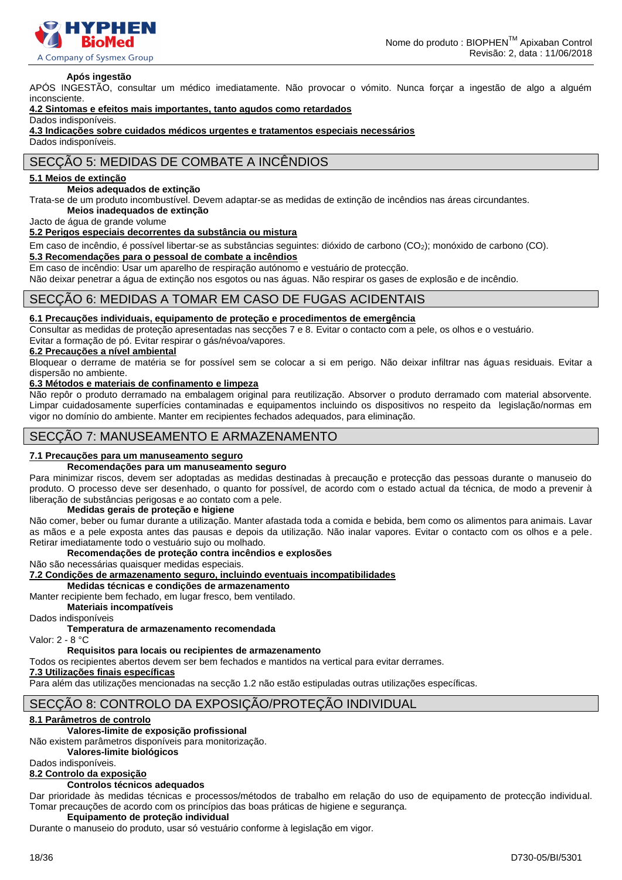**Após ingestão**

APÓS INGESTÃO, consultar um médico imediatamente. Não provocar o vómito. Nunca forçar a ingestão de algo a alguém inconsciente.

**4.2 Sintomas e efeitos mais importantes, tanto agudos como retardados**

Dados indisponíveis.

**4.3 Indicações sobre cuidados médicos urgentes e tratamentos especiais necessários**

Dados indisponíveis.

## SECÇÃO 5: MEDIDAS DE COMBATE A INCÊNDIOS

**5.1 Meios de extinção**

**Meios adequados de extinção**

Trata-se de um produto incombustível. Devem adaptar-se as medidas de extinção de incêndios nas áreas circundantes.

**Meios inadequados de extinção**

Jacto de água de grande volume

**5.2 Perigos especiais decorrentes da substância ou mistura**

Em caso de incêndio, é possível libertar-se as substâncias seguintes: dióxido de carbono ($CO_2$); monóxido de carbono (CO).

**5.3 Recomendações para o pessoal de combate a incêndios**

Em caso de incêndio: Usar um aparelho de respiração autónomo e vestuário de protecção.

Não deixar penetrar a água de extinção nos esgotos ou nas águas. Não respirar os gases de explosão e de incêndio.

## SECÇÃO 6: MEDIDAS A TOMAR EM CASO DE FUGAS ACIDENTAIS

**6.1 Precauções individuais, equipamento de proteção e procedimentos de emergência**

Consultar as medidas de proteção apresentadas nas secções 7 e 8. Evitar o contacto com a pele, os olhos e o vestuário.

Evitar a formação de pó. Evitar respirar o gás/névoa/vapores.

**6.2 Precauções a nível ambiental**

Bloquear o derrame de matéria se for possível sem se colocar a si em perigo. Não deixar infiltrar nas águas residuais. Evitar a dispersão no ambiente.

**6.3 Métodos e materiais de confinamento e limpeza**

Não repôr o produto derramado na embalagem original para reutilização. Absorver o produto derramado com material absorvente. Limpar cuidadosamente superfícies contaminadas e equipamentos incluindo os dispositivos no respeito da legislação/normas em vigor no domínio do ambiente. Manter em recipientes fechados adequados, para eliminação.

## SECÇÃO 7: MANUSEAMENTO E ARMAZENAMENTO

**7.1 Precauções para um manuseamento seguro**

**Recomendações para um manuseamento seguro**

Para minimizar riscos, devem ser adoptadas as medidas destinadas à precaução e protecção das pessoas durante o manuseio do produto. O processo deve ser desenhado, o quanto for possível, de acordo com o estado actual da técnica, de modo a prevenir à liberação de substâncias perigosas e ao contato com a pele.

**Medidas gerais de proteção e higiene**

Não comer, beber ou fumar durante a utilização. Manter afastada toda a comida e bebida, bem como os alimentos para animais. Lavar as mãos e a pele exposta antes das pausas e depois da utilização. Não inalar vapores. Evitar o contacto com os olhos e a pele. Retirar imediatamente todo o vestuário sujo ou molhado.

**Recomendações de proteção contra incêndios e explosões**

Não são necessárias quaisquer medidas especiais.

**7.2 Condições de armazenamento seguro, incluindo eventuais incompatibilidades**

**Medidas técnicas e condições de armazenamento**

Manter recipiente bem fechado, em lugar fresco, bem ventilado.

**Materiais incompatíveis**

Dados indisponíveis

**Temperatura de armazenamento recomendada**

Valor: 2 - 8 °C

**Requisitos para locais ou recipientes de armazenamento**

Todos os recipientes abertos devem ser bem fechados e mantidos na vertical para evitar derrames.

**7.3 Utilizações finais específicas**

Para além das utilizações mencionadas na secção 1.2 não estão estipuladas outras utilizações específicas.

## SECÇÃO 8: CONTROLO DA EXPOSIÇÃO/PROTEÇÃO INDIVIDUAL

**8.1 Parâmetros de controlo**

**Valores-limite de exposição profissional**

Não existem parâmetros disponíveis para monitorização.

**Valores-limite biológicos**

Dados indisponíveis.

**8.2 Controlo da exposição**

**Controlos técnicos adequados**

Dar prioridade às medidas técnicas e processos/métodos de trabalho em relação do uso de equipamento de protecção individual. Tomar precauções de acordo com os princípios das boas práticas de higiene e segurança.

**Equipamento de proteção individual**

Durante o manuseio do produto, usar só vestuário conforme à legislação em vigor.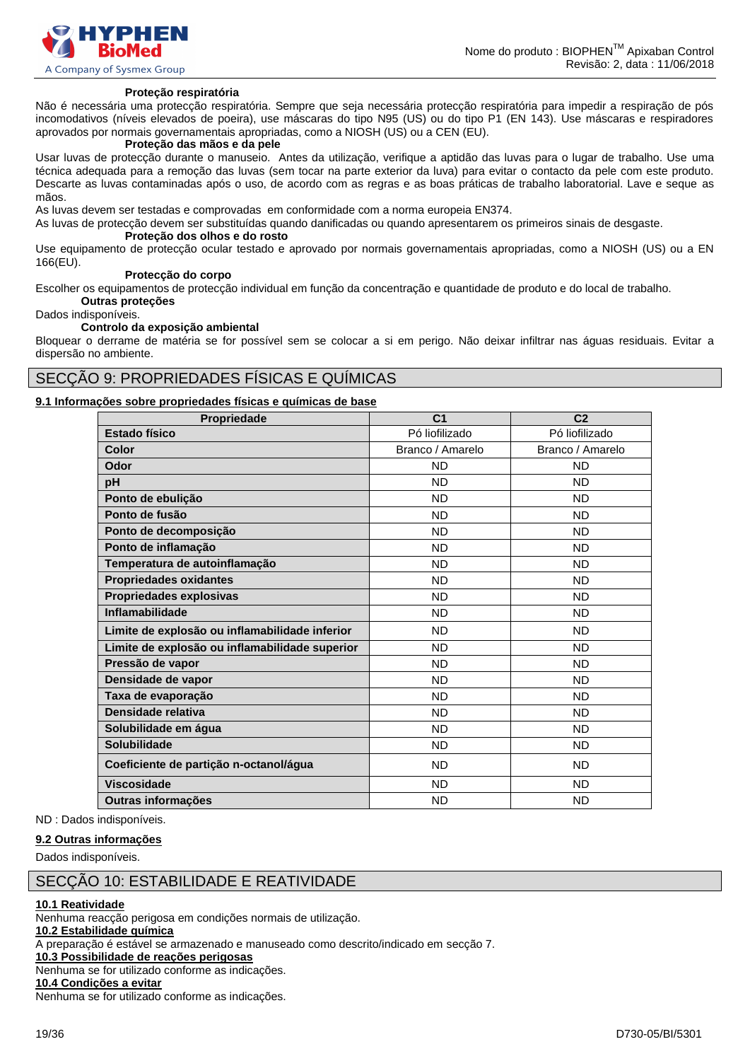**Proteção respiratória**

Não é necessária uma protecção respiratória. Sempre que seja necessária protecção respiratória para impedir a respiração de pós incomodativos (níveis elevados de poeira), use máscaras do tipo N95 (US) ou do tipo P1 (EN 143). Use máscaras e respiradores aprovados por normais governamentais apropriadas, como a NIOSH (US) ou a CEN (EU).

**Proteção das mãos e da pele**

Usar luvas de protecção durante o manuseio. Antes da utilização, verifique a aptidão das luvas para o lugar de trabalho. Use uma técnica adequada para a remoção das luvas (sem tocar na parte exterior da luva) para evitar o contacto da pele com este produto. Descarte as luvas contaminadas após o uso, de acordo com as regras e as boas práticas de trabalho laboratorial. Lave e seque as mãos.

As luvas devem ser testadas e comprovadas em conformidade com a norma europeia EN374.

As luvas de protecção devem ser substituídas quando danificadas ou quando apresentarem os primeiros sinais de desgaste.

**Proteção dos olhos e do rosto**

Use equipamento de protecção ocular testado e aprovado por normais governamentais apropriadas, como a NIOSH (US) ou a EN 166(EU).

**Protecção do corpo**

Escolher os equipamentos de protecção individual em função da concentração e quantidade de produto e do local de trabalho.

**Outras proteções**

Dados indisponíveis.

**Controlo da exposição ambiental**

Bloquear o derrame de matéria se for possível sem se colocar a si em perigo. Não deixar infiltrar nas águas residuais. Evitar a dispersão no ambiente.

# SECÇÃO 9: PROPRIEDADES FÍSICAS E QUÍMICAS

## 9.1 Informações sobre propriedades físicas e químicas de base

| Propriedade | C1 | C2 |
|---|---|---|
| **Estado físico** | Pó liofilizado | Pó liofilizado |
| **Color** | Branco / Amarelo | Branco / Amarelo |
| **Odor** | ND | ND |
| **pH** | ND | ND |
| **Ponto de ebulição** | ND | ND |
| **Ponto de fusão** | ND | ND |
| **Ponto de decomposição** | ND | ND |
| **Ponto de inflamação** | ND | ND |
| **Temperatura de autoinflamação** | ND | ND |
| **Propriedades oxidantes** | ND | ND |
| **Propriedades explosivas** | ND | ND |
| **Inflamabilidade** | ND | ND |
| **Limite de explosão ou inflamabilidade inferior** | ND | ND |
| **Limite de explosão ou inflamabilidade superior** | ND | ND |
| **Pressão de vapor** | ND | ND |
| **Densidade de vapor** | ND | ND |
| **Taxa de evaporação** | ND | ND |
| **Densidade relativa** | ND | ND |
| **Solubilidade em água** | ND | ND |
| **Solubilidade** | ND | ND |
| **Coeficiente de partição n-octanol/água** | ND | ND |
| **Viscosidade** | ND | ND |
| **Outras informações** | ND | ND |

ND : Dados indisponíveis.

## 9.2 Outras informações

Dados indisponíveis.

# SECÇÃO 10: ESTABILIDADE E REATIVIDADE

## 10.1 Reatividade

Nenhuma reacção perigosa em condições normais de utilização.

## 10.2 Estabilidade química

A preparação é estável se armazenado e manuseado como descrito/indicado em secção 7.

## 10.3 Possibilidade de reações perigosas

Nenhuma se for utilizado conforme as indicações.

## 10.4 Condições a evitar

Nenhuma se for utilizado conforme as indicações.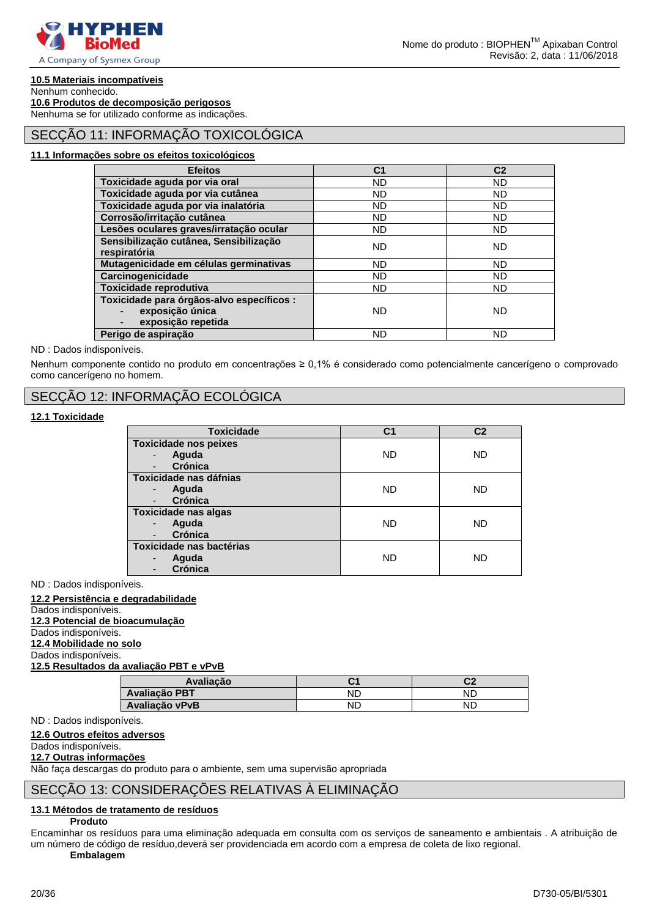**10.5 Materiais incompatíveis**

Nenhum conhecido.

**10.6 Produtos de decomposição perigosos**

Nenhuma se for utilizado conforme as indicações.

## SECÇÃO 11: INFORMAÇÃO TOXICOLÓGICA

**11.1 Informações sobre os efeitos toxicológicos**

| Efeitos | C1 | C2 |
|---|---|---|
| **Toxicidade aguda por via oral** | ND | ND |
| **Toxicidade aguda por via cutânea** | ND | ND |
| **Toxicidade aguda por via inalatória** | ND | ND |
| **Corrosão/irritação cutânea** | ND | ND |
| **Lesões oculares graves/irratação ocular** | ND | ND |
| **Sensibilização cutânea, Sensibilização respiratória** | ND | ND |
| **Mutagenicidade em células germinativas** | ND | ND |
| **Carcinogenicidade** | ND | ND |
| **Toxicidade reprodutiva** | ND | ND |
| **Toxicidade para órgãos-alvo específicos :** - **exposição única** - **exposição repetida** | ND | ND |
| **Perigo de aspiração** | ND | ND |

ND : Dados indisponíveis.

Nenhum componente contido no produto em concentrações ≥ 0,1% é considerado como potencialmente cancerígeno o comprovado como cancerígeno no homem.

## SECÇÃO 12: INFORMAÇÃO ECOLÓGICA

**12.1 Toxicidade**

| Toxicidade | C1 | C2 |
|---|---|---|
| **Toxicidade nos peixes** - **Aguda** - **Crónica** | ND | ND |
| **Toxicidade nas dáfnias** - **Aguda** - **Crónica** | ND | ND |
| **Toxicidade nas algas** - **Aguda** - **Crónica** | ND | ND |
| **Toxicidade nas bactérias** - **Aguda** - **Crónica** | ND | ND |

ND : Dados indisponíveis.

**12.2 Persistência e degradabilidade**

Dados indisponíveis.

**12.3 Potencial de bioacumulação**

Dados indisponíveis.

**12.4 Mobilidade no solo**

Dados indisponíveis.

**12.5 Resultados da avaliação PBT e vPvB**

| Avaliação | C1 | C2 |
|---|---|---|
| **Avaliação PBT** | ND | ND |
| **Avaliação vPvB** | ND | ND |

ND : Dados indisponíveis.

**12.6 Outros efeitos adversos**

Dados indisponíveis.

**12.7 Outras informações**

Não faça descargas do produto para o ambiente, sem uma supervisão apropriada

## SECÇÃO 13: CONSIDERAÇÕES RELATIVAS À ELIMINAÇÃO

**13.1 Métodos de tratamento de resíduos**

**Produto**

Encaminhar os resíduos para uma eliminação adequada em consulta com os serviços de saneamento e ambientais . A atribuição de um número de código de resíduo,deverá ser providenciada em acordo com a empresa de coleta de lixo regional.

**Embalagem**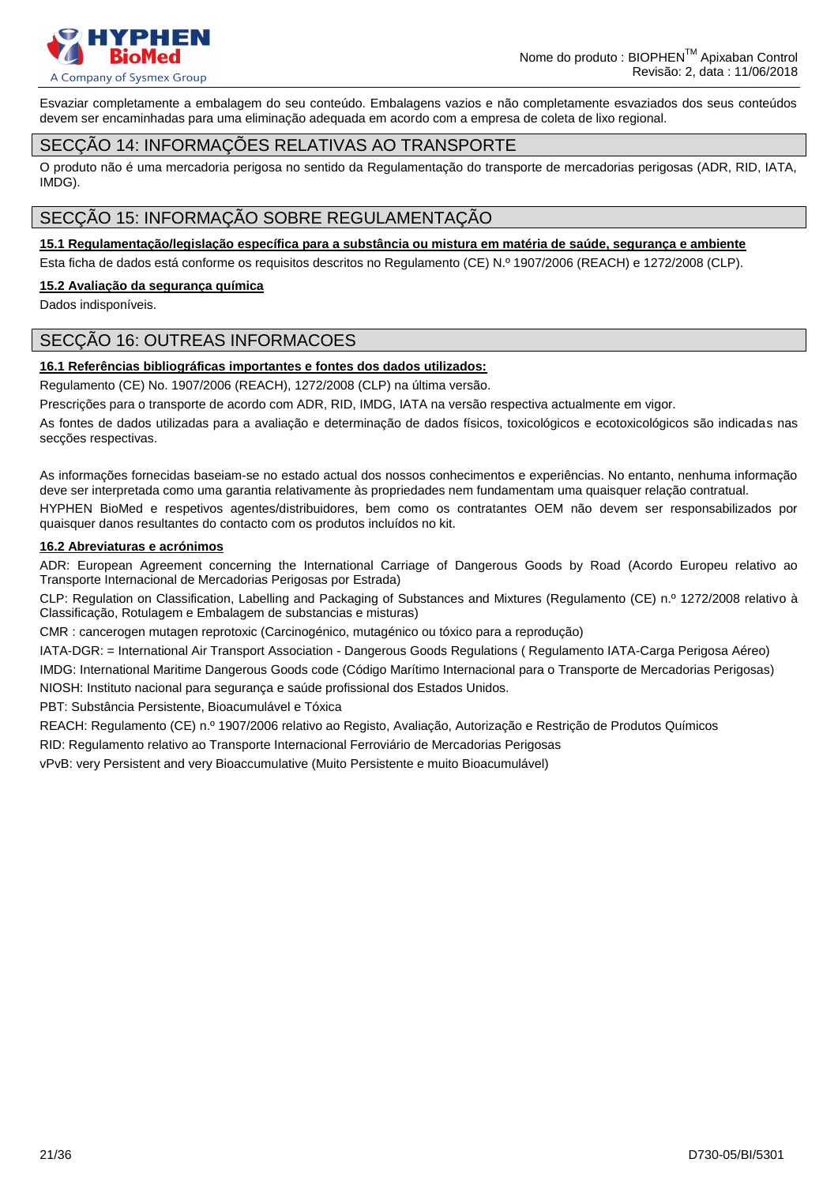Esvaziar completamente a embalagem do seu conteúdo. Embalagens vazios e não completamente esvaziados dos seus conteúdos devem ser encaminhadas para uma eliminação adequada em acordo com a empresa de coleta de lixo regional.

## SECÇÃO 14: INFORMAÇÕES RELATIVAS AO TRANSPORTE

O produto não é uma mercadoria perigosa no sentido da Regulamentação do transporte de mercadorias perigosas (ADR, RID, IATA, IMDG).

## SECÇÃO 15: INFORMAÇÃO SOBRE REGULAMENTAÇÃO

**15.1 Regulamentação/legislação específica para a substância ou mistura em matéria de saúde, segurança e ambiente**

Esta ficha de dados está conforme os requisitos descritos no Regulamento (CE) N.º 1907/2006 (REACH) e 1272/2008 (CLP).

**15.2 Avaliação da segurança química**

Dados indisponíveis.

## SECÇÃO 16: OUTREAS INFORMACOES

**16.1 Referências bibliográficas importantes e fontes dos dados utilizados:**

Regulamento (CE) No. 1907/2006 (REACH), 1272/2008 (CLP) na última versão.

Prescrições para o transporte de acordo com ADR, RID, IMDG, IATA na versão respectiva actualmente em vigor.

As fontes de dados utilizadas para a avaliação e determinação de dados físicos, toxicológicos e ecotoxicológicos são indicadas nas secções respectivas.

As informações fornecidas baseiam-se no estado actual dos nossos conhecimentos e experiências. No entanto, nenhuma informação deve ser interpretada como uma garantia relativamente às propriedades nem fundamentam uma quaisquer relação contratual.

HYPHEN BioMed e respetivos agentes/distribuidores, bem como os contratantes OEM não devem ser responsabilizados por quaisquer danos resultantes do contacto com os produtos incluídos no kit.

**16.2 Abreviaturas e acrónimos**

ADR: European Agreement concerning the International Carriage of Dangerous Goods by Road (Acordo Europeu relativo ao Transporte Internacional de Mercadorias Perigosas por Estrada)

CLP: Regulation on Classification, Labelling and Packaging of Substances and Mixtures (Regulamento (CE) n.º 1272/2008 relativo à Classificação, Rotulagem e Embalagem de substancias e misturas)

CMR : cancerogen mutagen reprotoxic (Carcinogénico, mutagénico ou tóxico para a reprodução)

IATA-DGR: = International Air Transport Association - Dangerous Goods Regulations ( Regulamento IATA-Carga Perigosa Aéreo)

IMDG: International Maritime Dangerous Goods code (Código Marítimo Internacional para o Transporte de Mercadorias Perigosas)

NIOSH: Instituto nacional para segurança e saúde profissional dos Estados Unidos.

PBT: Substância Persistente, Bioacumulável e Tóxica

REACH: Regulamento (CE) n.º 1907/2006 relativo ao Registo, Avaliação, Autorização e Restrição de Produtos Químicos

RID: Regulamento relativo ao Transporte Internacional Ferroviário de Mercadorias Perigosas

vPvB: very Persistent and very Bioaccumulative (Muito Persistente e muito Bioacumulável)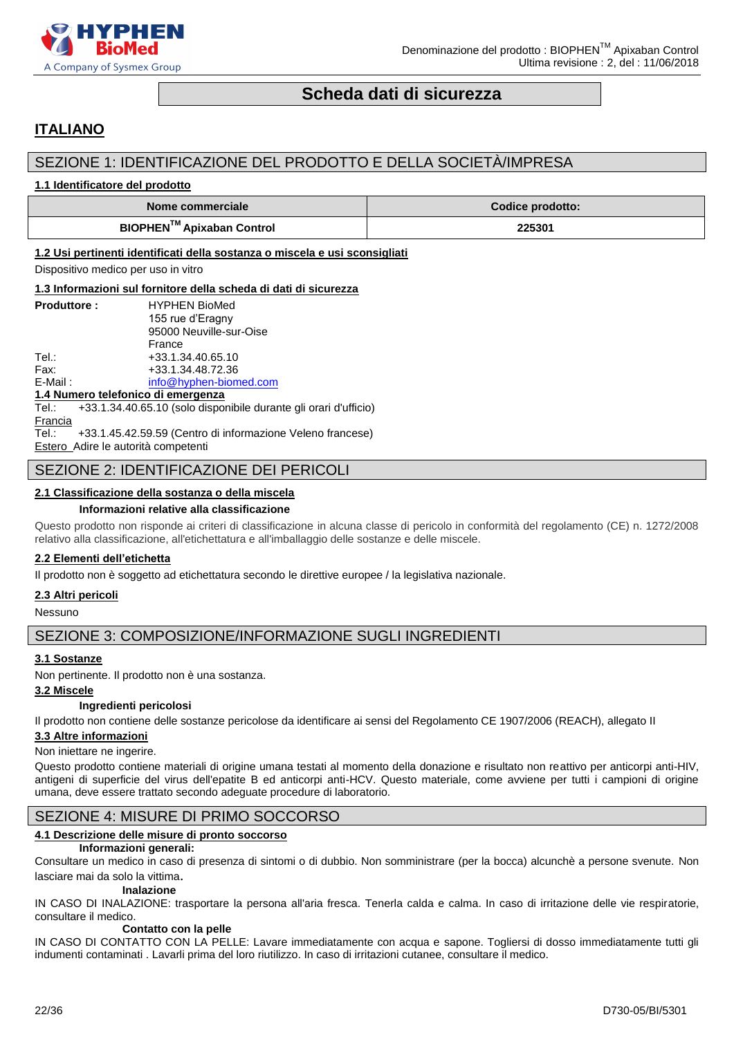# Scheda dati di sicurezza

## ITALIANO

## SEZIONE 1: IDENTIFICAZIONE DEL PRODOTTO E DELLA SOCIETÀ/IMPRESA

### 1.1 Identificatore del prodotto

| Nome commerciale | Codice prodotto: |
|---|---|
| BIOPHEN™ Apixaban Control | 225301 |

### 1.2 Usi pertinenti identificati della sostanza o miscela e usi sconsigliati

Dispositivo medico per uso in vitro

### 1.3 Informazioni sul fornitore della scheda di dati di sicurezza

**Produttore :** HYPHEN BioMed
155 rue d'Eragny
95000 Neuville-sur-Oise
France

Tel.: +33.1.34.40.65.10
Fax: +33.1.34.48.72.36
E-Mail : info@hyphen-biomed.com

### 1.4 Numero telefonico di emergenza

Tel.: +33.1.34.40.65.10 (solo disponibile durante gli orari d'ufficio)

Francia
Tel.: +33.1.45.42.59.59 (Centro di informazione Veleno francese)

Estero Adire le autorità competenti

## SEZIONE 2: IDENTIFICAZIONE DEI PERICOLI

### 2.1 Classificazione della sostanza o della miscela

**Informazioni relative alla classificazione**

Questo prodotto non risponde ai criteri di classificazione in alcuna classe di pericolo in conformità del regolamento (CE) n. 1272/2008 relativo alla classificazione, all'etichettatura e all'imballaggio delle sostanze e delle miscele.

### 2.2 Elementi dell'etichetta

Il prodotto non è soggetto ad etichettatura secondo le direttive europee / la legislativa nazionale.

### 2.3 Altri pericoli

Nessuno

## SEZIONE 3: COMPOSIZIONE/INFORMAZIONE SUGLI INGREDIENTI

### 3.1 Sostanze

Non pertinente. Il prodotto non è una sostanza.

### 3.2 Miscele

**Ingredienti pericolosi**

Il prodotto non contiene delle sostanze pericolose da identificare ai sensi del Regolamento CE 1907/2006 (REACH), allegato II

### 3.3 Altre informazioni

Non iniettare ne ingerire.

Questo prodotto contiene materiali di origine umana testati al momento della donazione e risultato non reattivo per anticorpi anti-HIV, antigeni di superficie del virus dell'epatite B ed anticorpi anti-HCV. Questo materiale, come avviene per tutti i campioni di origine umana, deve essere trattato secondo adeguate procedure di laboratorio.

## SEZIONE 4: MISURE DI PRIMO SOCCORSO

### 4.1 Descrizione delle misure di pronto soccorso

**Informazioni generali:**

Consultare un medico in caso di presenza di sintomi o di dubbio. Non somministrare (per la bocca) alcunchè a persone svenute. Non lasciare mai da solo la vittima.

**Inalazione**

IN CASO DI INALAZIONE: trasportare la persona all'aria fresca. Tenerla calda e calma. In caso di irritazione delle vie respiratorie, consultare il medico.

**Contatto con la pelle**

IN CASO DI CONTATTO CON LA PELLE: Lavare immediatamente con acqua e sapone. Togliersi di dosso immediatamente tutti gli indumenti contaminati . Lavarli prima del loro riutilizzo. In caso di irritazioni cutanee, consultare il medico.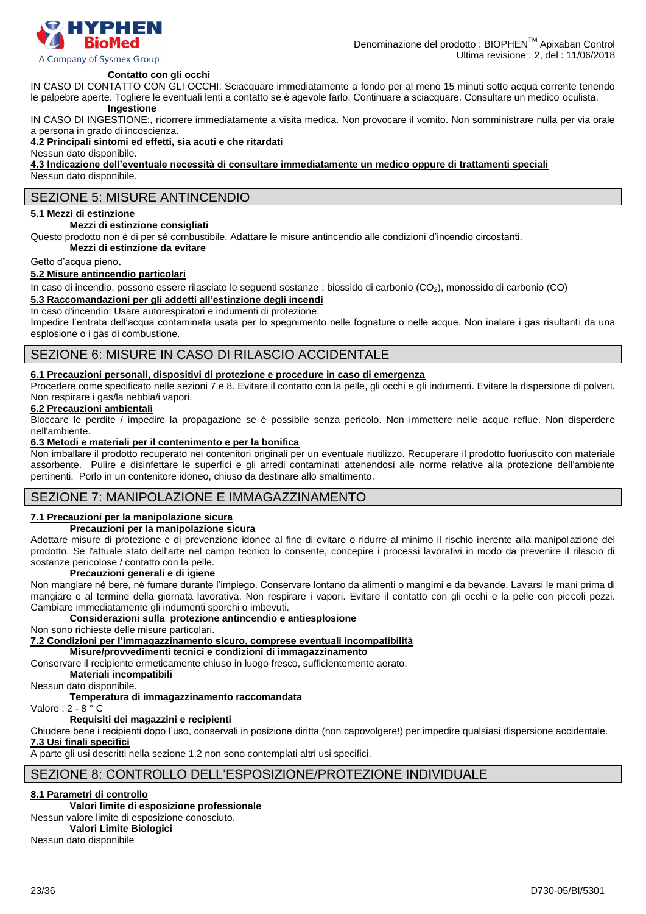**Contatto con gli occhi**

IN CASO DI CONTATTO CON GLI OCCHI: Sciacquare immediatamente a fondo per almeno 15 minuti sotto acqua corrente tenendo le palpebre aperte. Togliere le eventuali lenti a contatto se è agevole farlo. Continuare a sciacquare. Consultare un medico oculista.

**Ingestione**

IN CASO DI INGESTIONE:, ricorrere immediatamente a visita medica. Non provocare il vomito. Non somministrare nulla per via orale a persona in grado di incoscienza.

**4.2 Principali sintomi ed effetti, sia acuti e che ritardati**

Nessun dato disponibile.

**4.3 Indicazione dell'eventuale necessità di consultare immediatamente un medico oppure di trattamenti speciali**

Nessun dato disponibile.

## SEZIONE 5: MISURE ANTINCENDIO

**5.1 Mezzi di estinzione**

**Mezzi di estinzione consigliati**

Questo prodotto non è di per sé combustibile. Adattare le misure antincendio alle condizioni d'incendio circostanti.

**Mezzi di estinzione da evitare**

Getto d'acqua pieno.

**5.2 Misure antincendio particolari**

In caso di incendio, possono essere rilasciate le seguenti sostanze : biossido di carbonio ($CO_2$), monossido di carbonio (CO)

**5.3 Raccomandazioni per gli addetti all'estinzione degli incendi**

In caso d'incendio: Usare autorespiratori e indumenti di protezione.

Impedire l'entrata dell'acqua contaminata usata per lo spegnimento nelle fognature o nelle acque. Non inalare i gas risultanti da una esplosione o i gas di combustione.

## SEZIONE 6: MISURE IN CASO DI RILASCIO ACCIDENTALE

**6.1 Precauzioni personali, dispositivi di protezione e procedure in caso di emergenza**

Procedere come specificato nelle sezioni 7 e 8. Evitare il contatto con la pelle, gli occhi e gli indumenti. Evitare la dispersione di polveri. Non respirare i gas/la nebbia/i vapori.

**6.2 Precauzioni ambientali**

Bloccare le perdite / impedire la propagazione se è possibile senza pericolo. Non immettere nelle acque reflue. Non disperdere nell'ambiente.

**6.3 Metodi e materiali per il contenimento e per la bonifica**

Non imballare il prodotto recuperato nei contenitori originali per un eventuale riutilizzo. Recuperare il prodotto fuoriuscito con materiale assorbente. Pulire e disinfettare le superfici e gli arredi contaminati attenendosi alle norme relative alla protezione dell'ambiente pertinenti. Porlo in un contenitore idoneo, chiuso da destinare allo smaltimento.

## SEZIONE 7: MANIPOLAZIONE E IMMAGAZZINAMENTO

**7.1 Precauzioni per la manipolazione sicura**

**Precauzioni per la manipolazione sicura**

Adottare misure di protezione e di prevenzione idonee al fine di evitare o ridurre al minimo il rischio inerente alla manipolazione del prodotto. Se l'attuale stato dell'arte nel campo tecnico lo consente, concepire i processi lavorativi in modo da prevenire il rilascio di sostanze pericolose / contatto con la pelle.

**Precauzioni generali e di igiene**

Non mangiare né bere, né fumare durante l'impiego. Conservare lontano da alimenti o mangimi e da bevande. Lavarsi le mani prima di mangiare e al termine della giornata lavorativa. Non respirare i vapori. Evitare il contatto con gli occhi e la pelle con piccoli pezzi. Cambiare immediatamente gli indumenti sporchi o imbevuti.

**Considerazioni sulla protezione antincendio e antiesplosione**

Non sono richieste delle misure particolari.

**7.2 Condizioni per l'immagazzinamento sicuro, comprese eventuali incompatibilità**

**Misure/provvedimenti tecnici e condizioni di immagazzinamento**

Conservare il recipiente ermeticamente chiuso in luogo fresco, sufficientemente aerato.

**Materiali incompatibili**

Nessun dato disponibile.

**Temperatura di immagazzinamento raccomandata**

Valore : 2 - 8 ° C

**Requisiti dei magazzini e recipienti**

Chiudere bene i recipienti dopo l'uso, conservali in posizione diritta (non capovolgere!) per impedire qualsiasi dispersione accidentale.

**7.3 Usi finali specifici**

A parte gli usi descritti nella sezione 1.2 non sono contemplati altri usi specifici.

## SEZIONE 8: CONTROLLO DELL'ESPOSIZIONE/PROTEZIONE INDIVIDUALE

**8.1 Parametri di controllo**

**Valori limite di esposizione professionale**

Nessun valore limite di esposizione conosciuto.

**Valori Limite Biologici**

Nessun dato disponibile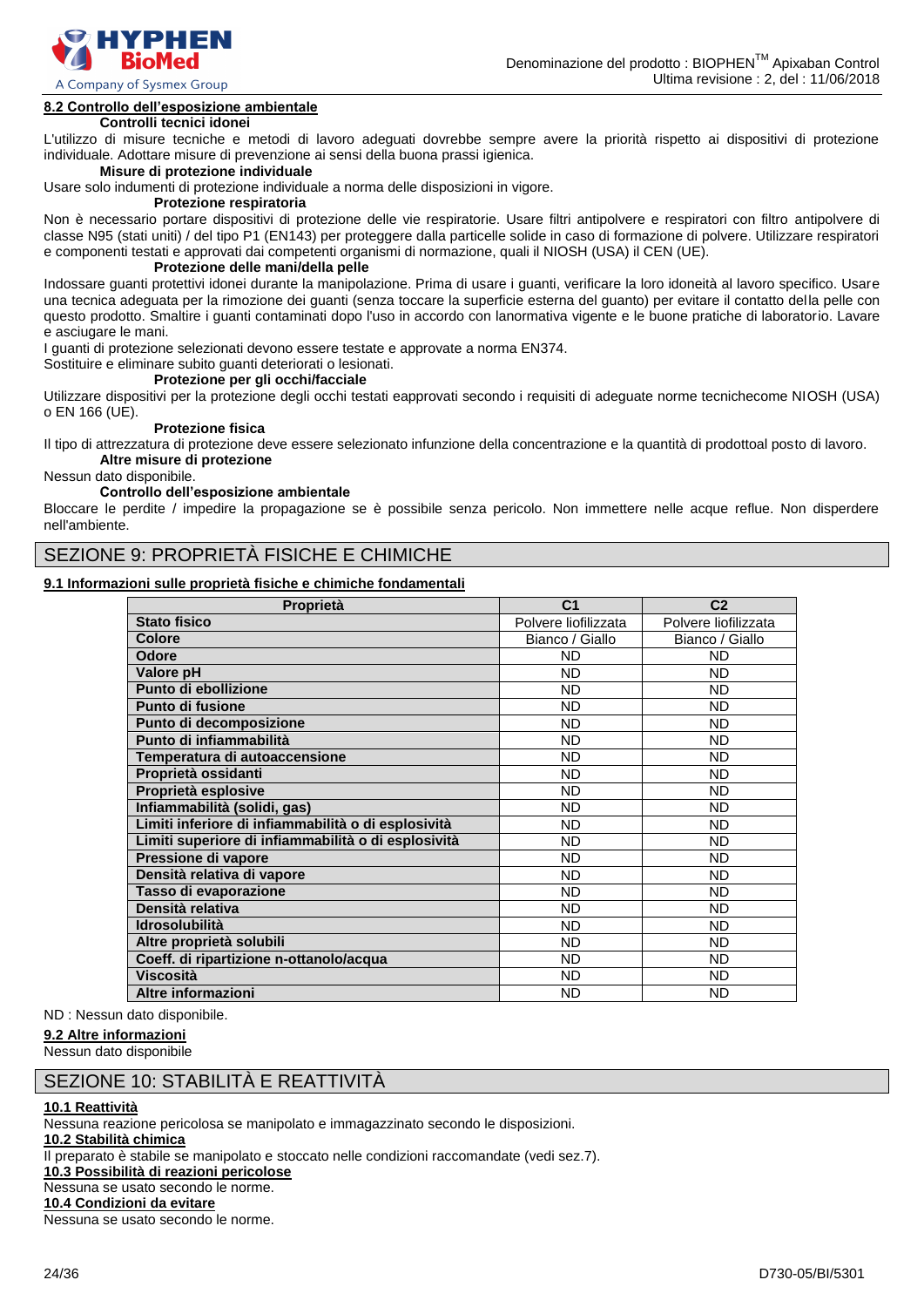#### 8.2 Controllo dell'esposizione ambientale

**Controlli tecnici idonei**

L'utilizzo di misure tecniche e metodi di lavoro adeguati dovrebbe sempre avere la priorità rispetto ai dispositivi di protezione individuale. Adottare misure di prevenzione ai sensi della buona prassi igienica.

**Misure di protezione individuale**

Usare solo indumenti di protezione individuale a norma delle disposizioni in vigore.

**Protezione respiratoria**

Non è necessario portare dispositivi di protezione delle vie respiratorie. Usare filtri antipolvere e respiratori con filtro antipolvere di classe N95 (stati uniti) / del tipo P1 (EN143) per proteggere dalla particelle solide in caso di formazione di polvere. Utilizzare respiratori e componenti testati e approvati dai competenti organismi di normazione, quali il NIOSH (USA) il CEN (UE).

**Protezione delle mani/della pelle**

Indossare guanti protettivi idonei durante la manipolazione. Prima di usare i guanti, verificare la loro idoneità al lavoro specifico. Usare una tecnica adeguata per la rimozione dei guanti (senza toccare la superficie esterna del guanto) per evitare il contatto della pelle con questo prodotto. Smaltire i guanti contaminati dopo l'uso in accordo con lanormativa vigente e le buone pratiche di laboratorio. Lavare e asciugare le mani.

I guanti di protezione selezionati devono essere testate e approvate a norma EN374.

Sostituire e eliminare subito guanti deteriorati o lesionati.

**Protezione per gli occhi/facciale**

Utilizzare dispositivi per la protezione degli occhi testati eapprovati secondo i requisiti di adeguate norme tecnichecome NIOSH (USA) o EN 166 (UE).

**Protezione fisica**

Il tipo di attrezzatura di protezione deve essere selezionato infunzione della concentrazione e la quantità di prodottoal posto di lavoro.

**Altre misure di protezione**

Nessun dato disponibile.

**Controllo dell'esposizione ambientale**

Bloccare le perdite / impedire la propagazione se è possibile senza pericolo. Non immettere nelle acque reflue. Non disperdere nell'ambiente.

## SEZIONE 9: PROPRIETÀ FISICHE E CHIMICHE

#### 9.1 Informazioni sulle proprietà fisiche e chimiche fondamentali

| Proprietà | C1 | C2 |
|---|---|---|
| **Stato fisico** | Polvere liofilizzata | Polvere liofilizzata |
| **Colore** | Bianco / Giallo | Bianco / Giallo |
| **Odore** | ND | ND |
| **Valore pH** | ND | ND |
| **Punto di ebollizione** | ND | ND |
| **Punto di fusione** | ND | ND |
| **Punto di decomposizione** | ND | ND |
| **Punto di infiammabilità** | ND | ND |
| **Temperatura di autoaccensione** | ND | ND |
| **Proprietà ossidanti** | ND | ND |
| **Proprietà esplosive** | ND | ND |
| **Infiammabilità (solidi, gas)** | ND | ND |
| **Limiti inferiore di infiammabilità o di esplosività** | ND | ND |
| **Limiti superiore di infiammabilità o di esplosività** | ND | ND |
| **Pressione di vapore** | ND | ND |
| **Densità relativa di vapore** | ND | ND |
| **Tasso di evaporazione** | ND | ND |
| **Densità relativa** | ND | ND |
| **Idrosolubilità** | ND | ND |
| **Altre proprietà solubili** | ND | ND |
| **Coeff. di ripartizione n-ottanolo/acqua** | ND | ND |
| **Viscosità** | ND | ND |
| **Altre informazioni** | ND | ND |

ND : Nessun dato disponibile.

#### 9.2 Altre informazioni

Nessun dato disponibile

## SEZIONE 10: STABILITÀ E REATTIVITÀ

#### 10.1 Reattività

Nessuna reazione pericolosa se manipolato e immagazzinato secondo le disposizioni.

#### 10.2 Stabilità chimica

Il preparato è stabile se manipolato e stoccato nelle condizioni raccomandate (vedi sez.7).

#### 10.3 Possibilità di reazioni pericolose

Nessuna se usato secondo le norme.

#### 10.4 Condizioni da evitare

Nessuna se usato secondo le norme.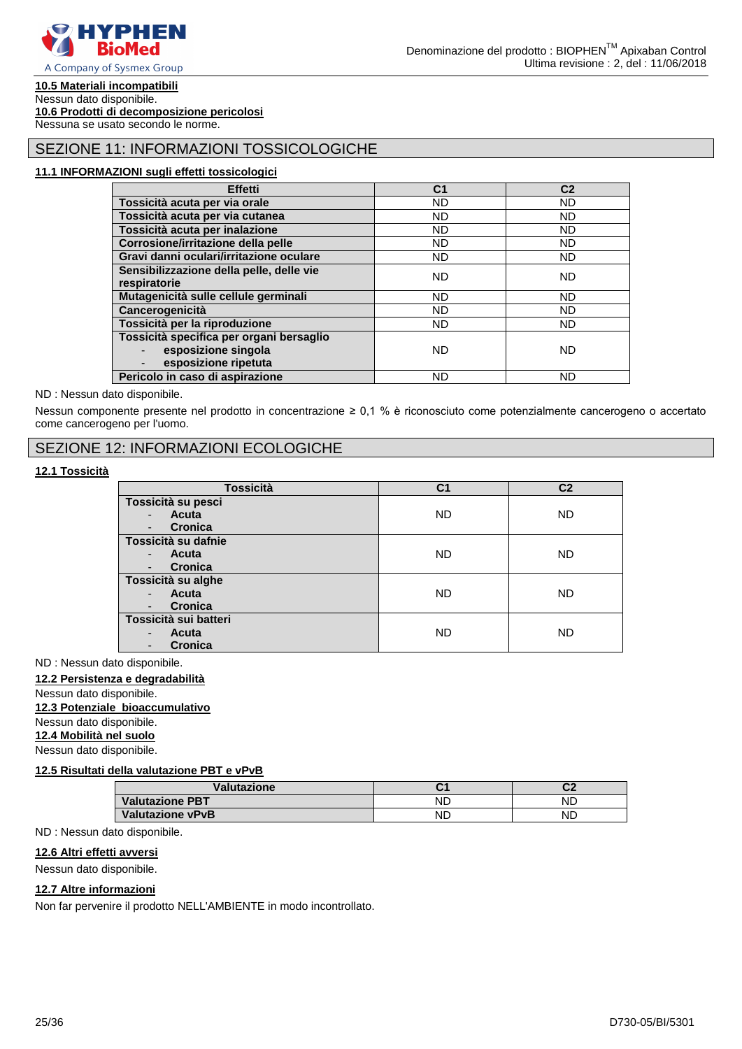**10.5 Materiali incompatibili**

Nessun dato disponibile.

**10.6 Prodotti di decomposizione pericolosi**

Nessuna se usato secondo le norme.

## SEZIONE 11: INFORMAZIONI TOSSICOLOGICHE

**11.1 INFORMAZIONI sugli effetti tossicologici**

| Effetti | C1 | C2 |
|---|---|---|
| **Tossicità acuta per via orale** | ND | ND |
| **Tossicità acuta per via cutanea** | ND | ND |
| **Tossicità acuta per inalazione** | ND | ND |
| **Corrosione/irritazione della pelle** | ND | ND |
| **Gravi danni oculari/irritazione oculare** | ND | ND |
| **Sensibilizzazione della pelle, delle vie respiratorie** | ND | ND |
| **Mutagenicità sulle cellule germinali** | ND | ND |
| **Cancerogenicità** | ND | ND |
| **Tossicità per la riproduzione** | ND | ND |
| **Tossicità specifica per organi bersaglio** - **esposizione singola** - **esposizione ripetuta** | ND | ND |
| **Pericolo in caso di aspirazione** | ND | ND |

ND : Nessun dato disponibile.

Nessun componente presente nel prodotto in concentrazione ≥ 0,1 % è riconosciuto come potenzialmente cancerogeno o accertato come cancerogeno per l'uomo.

## SEZIONE 12: INFORMAZIONI ECOLOGICHE

**12.1 Tossicità**

| Tossicità | C1 | C2 |
|---|---|---|
| **Tossicità su pesci** - **Acuta** - **Cronica** | ND | ND |
| **Tossicità su dafnie** - **Acuta** - **Cronica** | ND | ND |
| **Tossicità su alghe** - **Acuta** - **Cronica** | ND | ND |
| **Tossicità sui batteri** - **Acuta** - **Cronica** | ND | ND |

ND : Nessun dato disponibile.

**12.2 Persistenza e degradabilità**

Nessun dato disponibile.

**12.3 Potenziale bioaccumulativo**

Nessun dato disponibile.

**12.4 Mobilità nel suolo**

Nessun dato disponibile.

**12.5 Risultati della valutazione PBT e vPvB**

| Valutazione | C1 | C2 |
|---|---|---|
| **Valutazione PBT** | ND | ND |
| **Valutazione vPvB** | ND | ND |

ND : Nessun dato disponibile.

**12.6 Altri effetti avversi**

Nessun dato disponibile.

**12.7 Altre informazioni**

Non far pervenire il prodotto NELL'AMBIENTE in modo incontrollato.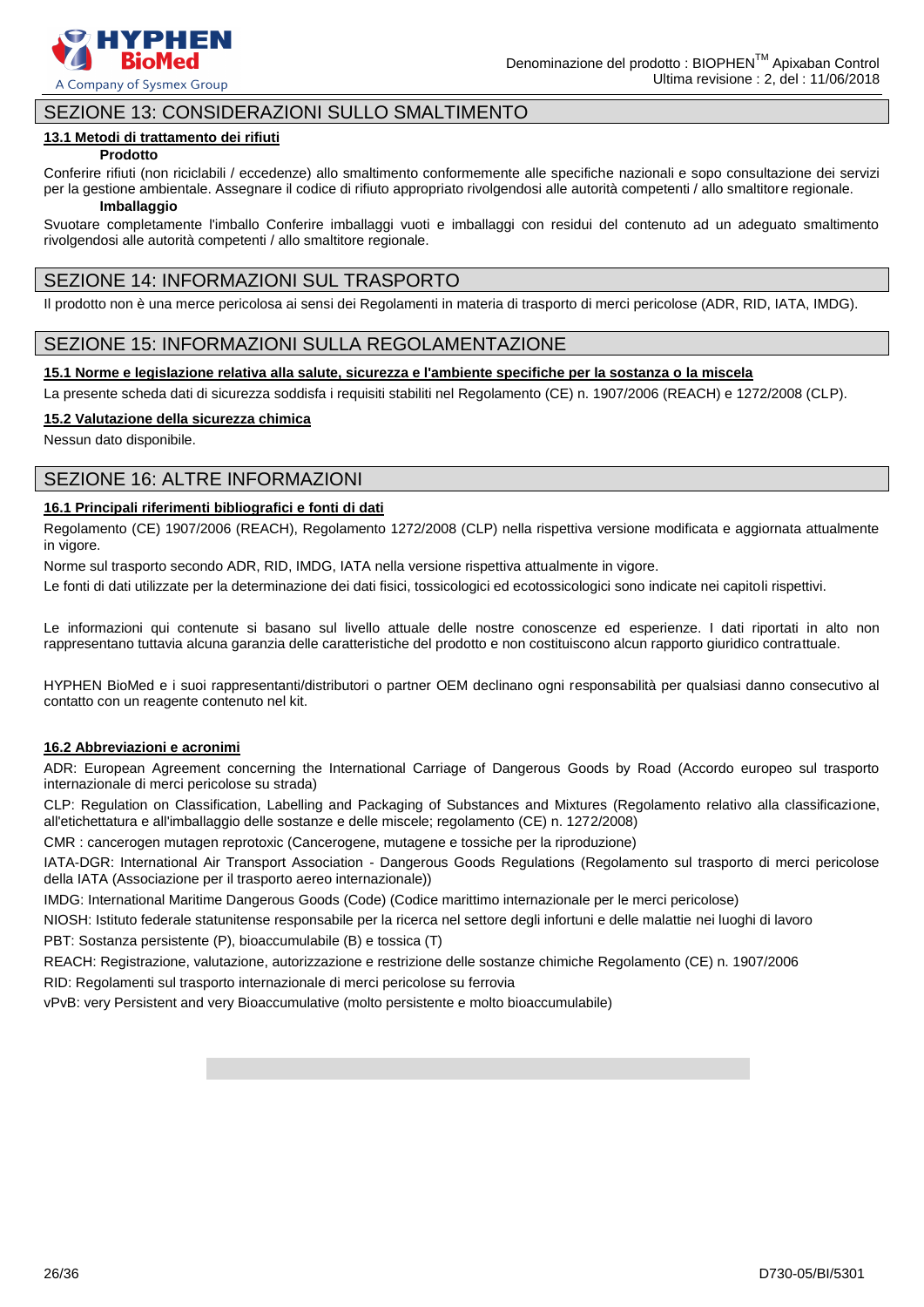## SEZIONE 13: CONSIDERAZIONI SULLO SMALTIMENTO

### 13.1 Metodi di trattamento dei rifiuti

**Prodotto**

Conferire rifiuti (non riciclabili / eccedenze) allo smaltimento conformemente alle specifiche nazionali e sopo consultazione dei servizi per la gestione ambientale. Assegnare il codice di rifiuto appropriato rivolgendosi alle autorità competenti / allo smaltitore regionale.

**Imballaggio**

Svuotare completamente l'imballo Conferire imballaggi vuoti e imballaggi con residui del contenuto ad un adeguato smaltimento rivolgendosi alle autorità competenti / allo smaltitore regionale.

## SEZIONE 14: INFORMAZIONI SUL TRASPORTO

Il prodotto non è una merce pericolosa ai sensi dei Regolamenti in materia di trasporto di merci pericolose (ADR, RID, IATA, IMDG).

## SEZIONE 15: INFORMAZIONI SULLA REGOLAMENTAZIONE

### 15.1 Norme e legislazione relativa alla salute, sicurezza e l'ambiente specifiche per la sostanza o la miscela

La presente scheda dati di sicurezza soddisfa i requisiti stabiliti nel Regolamento (CE) n. 1907/2006 (REACH) e 1272/2008 (CLP).

### 15.2 Valutazione della sicurezza chimica

Nessun dato disponibile.

## SEZIONE 16: ALTRE INFORMAZIONI

### 16.1 Principali riferimenti bibliografici e fonti di dati

Regolamento (CE) 1907/2006 (REACH), Regolamento 1272/2008 (CLP) nella rispettiva versione modificata e aggiornata attualmente in vigore.

Norme sul trasporto secondo ADR, RID, IMDG, IATA nella versione rispettiva attualmente in vigore.

Le fonti di dati utilizzate per la determinazione dei dati fisici, tossicologici ed ecotossicologici sono indicate nei capitoli rispettivi.

Le informazioni qui contenute si basano sul livello attuale delle nostre conoscenze ed esperienze. I dati riportati in alto non rappresentano tuttavia alcuna garanzia delle caratteristiche del prodotto e non costituiscono alcun rapporto giuridico contrattuale.

HYPHEN BioMed e i suoi rappresentanti/distributori o partner OEM declinano ogni responsabilità per qualsiasi danno consecutivo al contatto con un reagente contenuto nel kit.

### 16.2 Abbreviazioni e acronimi

ADR: European Agreement concerning the International Carriage of Dangerous Goods by Road (Accordo europeo sul trasporto internazionale di merci pericolose su strada)

CLP: Regulation on Classification, Labelling and Packaging of Substances and Mixtures (Regolamento relativo alla classificazione, all'etichettatura e all'imballaggio delle sostanze e delle miscele; regolamento (CE) n. 1272/2008)

CMR : cancerogen mutagen reprotoxic (Cancerogene, mutagene e tossiche per la riproduzione)

IATA-DGR: International Air Transport Association - Dangerous Goods Regulations (Regolamento sul trasporto di merci pericolose della IATA (Associazione per il trasporto aereo internazionale))

IMDG: International Maritime Dangerous Goods (Code) (Codice marittimo internazionale per le merci pericolose)

NIOSH: Istituto federale statunitense responsabile per la ricerca nel settore degli infortuni e delle malattie nei luoghi di lavoro

PBT: Sostanza persistente (P), bioaccumulabile (B) e tossica (T)

REACH: Registrazione, valutazione, autorizzazione e restrizione delle sostanze chimiche Regolamento (CE) n. 1907/2006

RID: Regolamenti sul trasporto internazionale di merci pericolose su ferrovia

vPvB: very Persistent and very Bioaccumulative (molto persistente e molto bioaccumulabile)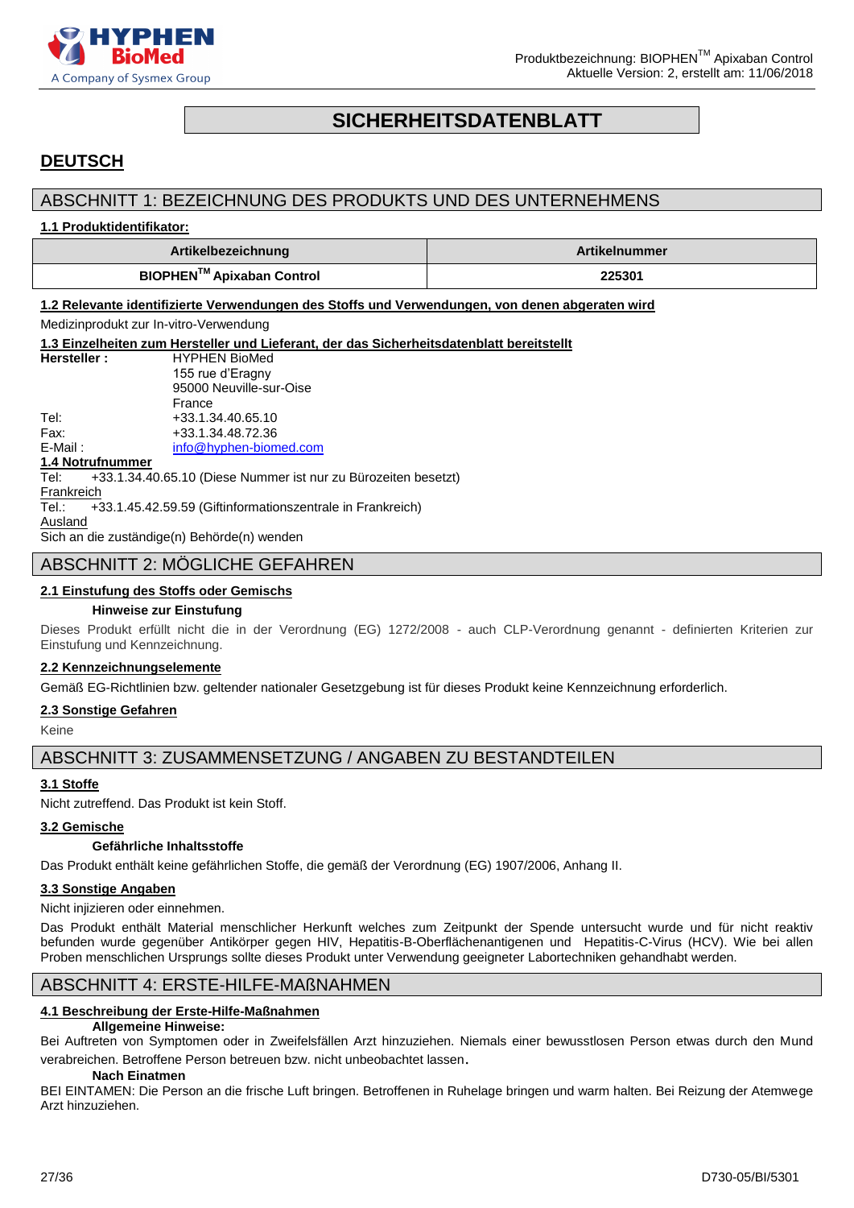# SICHERHEITSDATENBLATT

## DEUTSCH

## ABSCHNITT 1: BEZEICHNUNG DES PRODUKTS UND DES UNTERNEHMENS

**1.1 Produktidentifikator:**

| Artikelbezeichnung | Artikelnummer |
|---|---|
| **BIOPHEN™ Apixaban Control** | **225301** |

**1.2 Relevante identifizierte Verwendungen des Stoffs und Verwendungen, von denen abgeraten wird**

Medizinprodukt zur In-vitro-Verwendung

**1.3 Einzelheiten zum Hersteller und Lieferant, der das Sicherheitsdatenblatt bereitstellt**

**Hersteller :** HYPHEN BioMed
155 rue d'Eragny
95000 Neuville-sur-Oise
France

Tel: +33.1.34.40.65.10
Fax: +33.1.34.48.72.36
E-Mail : info@hyphen-biomed.com

**1.4 Notrufnummer**

Tel: +33.1.34.40.65.10 (Diese Nummer ist nur zu Bürozeiten besetzt)

Frankreich

Tel.: +33.1.45.42.59.59 (Giftinformationszentrale in Frankreich)

Ausland

Sich an die zuständige(n) Behörde(n) wenden

## ABSCHNITT 2: MÖGLICHE GEFAHREN

**2.1 Einstufung des Stoffs oder Gemischs**

**Hinweise zur Einstufung**

Dieses Produkt erfüllt nicht die in der Verordnung (EG) 1272/2008 - auch CLP-Verordnung genannt - definierten Kriterien zur Einstufung und Kennzeichnung.

**2.2 Kennzeichnungselemente**

Gemäß EG-Richtlinien bzw. geltender nationaler Gesetzgebung ist für dieses Produkt keine Kennzeichnung erforderlich.

**2.3 Sonstige Gefahren**

Keine

## ABSCHNITT 3: ZUSAMMENSETZUNG / ANGABEN ZU BESTANDTEILEN

**3.1 Stoffe**

Nicht zutreffend. Das Produkt ist kein Stoff.

**3.2 Gemische**

**Gefährliche Inhaltsstoffe**

Das Produkt enthält keine gefährlichen Stoffe, die gemäß der Verordnung (EG) 1907/2006, Anhang II.

**3.3 Sonstige Angaben**

Nicht injizieren oder einnehmen.

Das Produkt enthält Material menschlicher Herkunft welches zum Zeitpunkt der Spende untersucht wurde und für nicht reaktiv befunden wurde gegenüber Antikörper gegen HIV, Hepatitis-B-Oberflächenantigenen und Hepatitis-C-Virus (HCV). Wie bei allen Proben menschlichen Ursprungs sollte dieses Produkt unter Verwendung geeigneter Labortechniken gehandhabt werden.

## ABSCHNITT 4: ERSTE-HILFE-MAßNAHMEN

**4.1 Beschreibung der Erste-Hilfe-Maßnahmen**

**Allgemeine Hinweise:**

Bei Auftreten von Symptomen oder in Zweifelsfällen Arzt hinzuziehen. Niemals einer bewusstlosen Person etwas durch den Mund verabreichen. Betroffene Person betreuen bzw. nicht unbeobachtet lassen.

**Nach Einatmen**

BEI EINTAMEN: Die Person an die frische Luft bringen. Betroffenen in Ruhelage bringen und warm halten. Bei Reizung der Atemwege Arzt hinzuziehen.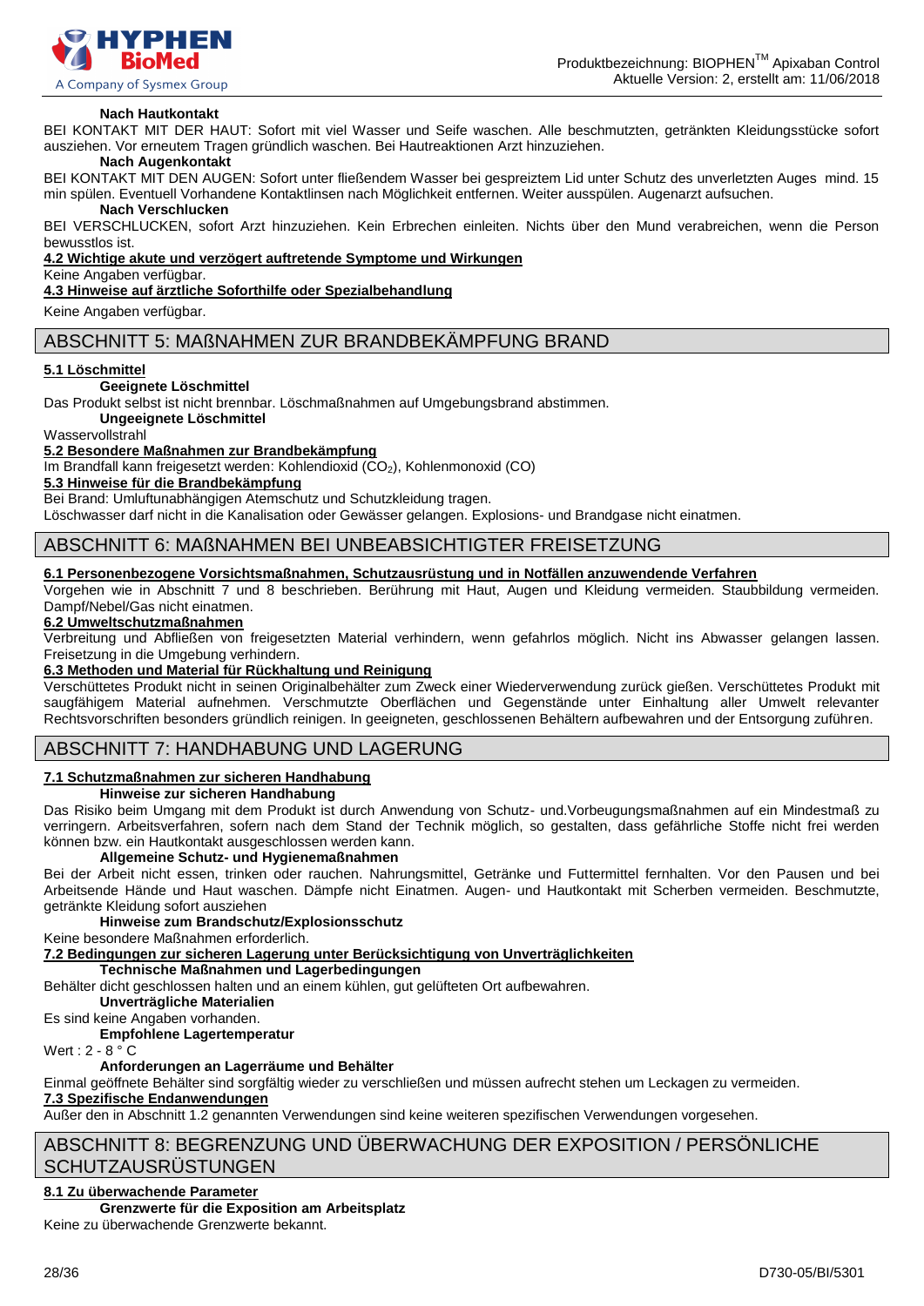**Nach Hautkontakt**

BEI KONTAKT MIT DER HAUT: Sofort mit viel Wasser und Seife waschen. Alle beschmutzten, getränkten Kleidungsstücke sofort ausziehen. Vor erneutem Tragen gründlich waschen. Bei Hautreaktionen Arzt hinzuziehen.

**Nach Augenkontakt**

BEI KONTAKT MIT DEN AUGEN: Sofort unter fließendem Wasser bei gespreiztem Lid unter Schutz des unverletzten Auges mind. 15 min spülen. Eventuell Vorhandene Kontaktlinsen nach Möglichkeit entfernen. Weiter ausspülen. Augenarzt aufsuchen.

**Nach Verschlucken**

BEI VERSCHLUCKEN, sofort Arzt hinzuziehen. Kein Erbrechen einleiten. Nichts über den Mund verabreichen, wenn die Person bewusstlos ist.

**4.2 Wichtige akute und verzögert auftretende Symptome und Wirkungen**

Keine Angaben verfügbar.

**4.3 Hinweise auf ärztliche Soforthilfe oder Spezialbehandlung**

Keine Angaben verfügbar.

## ABSCHNITT 5: MAẞNAHMEN ZUR BRANDBEKÄMPFUNG BRAND

**5.1 Löschmittel**

**Geeignete Löschmittel**

Das Produkt selbst ist nicht brennbar. Löschmaßnahmen auf Umgebungsbrand abstimmen.

**Ungeeignete Löschmittel**

Wasservollstrahl

**5.2 Besondere Maßnahmen zur Brandbekämpfung**

Im Brandfall kann freigesetzt werden: Kohlendioxid ($CO_2$), Kohlenmonoxid (CO)

**5.3 Hinweise für die Brandbekämpfung**

Bei Brand: Umluftunabhängigen Atemschutz und Schutzkleidung tragen.

Löschwasser darf nicht in die Kanalisation oder Gewässer gelangen. Explosions- und Brandgase nicht einatmen.

## ABSCHNITT 6: MAẞNAHMEN BEI UNBEABSICHTIGTER FREISETZUNG

**6.1 Personenbezogene Vorsichtsmaßnahmen, Schutzausrüstung und in Notfällen anzuwendende Verfahren**

Vorgehen wie in Abschnitt 7 und 8 beschrieben. Berührung mit Haut, Augen und Kleidung vermeiden. Staubbildung vermeiden. Dampf/Nebel/Gas nicht einatmen.

**6.2 Umweltschutzmaßnahmen**

Verbreitung und Abfließen von freigesetzten Material verhindern, wenn gefahrlos möglich. Nicht ins Abwasser gelangen lassen. Freisetzung in die Umgebung verhindern.

**6.3 Methoden und Material für Rückhaltung und Reinigung**

Verschüttetes Produkt nicht in seinen Originalbehälter zum Zweck einer Wiederverwendung zurück gießen. Verschüttetes Produkt mit saugfähigem Material aufnehmen. Verschmutzte Oberflächen und Gegenstände unter Einhaltung aller Umwelt relevanter Rechtsvorschriften besonders gründlich reinigen. In geeigneten, geschlossenen Behältern aufbewahren und der Entsorgung zuführen.

## ABSCHNITT 7: HANDHABUNG UND LAGERUNG

**7.1 Schutzmaßnahmen zur sicheren Handhabung**

**Hinweise zur sicheren Handhabung**

Das Risiko beim Umgang mit dem Produkt ist durch Anwendung von Schutz- und.Vorbeugungsmaßnahmen auf ein Mindestmaß zu verringern. Arbeitsverfahren, sofern nach dem Stand der Technik möglich, so gestalten, dass gefährliche Stoffe nicht frei werden können bzw. ein Hautkontakt ausgeschlossen werden kann.

**Allgemeine Schutz- und Hygienemaßnahmen**

Bei der Arbeit nicht essen, trinken oder rauchen. Nahrungsmittel, Getränke und Futtermittel fernhalten. Vor den Pausen und bei Arbeitsende Hände und Haut waschen. Dämpfe nicht Einatmen. Augen- und Hautkontakt mit Scherben vermeiden. Beschmutzte, getränkte Kleidung sofort ausziehen

**Hinweise zum Brandschutz/Explosionsschutz**

Keine besondere Maßnahmen erforderlich.

**7.2 Bedingungen zur sicheren Lagerung unter Berücksichtigung von Unverträglichkeiten**

**Technische Maßnahmen und Lagerbedingungen**

Behälter dicht geschlossen halten und an einem kühlen, gut gelüfteten Ort aufbewahren.

**Unverträgliche Materialien**

Es sind keine Angaben vorhanden.

**Empfohlene Lagertemperatur**

Wert : 2 - 8 ° C

**Anforderungen an Lagerräume und Behälter**

Einmal geöffnete Behälter sind sorgfältig wieder zu verschließen und müssen aufrecht stehen um Leckagen zu vermeiden.

**7.3 Spezifische Endanwendungen**

Außer den in Abschnitt 1.2 genannten Verwendungen sind keine weiteren spezifischen Verwendungen vorgesehen.

## ABSCHNITT 8: BEGRENZUNG UND ÜBERWACHUNG DER EXPOSITION / PERSÖNLICHE SCHUTZAUSRÜSTUNGEN

**8.1 Zu überwachende Parameter**

**Grenzwerte für die Exposition am Arbeitsplatz**

Keine zu überwachende Grenzwerte bekannt.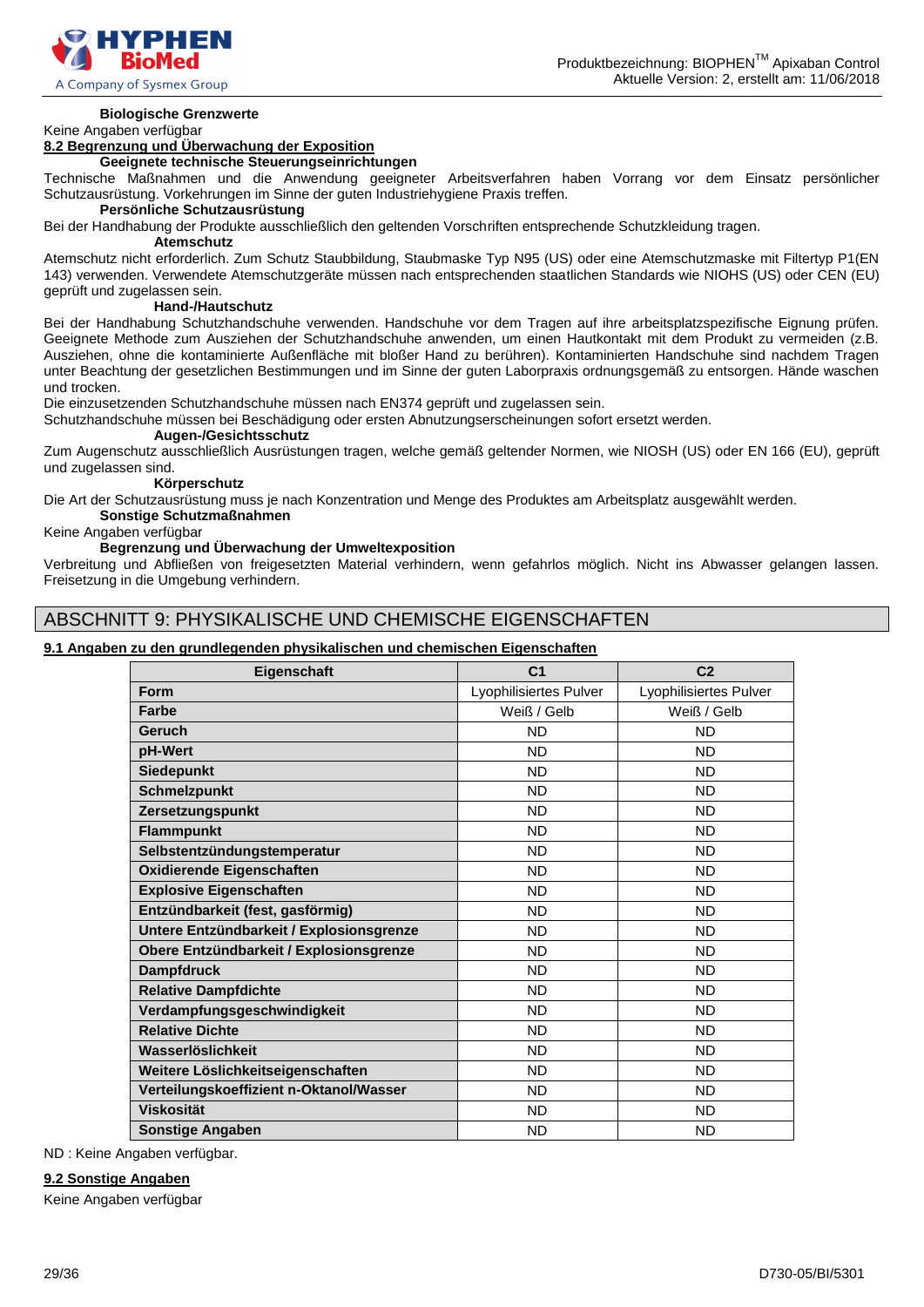**Biologische Grenzwerte**

Keine Angaben verfügbar

**8.2 Begrenzung und Überwachung der Exposition**

**Geeignete technische Steuerungseinrichtungen**

Technische Maßnahmen und die Anwendung geeigneter Arbeitsverfahren haben Vorrang vor dem Einsatz persönlicher Schutzausrüstung. Vorkehrungen im Sinne der guten Industriehygiene Praxis treffen.

**Persönliche Schutzausrüstung**

Bei der Handhabung der Produkte ausschließlich den geltenden Vorschriften entsprechende Schutzkleidung tragen.

**Atemschutz**

Atemschutz nicht erforderlich. Zum Schutz Staubbildung, Staubmaske Typ N95 (US) oder eine Atemschutzmaske mit Filtertyp P1(EN 143) verwenden. Verwendete Atemschutzgeräte müssen nach entsprechenden staatlichen Standards wie NIOHS (US) oder CEN (EU) geprüft und zugelassen sein.

**Hand-/Hautschutz**

Bei der Handhabung Schutzhandschuhe verwenden. Handschuhe vor dem Tragen auf ihre arbeitsplatzspezifische Eignung prüfen. Geeignete Methode zum Ausziehen der Schutzhandschuhe anwenden, um einen Hautkontakt mit dem Produkt zu vermeiden (z.B. Ausziehen, ohne die kontaminierte Außenfläche mit bloßer Hand zu berühren). Kontaminierten Handschuhe sind nachdem Tragen unter Beachtung der gesetzlichen Bestimmungen und im Sinne der guten Laborpraxis ordnungsgemäß zu entsorgen. Hände waschen und trocken.

Die einzusetzenden Schutzhandschuhe müssen nach EN374 geprüft und zugelassen sein.

Schutzhandschuhe müssen bei Beschädigung oder ersten Abnutzungserscheinungen sofort ersetzt werden.

**Augen-/Gesichtsschutz**

Zum Augenschutz ausschließlich Ausrüstungen tragen, welche gemäß geltender Normen, wie NIOSH (US) oder EN 166 (EU), geprüft und zugelassen sind.

**Körperschutz**

Die Art der Schutzausrüstung muss je nach Konzentration und Menge des Produktes am Arbeitsplatz ausgewählt werden.

**Sonstige Schutzmaßnahmen**

Keine Angaben verfügbar

**Begrenzung und Überwachung der Umweltexposition**

Verbreitung und Abfließen von freigesetzten Material verhindern, wenn gefahrlos möglich. Nicht ins Abwasser gelangen lassen. Freisetzung in die Umgebung verhindern.

## ABSCHNITT 9: PHYSIKALISCHE UND CHEMISCHE EIGENSCHAFTEN

**9.1 Angaben zu den grundlegenden physikalischen und chemischen Eigenschaften**

| Eigenschaft | C1 | C2 |
|---|---|---|
| **Form** | Lyophilisiertes Pulver | Lyophilisiertes Pulver |
| **Farbe** | Weiß / Gelb | Weiß / Gelb |
| **Geruch** | ND | ND |
| **pH-Wert** | ND | ND |
| **Siedepunkt** | ND | ND |
| **Schmelzpunkt** | ND | ND |
| **Zersetzungspunkt** | ND | ND |
| **Flammpunkt** | ND | ND |
| **Selbstentzündungstemperatur** | ND | ND |
| **Oxidierende Eigenschaften** | ND | ND |
| **Explosive Eigenschaften** | ND | ND |
| **Entzündbarkeit (fest, gasförmig)** | ND | ND |
| **Untere Entzündbarkeit / Explosionsgrenze** | ND | ND |
| **Obere Entzündbarkeit / Explosionsgrenze** | ND | ND |
| **Dampfdruck** | ND | ND |
| **Relative Dampfdichte** | ND | ND |
| **Verdampfungsgeschwindigkeit** | ND | ND |
| **Relative Dichte** | ND | ND |
| **Wasserlöslichkeit** | ND | ND |
| **Weitere Löslichkeitseigenschaften** | ND | ND |
| **Verteilungskoeffizient n-Oktanol/Wasser** | ND | ND |
| **Viskosität** | ND | ND |
| **Sonstige Angaben** | ND | ND |

ND : Keine Angaben verfügbar.

**9.2 Sonstige Angaben**

Keine Angaben verfügbar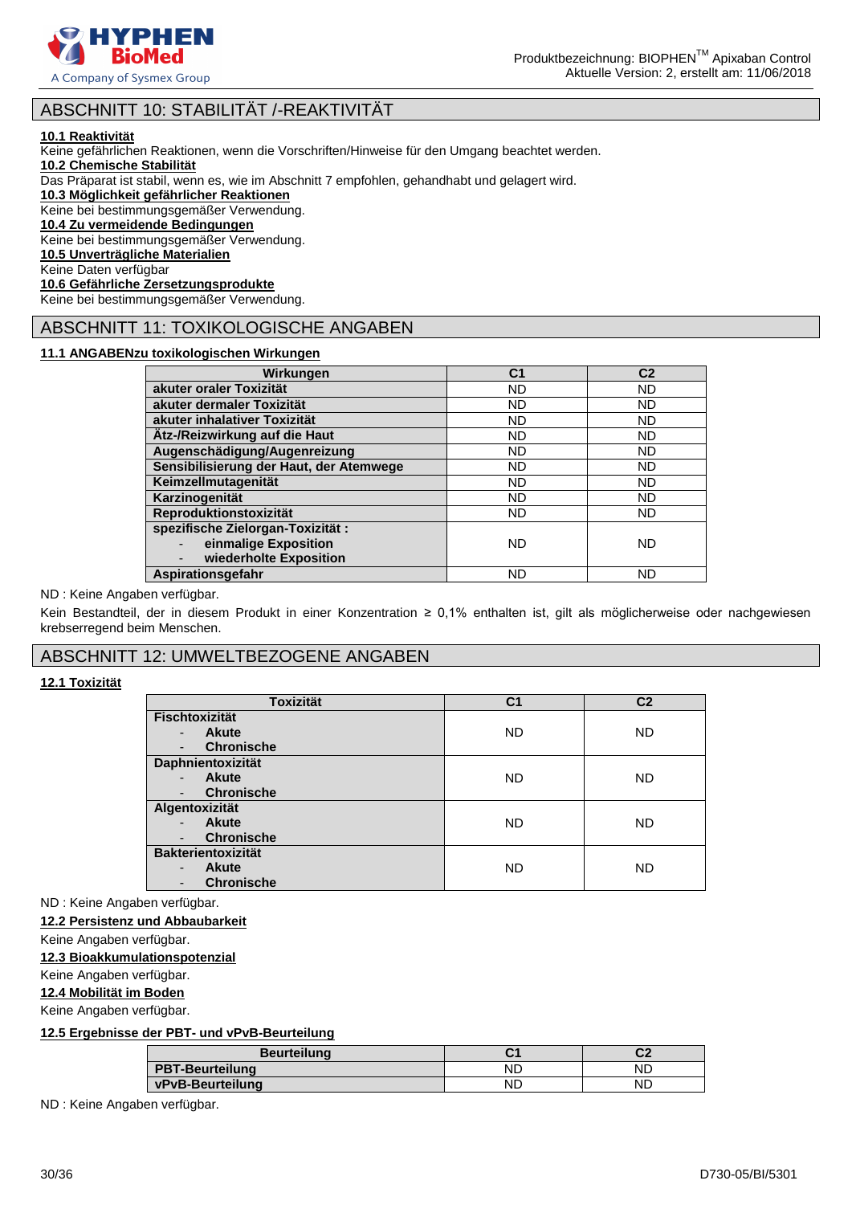## ABSCHNITT 10: STABILITÄT /-REAKTIVITÄT

**10.1 Reaktivität**

Keine gefährlichen Reaktionen, wenn die Vorschriften/Hinweise für den Umgang beachtet werden.

**10.2 Chemische Stabilität**

Das Präparat ist stabil, wenn es, wie im Abschnitt 7 empfohlen, gehandhabt und gelagert wird.

**10.3 Möglichkeit gefährlicher Reaktionen**

Keine bei bestimmungsgemäßer Verwendung.

**10.4 Zu vermeidende Bedingungen**

Keine bei bestimmungsgemäßer Verwendung.

**10.5 Unverträgliche Materialien**

Keine Daten verfügbar

**10.6 Gefährliche Zersetzungsprodukte**

Keine bei bestimmungsgemäßer Verwendung.

## ABSCHNITT 11: TOXIKOLOGISCHE ANGABEN

**11.1 ANGABENzu toxikologischen Wirkungen**

| Wirkungen | C1 | C2 |
|---|---|---|
| **akuter oraler Toxizität** | ND | ND |
| **akuter dermaler Toxizität** | ND | ND |
| **akuter inhalativer Toxizität** | ND | ND |
| **Ätz-/Reizwirkung auf die Haut** | ND | ND |
| **Augenschädigung/Augenreizung** | ND | ND |
| **Sensibilisierung der Haut, der Atemwege** | ND | ND |
| **Keimzellmutagenität** | ND | ND |
| **Karzinogenität** | ND | ND |
| **Reproduktionstoxizität** | ND | ND |
| **spezifische Zielorgan-Toxizität :** - **einmalige Exposition** - **wiederholte Exposition** | ND | ND |
| **Aspirationsgefahr** | ND | ND |

ND : Keine Angaben verfügbar.

Kein Bestandteil, der in diesem Produkt in einer Konzentration ≥ 0,1% enthalten ist, gilt als möglicherweise oder nachgewiesen krebserregend beim Menschen.

## ABSCHNITT 12: UMWELTBEZOGENE ANGABEN

**12.1 Toxizität**

| Toxizität | C1 | C2 |
|---|---|---|
| **Fischtoxizität** - **Akute** - **Chronische** | ND | ND |
| **Daphnientoxizität** - **Akute** - **Chronische** | ND | ND |
| **Algentoxizität** - **Akute** - **Chronische** | ND | ND |
| **Bakterientoxizität** - **Akute** - **Chronische** | ND | ND |

ND : Keine Angaben verfügbar.

**12.2 Persistenz und Abbaubarkeit**

Keine Angaben verfügbar.

**12.3 Bioakkumulationspotenzial**

Keine Angaben verfügbar.

**12.4 Mobilität im Boden**

Keine Angaben verfügbar.

**12.5 Ergebnisse der PBT- und vPvB-Beurteilung**

| Beurteilung | C1 | C2 |
|---|---|---|
| **PBT-Beurteilung** | ND | ND |
| **vPvB-Beurteilung** | ND | ND |

ND : Keine Angaben verfügbar.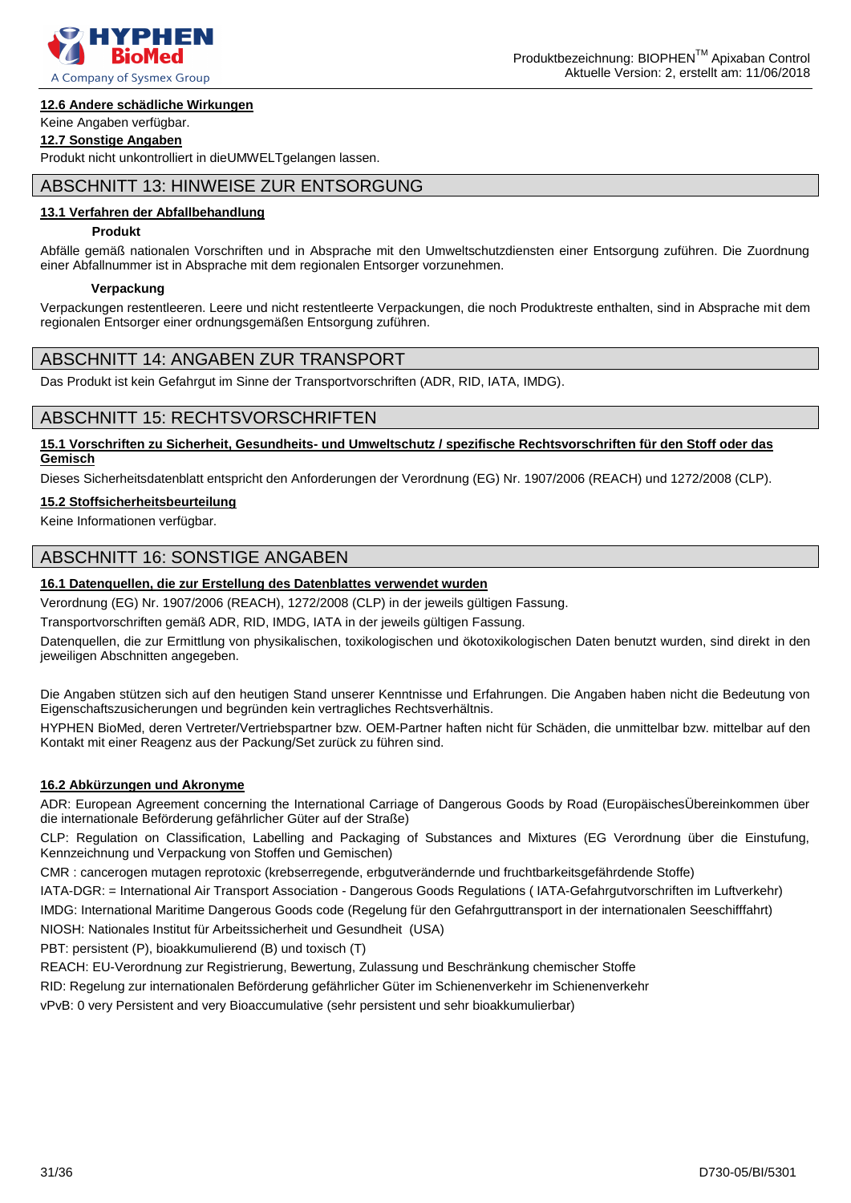### 12.6 Andere schädliche Wirkungen

Keine Angaben verfügbar.

### 12.7 Sonstige Angaben

Produkt nicht unkontrolliert in dieUMWELTgelangen lassen.

## ABSCHNITT 13: HINWEISE ZUR ENTSORGUNG

### 13.1 Verfahren der Abfallbehandlung

**Produkt**

Abfälle gemäß nationalen Vorschriften und in Absprache mit den Umweltschutzdiensten einer Entsorgung zuführen. Die Zuordnung einer Abfallnummer ist in Absprache mit dem regionalen Entsorger vorzunehmen.

**Verpackung**

Verpackungen restentleeren. Leere und nicht restentleerte Verpackungen, die noch Produktreste enthalten, sind in Absprache mit dem regionalen Entsorger einer ordnungsgemäßen Entsorgung zuführen.

## ABSCHNITT 14: ANGABEN ZUR TRANSPORT

Das Produkt ist kein Gefahrgut im Sinne der Transportvorschriften (ADR, RID, IATA, IMDG).

## ABSCHNITT 15: RECHTSVORSCHRIFTEN

### 15.1 Vorschriften zu Sicherheit, Gesundheits- und Umweltschutz / spezifische Rechtsvorschriften für den Stoff oder das Gemisch

Dieses Sicherheitsdatenblatt entspricht den Anforderungen der Verordnung (EG) Nr. 1907/2006 (REACH) und 1272/2008 (CLP).

### 15.2 Stoffsicherheitsbeurteilung

Keine Informationen verfügbar.

## ABSCHNITT 16: SONSTIGE ANGABEN

### 16.1 Datenquellen, die zur Erstellung des Datenblattes verwendet wurden

Verordnung (EG) Nr. 1907/2006 (REACH), 1272/2008 (CLP) in der jeweils gültigen Fassung.

Transportvorschriften gemäß ADR, RID, IMDG, IATA in der jeweils gültigen Fassung.

Datenquellen, die zur Ermittlung von physikalischen, toxikologischen und ökotoxikologischen Daten benutzt wurden, sind direkt in den jeweiligen Abschnitten angegeben.

Die Angaben stützen sich auf den heutigen Stand unserer Kenntnisse und Erfahrungen. Die Angaben haben nicht die Bedeutung von Eigenschaftszusicherungen und begründen kein vertragliches Rechtsverhältnis.

HYPHEN BioMed, deren Vertreter/Vertriebspartner bzw. OEM-Partner haften nicht für Schäden, die unmittelbar bzw. mittelbar auf den Kontakt mit einer Reagenz aus der Packung/Set zurück zu führen sind.

### 16.2 Abkürzungen und Akronyme

ADR: European Agreement concerning the International Carriage of Dangerous Goods by Road (EuropäischesÜbereinkommen über die internationale Beförderung gefährlicher Güter auf der Straße)

CLP: Regulation on Classification, Labelling and Packaging of Substances and Mixtures (EG Verordnung über die Einstufung, Kennzeichnung und Verpackung von Stoffen und Gemischen)

CMR : cancerogen mutagen reprotoxic (krebserregende, erbgutverändernde und fruchtbarkeitsgefährdende Stoffe)

IATA-DGR: = International Air Transport Association - Dangerous Goods Regulations ( IATA-Gefahrgutvorschriften im Luftverkehr)

IMDG: International Maritime Dangerous Goods code (Regelung für den Gefahrguttransport in der internationalen Seeschifffahrt)

NIOSH: Nationales Institut für Arbeitssicherheit und Gesundheit (USA)

PBT: persistent (P), bioakkumulierend (B) und toxisch (T)

REACH: EU-Verordnung zur Registrierung, Bewertung, Zulassung und Beschränkung chemischer Stoffe

RID: Regelung zur internationalen Beförderung gefährlicher Güter im Schienenverkehr im Schienenverkehr

vPvB: 0 very Persistent and very Bioaccumulative (sehr persistent und sehr bioakkumulierbar)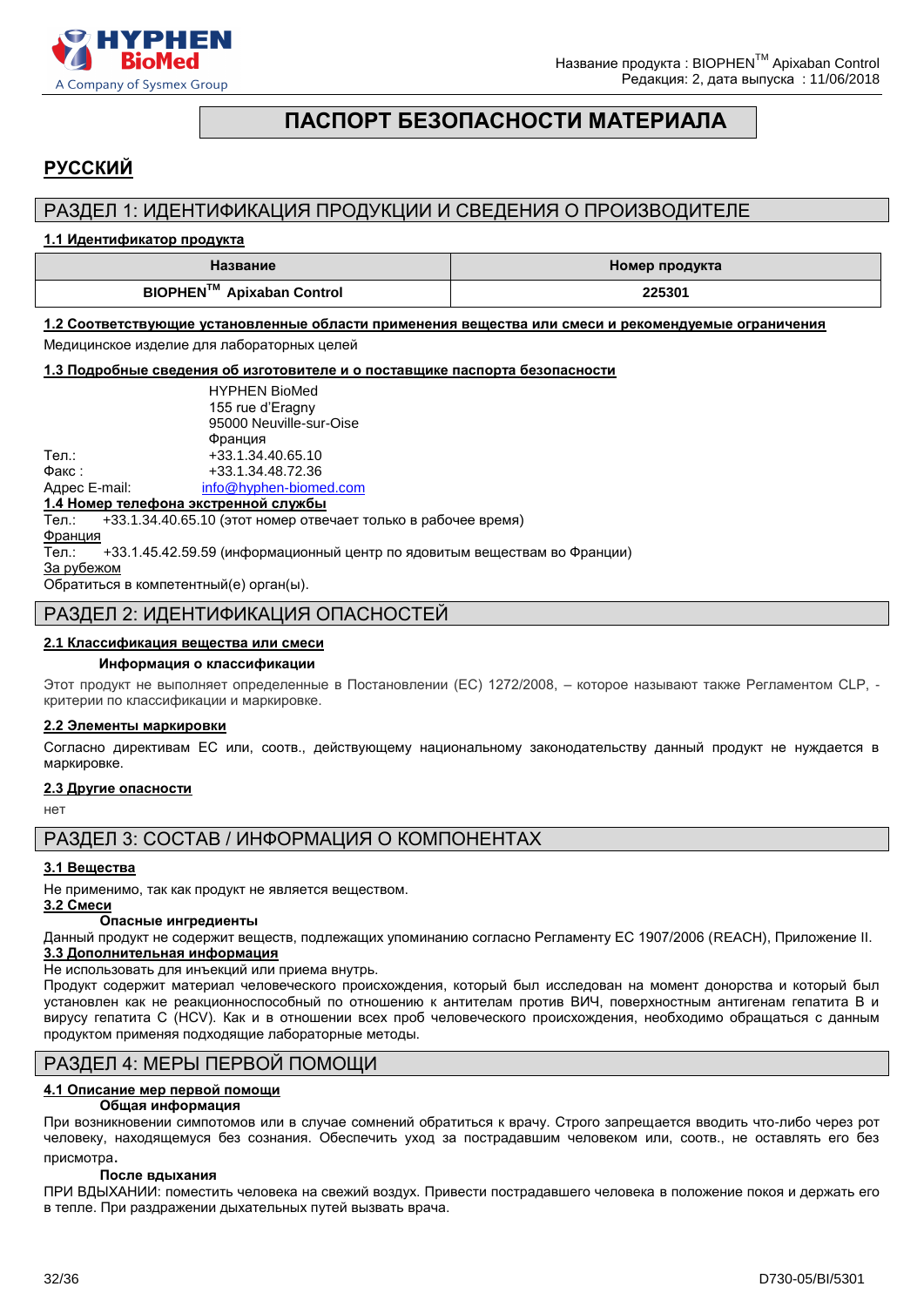# ПАСПОРТ БЕЗОПАСНОСТИ МАТЕРИАЛА

## РУССКИЙ

## РАЗДЕЛ 1: ИДЕНТИФИКАЦИЯ ПРОДУКЦИИ И СВЕДЕНИЯ О ПРОИЗВОДИТЕЛЕ

### 1.1 Идентификатор продукта

| Название | Номер продукта |
|---|---|
| **BIOPHEN$^{TM}$ Apixaban Control** | **225301** |

### 1.2 Соответствующие установленные области применения вещества или смеси и рекомендуемые ограничения

Медицинское изделие для лабораторных целей

### 1.3 Подробные сведения об изготовителе и о поставщике паспорта безопасности

HYPHEN BioMed
155 rue d'Eragny
95000 Neuville-sur-Oise
Франция

Тел.: +33.1.34.40.65.10
Факс : +33.1.34.48.72.36
Адрес E-mail: info@hyphen-biomed.com

### 1.4 Номер телефона экстренной службы

Тел.: +33.1.34.40.65.10 (этот номер отвечает только в рабочее время)

Франция

Тел.: +33.1.45.42.59.59 (информационный центр по ядовитым веществам во Франции)

За рубежом

Обратиться в компетентный(е) орган(ы).

## РАЗДЕЛ 2: ИДЕНТИФИКАЦИЯ ОПАСНОСТЕЙ

### 2.1 Классификация вещества или смеси

**Информация о классификации**

Этот продукт не выполняет определенные в Постановлении (ЕС) 1272/2008, – которое называют также Регламентом CLP, - критерии по классификации и маркировке.

### 2.2 Элементы маркировки

Согласно директивам ЕС или, соотв., действующему национальному законодательству данный продукт не нуждается в маркировке.

### 2.3 Другие опасности

нет

## РАЗДЕЛ 3: СОСТАВ / ИНФОРМАЦИЯ О КОМПОНЕНТАХ

### 3.1 Вещества

Не применимо, так как продукт не является веществом.

### 3.2 Смеси

**Опасные ингредиенты**

Данный продукт не содержит веществ, подлежащих упоминанию согласно Регламенту ЕС 1907/2006 (REACH), Приложение II.

### 3.3 Дополнительная информация

Не использовать для инъекций или приема внутрь.

Продукт содержит материал человеческого происхождения, который был исследован на момент донорства и который был установлен как не реакционноспособный по отношению к антителам против ВИЧ, поверхностным антигенам гепатита В и вирусу гепатита С (HCV). Как и в отношении всех проб человеческого происхождения, необходимо обращаться с данным продуктом применяя подходящие лабораторные методы.

## РАЗДЕЛ 4: МЕРЫ ПЕРВОЙ ПОМОЩИ

### 4.1 Описание мер первой помощи

**Общая информация**

При возникновении симпотомов или в случае сомнений обратиться к врачу. Строго запрещается вводить что-либо через рот человеку, находящемуся без сознания. Обеспечить уход за пострадавшим человеком или, соотв., не оставлять его без присмотра.

**После вдыхания**

ПРИ ВДЫХАНИИ: поместить человека на свежий воздух. Привести пострадавшего человека в положение покоя и держать его в тепле. При раздражении дыхательных путей вызвать врача.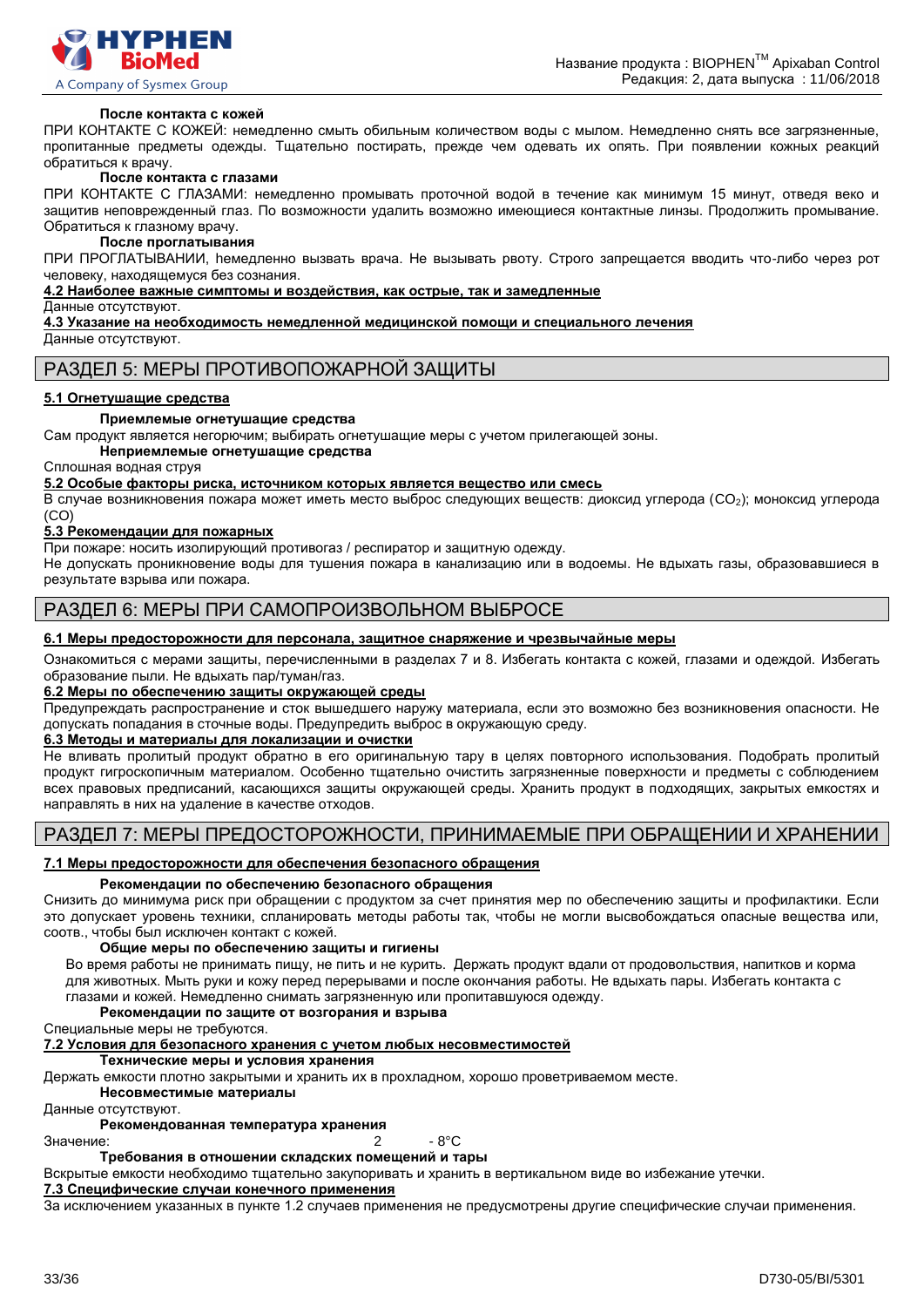**После контакта с кожей**

ПРИ КОНТАКТЕ С КОЖЕЙ: немедленно смыть обильным количеством воды с мылом. Немедленно снять все загрязненные, пропитанные предметы одежды. Тщательно постирать, прежде чем одевать их опять. При появлении кожных реакций обратиться к врачу.

**После контакта с глазами**

ПРИ КОНТАКТЕ С ГЛАЗАМИ: немедленно промывать проточной водой в течение как минимум 15 минут, отведя веко и защитив неповрежденный глаз. По возможности удалить возможно имеющиеся контактные линзы. Продолжить промывание. Обратиться к глазному врачу.

**После проглатывания**

ПРИ ПРОГЛАТЫВАНИИ, hемедленно вызвать врача. Не вызывать рвоту. Строго запрещается вводить что-либо через рот человеку, находящемуся без сознания.

**4.2 Наиболее важные симптомы и воздействия, как острые, так и замедленные**

Данные отсутствуют.

**4.3 Указание на необходимость немедленной медицинской помощи и специального лечения**

Данные отсутствуют.

## РАЗДЕЛ 5: МЕРЫ ПРОТИВОПОЖАРНОЙ ЗАЩИТЫ

**5.1 Огнетушащие средства**

**Приемлемые огнетушащие средства**

Сам продукт является негорючим; выбирать огнетушащие меры с учетом прилегающей зоны.

**Неприемлемые огнетушащие средства**

Сплошная водная струя

**5.2 Особые факторы риска, источником которых является вещество или смесь**

В случае возникновения пожара может иметь место выброс следующих веществ: диоксид углерода ($CO_2$); моноксид углерода (CO)

**5.3 Рекомендации для пожарных**

При пожаре: носить изолирующий противогаз / респиратор и защитную одежду.

Не допускать проникновение воды для тушения пожара в канализацию или в водоемы. Не вдыхать газы, образовавшиеся в результате взрыва или пожара.

## РАЗДЕЛ 6: МЕРЫ ПРИ САМОПРОИЗВОЛЬНОМ ВЫБРОСЕ

**6.1 Меры предосторожности для персонала, защитное снаряжение и чрезвычайные меры**

Ознакомиться с мерами защиты, перечисленными в разделах 7 и 8. Избегать контакта с кожей, глазами и одеждой. Избегать образование пыли. Не вдыхать пар/туман/газ.

**6.2 Меры по обеспечению защиты окружающей среды**

Предупреждать распространение и сток вышедшего наружу материала, если это возможно без возникновения опасности. Не допускать попадания в сточные воды. Предупредить выброс в окружающую среду.

**6.3 Методы и материалы для локализации и очистки**

Не вливать пролитый продукт обратно в его оригинальную тару в целях повторного использования. Подобрать пролитый продукт гигроскопичным материалом. Особенно тщательно очистить загрязненные поверхности и предметы с соблюдением всех правовых предписаний, касающихся защиты окружающей среды. Хранить продукт в подходящих, закрытых емкостях и направлять в них на удаление в качестве отходов.

## РАЗДЕЛ 7: МЕРЫ ПРЕДОСТОРОЖНОСТИ, ПРИНИМАЕМЫЕ ПРИ ОБРАЩЕНИИ И ХРАНЕНИИ

**7.1 Меры предосторожности для обеспечения безопасного обращения**

**Рекомендации по обеспечению безопасного обращения**

Снизить до минимума риск при обращении с продуктом за счет принятия мер по обеспечению защиты и профилактики. Если это допускает уровень техники, спланировать методы работы так, чтобы не могли высвобождаться опасные вещества или, соотв., чтобы был исключен контакт с кожей.

**Общие меры по обеспечению защиты и гигиены**

Во время работы не принимать пищу, не пить и не курить. Держать продукт вдали от продовольствия, напитков и корма для животных. Мыть руки и кожу перед перерывами и после окончания работы. Не вдыхать пары. Избегать контакта с глазами и кожей. Немедленно снимать загрязненную или пропитавшуюся одежду.

**Рекомендации по защите от возгорания и взрыва**

Специальные меры не требуются.

**7.2 Условия для безопасного хранения с учетом любых несовместимостей**

**Технические меры и условия хранения**

Держать емкости плотно закрытыми и хранить их в прохладном, хорошо проветриваемом месте.

**Несовместимые материалы**

Данные отсутствуют.

**Рекомендованная температура хранения**

Значение: 2 - 8°C

**Требования в отношении складских помещений и тары**

Вскрытые емкости необходимо тщательно закупоривать и хранить в вертикальном виде во избежание утечки.

**7.3 Специфические случаи конечного применения**

За исключением указанных в пункте 1.2 случаев применения не предусмотрены другие специфические случаи применения.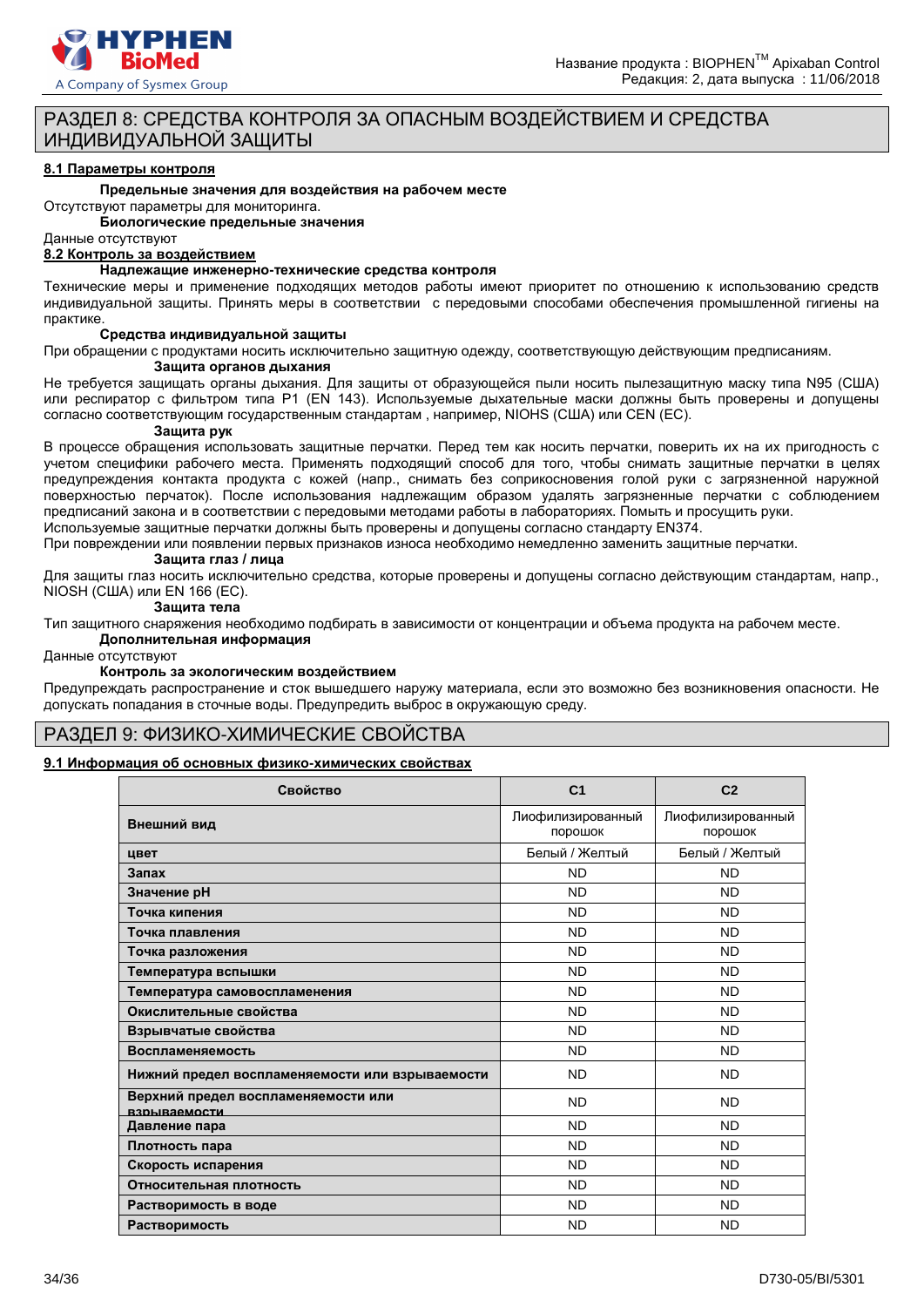## РАЗДЕЛ 8: СРЕДСТВА КОНТРОЛЯ ЗА ОПАСНЫМ ВОЗДЕЙСТВИЕМ И СРЕДСТВА ИНДИВИДУАЛЬНОЙ ЗАЩИТЫ

### 8.1 Параметры контроля

**Предельные значения для воздействия на рабочем месте**

Отсутствуют параметры для мониторинга.

**Биологические предельные значения**

Данные отсутствуют

### 8.2 Контроль за воздействием

**Надлежащие инженерно-технические средства контроля**

Технические меры и применение подходящих методов работы имеют приоритет по отношению к использованию средств индивидуальной защиты. Принять меры в соответствии с передовыми способами обеспечения промышленной гигиены на практике.

**Средства индивидуальной защиты**

При обращении с продуктами носить исключительно защитную одежду, соответствующую действующим предписаниям.

**Защита органов дыхания**

Не требуется защищать органы дыхания. Для защиты от образующейся пыли носить пылезащитную маску типа N95 (США) или респиратор с фильтром типа P1 (EN 143). Используемые дыхательные маски должны быть проверены и допущены согласно соответствующим государственным стандартам , например, NIOHS (США) или CEN (EC).

**Защита рук**

В процессе обращения использовать защитные перчатки. Перед тем как носить перчатки, поверить их на их пригодность с учетом специфики рабочего места. Применять подходящий способ для того, чтобы снимать защитные перчатки в целях предупреждения контакта продукта с кожей (напр., снимать без соприкосновения голой руки с загрязненной наружной поверхностью перчаток). После использования надлежащим образом удалять загрязненные перчатки с соблюдением предписаний закона и в соответствии с передовыми методами работы в лабораториях. Помыть и просушить руки.

Используемые защитные перчатки должны быть проверены и допущены согласно стандарту EN374.

При повреждении или появлении первых признаков износа необходимо немедленно заменить защитные перчатки.

**Защита глаз / лица**

Для защиты глаз носить исключительно средства, которые проверены и допущены согласно действующим стандартам, напр., NIOSH (США) или EN 166 (EC).

**Защита тела**

Тип защитного снаряжения необходимо подбирать в зависимости от концентрации и объема продукта на рабочем месте.

**Дополнительная информация**

Данные отсутствуют

**Контроль за экологическим воздействием**

Предупреждать распространение и сток вышедшего наружу материала, если это возможно без возникновения опасности. Не допускать попадания в сточные воды. Предупредить выброс в окружающую среду.

## РАЗДЕЛ 9: ФИЗИКО-ХИМИЧЕСКИЕ СВОЙСТВА

### 9.1 Информация об основных физико-химических свойствах

| Свойство | C1 | C2 |
|---|---|---|
| **Внешний вид** | Лиофилизированный порошок | Лиофилизированный порошок |
| **цвет** | Белый / Желтый | Белый / Желтый |
| **Запах** | ND | ND |
| **Значение pH** | ND | ND |
| **Точка кипения** | ND | ND |
| **Точка плавления** | ND | ND |
| **Точка разложения** | ND | ND |
| **Температура вспышки** | ND | ND |
| **Температура самовоспламенения** | ND | ND |
| **Окислительные свойства** | ND | ND |
| **Взрывчатые свойства** | ND | ND |
| **Воспламеняемость** | ND | ND |
| **Нижний предел воспламеняемости или взрываемости** | ND | ND |
| **Верхний предел воспламеняемости или взрываемости** | ND | ND |
| **Давление пара** | ND | ND |
| **Плотность пара** | ND | ND |
| **Скорость испарения** | ND | ND |
| **Относительная плотность** | ND | ND |
| **Растворимость в воде** | ND | ND |
| **Растворимость** | ND | ND |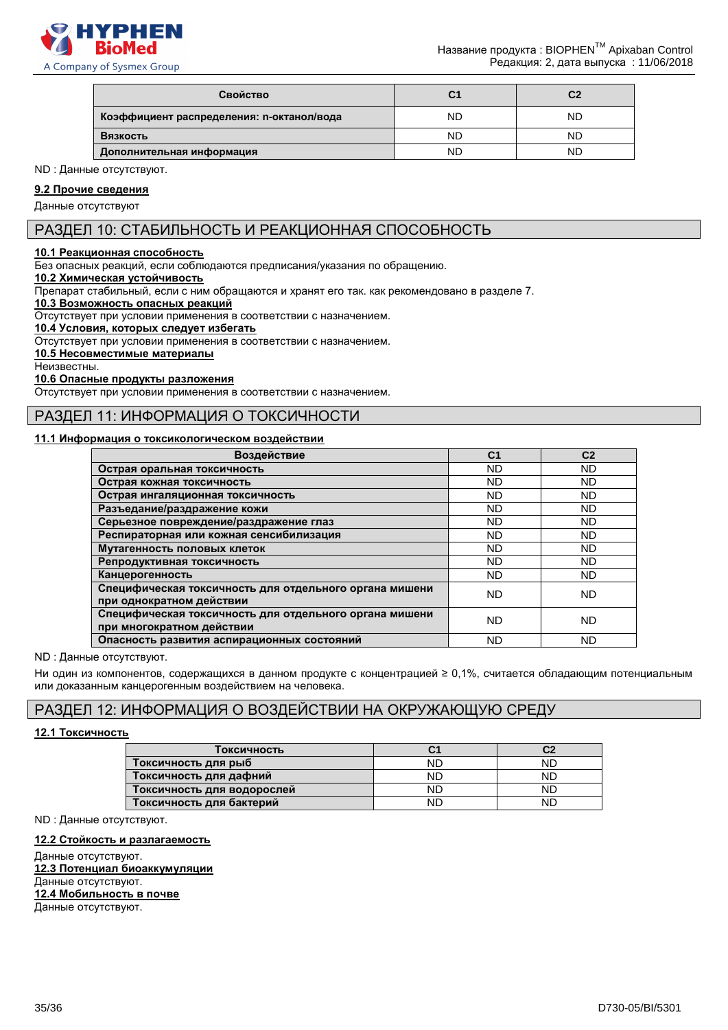| Свойство | C1 | C2 |
|---|---|---|
| **Коэффициент распределения: n-октанол/вода** | ND | ND |
| **Вязкость** | ND | ND |
| **Дополнительная информация** | ND | ND |

ND : Данные отсутствуют.

### 9.2 Прочие сведения

Данные отсутствуют

## РАЗДЕЛ 10: СТАБИЛЬНОСТЬ И РЕАКЦИОННАЯ СПОСОБНОСТЬ

### 10.1 Реакционная способность

Без опасных реакций, если соблюдаются предписания/указания по обращению.

### 10.2 Химическая устойчивость

Препарат стабильный, если с ним обращаются и хранят его так. как рекомендовано в разделе 7.

### 10.3 Возможность опасных реакций

Отсутствует при условии применения в соответствии с назначением.

### 10.4 Условия, которых следует избегать

Отсутствует при условии применения в соответствии с назначением.

### 10.5 Несовместимые материалы

Неизвестны.

### 10.6 Опасные продукты разложения

Отсутствует при условии применения в соответствии с назначением.

## РАЗДЕЛ 11: ИНФОРМАЦИЯ О ТОКСИЧНОСТИ

### 11.1 Информация о токсикологическом воздействии

| Воздействие | C1 | C2 |
|---|---|---|
| **Острая оральная токсичность** | ND | ND |
| **Острая кожная токсичность** | ND | ND |
| **Острая ингаляционная токсичность** | ND | ND |
| **Разъедание/раздражение кожи** | ND | ND |
| **Серьезное повреждение/раздражение глаз** | ND | ND |
| **Респираторная или кожная сенсибилизация** | ND | ND |
| **Мутагенность половых клеток** | ND | ND |
| **Репродуктивная токсичность** | ND | ND |
| **Канцерогенность** | ND | ND |
| **Специфическая токсичность для отдельного органа мишени при однократном действии** | ND | ND |
| **Специфическая токсичность для отдельного органа мишени при многократном действии** | ND | ND |
| **Опасность развития аспирационных состояний** | ND | ND |

ND : Данные отсутствуют.

Ни один из компонентов, содержащихся в данном продукте с концентрацией ≥ 0,1%, считается обладающим потенциальным или доказанным канцерогенным воздействием на человека.

## РАЗДЕЛ 12: ИНФОРМАЦИЯ О ВОЗДЕЙСТВИИ НА ОКРУЖАЮЩУЮ СРЕДУ

### 12.1 Токсичность

| Токсичность | C1 | C2 |
|---|---|---|
| **Токсичность для рыб** | ND | ND |
| **Токсичность для дафний** | ND | ND |
| **Токсичность для водорослей** | ND | ND |
| **Токсичность для бактерий** | ND | ND |

ND : Данные отсутствуют.

### 12.2 Стойкость и разлагаемость

Данные отсутствуют.

### 12.3 Потенциал биоаккумуляции

Данные отсутствуют.

### 12.4 Мобильность в почве

Данные отсутствуют.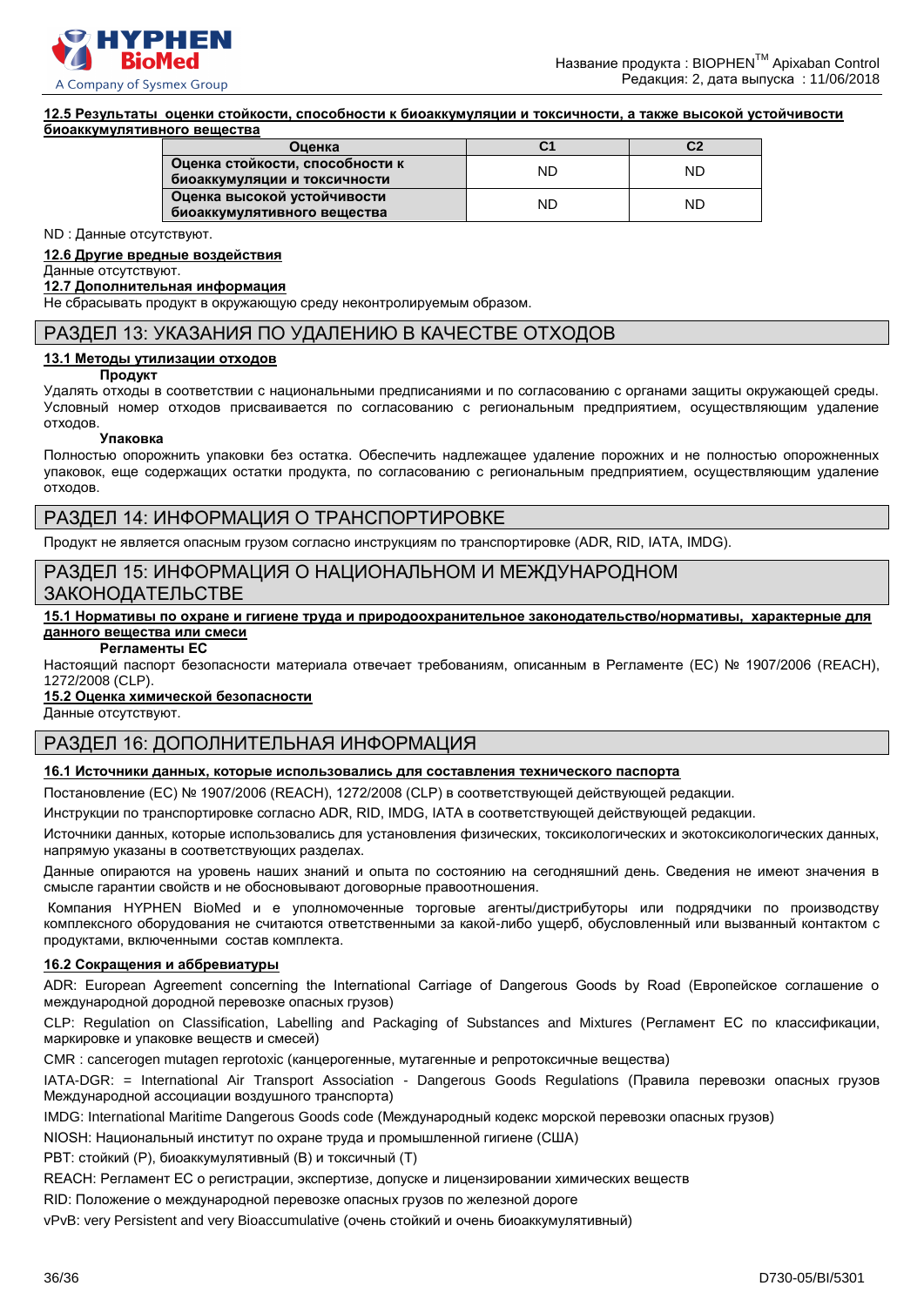#### 12.5 Результаты оценки стойкости, способности к биоаккумуляции и токсичности, а также высокой устойчивости биоаккумулятивного вещества

| Оценка | C1 | C2 |
|---|---|---|
| Оценка стойкости, способности к биоаккумуляции и токсичности | ND | ND |
| Оценка высокой устойчивости биоаккумулятивного вещества | ND | ND |

ND : Данные отсутствуют.

#### 12.6 Другие вредные воздействия

Данные отсутствуют.

#### 12.7 Дополнительная информация

Не сбрасывать продукт в окружающую среду неконтролируемым образом.

## РАЗДЕЛ 13: УКАЗАНИЯ ПО УДАЛЕНИЮ В КАЧЕСТВЕ ОТХОДОВ

#### 13.1 Методы утилизации отходов

**Продукт**

Удалять отходы в соответствии с национальными предписаниями и по согласованию с органами защиты окружающей среды. Условный номер отходов присваивается по согласованию с региональным предприятием, осуществляющим удаление отходов.

**Упаковка**

Полностью опорожнить упаковки без остатка. Обеспечить надлежащее удаление порожних и не полностью опорожненных упаковок, еще содержащих остатки продукта, по согласованию с региональным предприятием, осуществляющим удаление отходов.

## РАЗДЕЛ 14: ИНФОРМАЦИЯ О ТРАНСПОРТИРОВКЕ

Продукт не является опасным грузом согласно инструкциям по транспортировке (ADR, RID, IATA, IMDG).

## РАЗДЕЛ 15: ИНФОРМАЦИЯ О НАЦИОНАЛЬНОМ И МЕЖДУНАРОДНОМ ЗАКОНОДАТЕЛЬСТВЕ

#### 15.1 Нормативы по охране и гигиене труда и природоохранительное законодательство/нормативы, характерные для данного вещества или смеси

**Регламенты ЕС**

Настоящий паспорт безопасности материала отвечает требованиям, описанным в Регламенте (ЕС) № 1907/2006 (REACH), 1272/2008 (CLP).

#### 15.2 Оценка химической безопасности

Данные отсутствуют.

## РАЗДЕЛ 16: ДОПОЛНИТЕЛЬНАЯ ИНФОРМАЦИЯ

#### 16.1 Источники данных, которые использовались для составления технического паспорта

Постановление (ЕС) № 1907/2006 (REACH), 1272/2008 (CLP) в соответствующей действующей редакции.

Инструкции по транспортировке согласно ADR, RID, IMDG, IATA в соответствующей действующей редакции.

Источники данных, которые использовались для установления физических, токсикологических и экотоксикологических данных, напрямую указаны в соответствующих разделах.

Данные опираются на уровень наших знаний и опыта по состоянию на сегодняшний день. Сведения не имеют значения в смысле гарантии свойств и не обосновывают договорные правоотношения.

Компания HYPHEN BioMed и е уполномоченные торговые агенты/дистрибуторы или подрядчики по производству комплексного оборудования не считаются ответственными за какой-либо ущерб, обусловленный или вызванный контактом с продуктами, включенными состав комплекта.

#### 16.2 Сокращения и аббревиатуры

ADR: European Agreement concerning the International Carriage of Dangerous Goods by Road (Европейское соглашение о международной дорожной перевозке опасных грузов)

CLP: Regulation on Classification, Labelling and Packaging of Substances and Mixtures (Регламент ЕС по классификации, маркировке и упаковке веществ и смесей)

CMR : cancerogen mutagen reprotoxic (канцерогенные, мутагенные и репротоксичные вещества)

IATA-DGR: = International Air Transport Association - Dangerous Goods Regulations (Правила перевозки опасных грузов Международной ассоциации воздушного транспорта)

IMDG: International Maritime Dangerous Goods code (Международный кодекс морской перевозки опасных грузов)

NIOSH: Национальный институт по охране труда и промышленной гигиене (США)

PBT: стойкий (P), биоаккумулятивный (B) и токсичный (T)

REACH: Регламент ЕС о регистрации, экспертизе, допуске и лицензировании химических веществ

RID: Положение о международной перевозке опасных грузов по железной дороге

vPvB: very Persistent and very Bioaccumulative (очень стойкий и очень биоаккумулятивный)